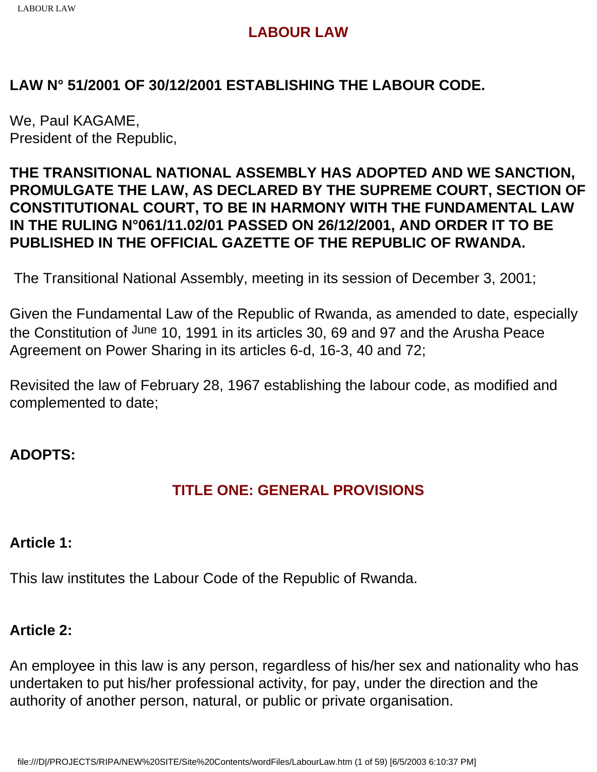# LABOUR LAW

## LAW N° 51/2001 OF 30/12/2001 ESTABLISHING THE LABOUR CODE.

We, Paul KAGAME,
President of the Republic,

**THE TRANSITIONAL NATIONAL ASSEMBLY HAS ADOPTED AND WE SANCTION, PROMULGATE THE LAW, AS DECLARED BY THE SUPREME COURT, SECTION OF CONSTITUTIONAL COURT, TO BE IN HARMONY WITH THE FUNDAMENTAL LAW IN THE RULING N°061/11.02/01 PASSED ON 26/12/2001, AND ORDER IT TO BE PUBLISHED IN THE OFFICIAL GAZETTE OF THE REPUBLIC OF RWANDA.**

The Transitional National Assembly, meeting in its session of December 3, 2001;

Given the Fundamental Law of the Republic of Rwanda, as amended to date, especially the Constitution of June 10, 1991 in its articles 30, 69 and 97 and the Arusha Peace Agreement on Power Sharing in its articles 6-d, 16-3, 40 and 72;

Revisited the law of February 28, 1967 establishing the labour code, as modified and complemented to date;

**ADOPTS:**

## TITLE ONE: GENERAL PROVISIONS

### Article 1:

This law institutes the Labour Code of the Republic of Rwanda.

### Article 2:

An employee in this law is any person, regardless of his/her sex and nationality who has undertaken to put his/her professional activity, for pay, under the direction and the authority of another person, natural, or public or private organisation.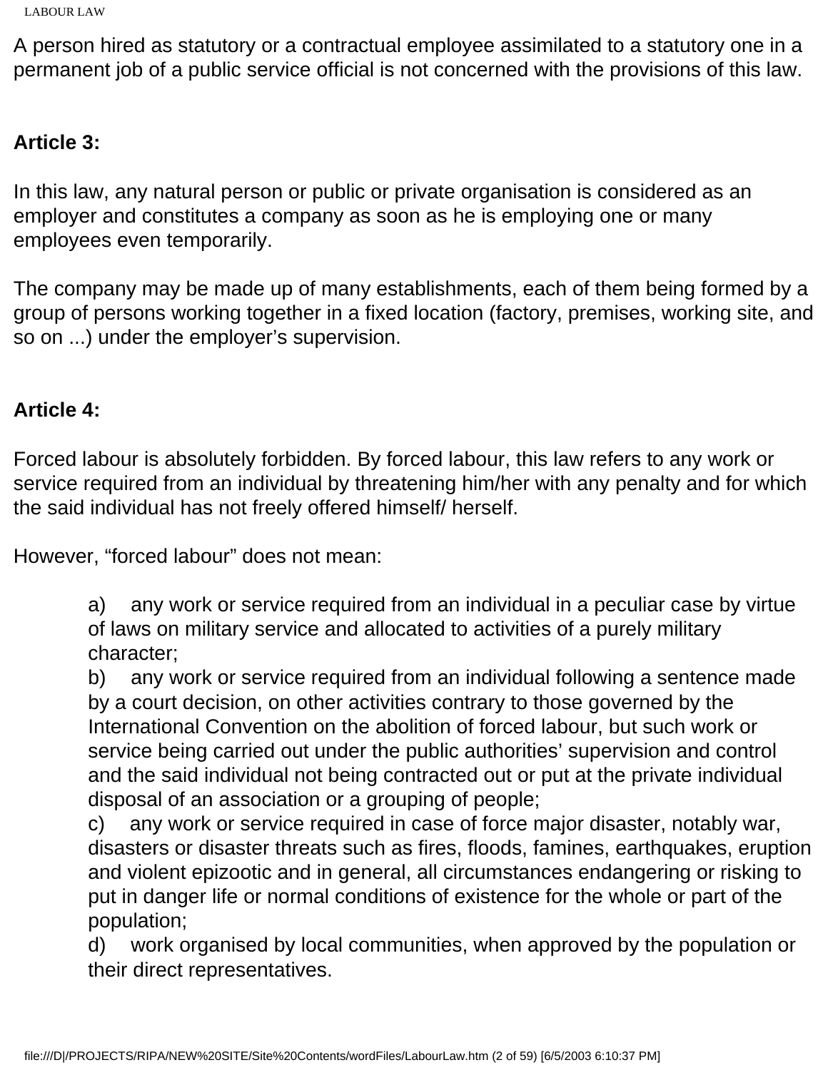A person hired as statutory or a contractual employee assimilated to a statutory one in a permanent job of a public service official is not concerned with the provisions of this law.

**Article 3:**

In this law, any natural person or public or private organisation is considered as an employer and constitutes a company as soon as he is employing one or many employees even temporarily.

The company may be made up of many establishments, each of them being formed by a group of persons working together in a fixed location (factory, premises, working site, and so on ...) under the employer's supervision.

**Article 4:**

Forced labour is absolutely forbidden. By forced labour, this law refers to any work or service required from an individual by threatening him/her with any penalty and for which the said individual has not freely offered himself/ herself.

However, "forced labour" does not mean:

a) any work or service required from an individual in a peculiar case by virtue of laws on military service and allocated to activities of a purely military character;
b) any work or service required from an individual following a sentence made by a court decision, on other activities contrary to those governed by the International Convention on the abolition of forced labour, but such work or service being carried out under the public authorities' supervision and control and the said individual not being contracted out or put at the private individual disposal of an association or a grouping of people;
c) any work or service required in case of force major disaster, notably war, disasters or disaster threats such as fires, floods, famines, earthquakes, eruption and violent epizootic and in general, all circumstances endangering or risking to put in danger life or normal conditions of existence for the whole or part of the population;
d) work organised by local communities, when approved by the population or their direct representatives.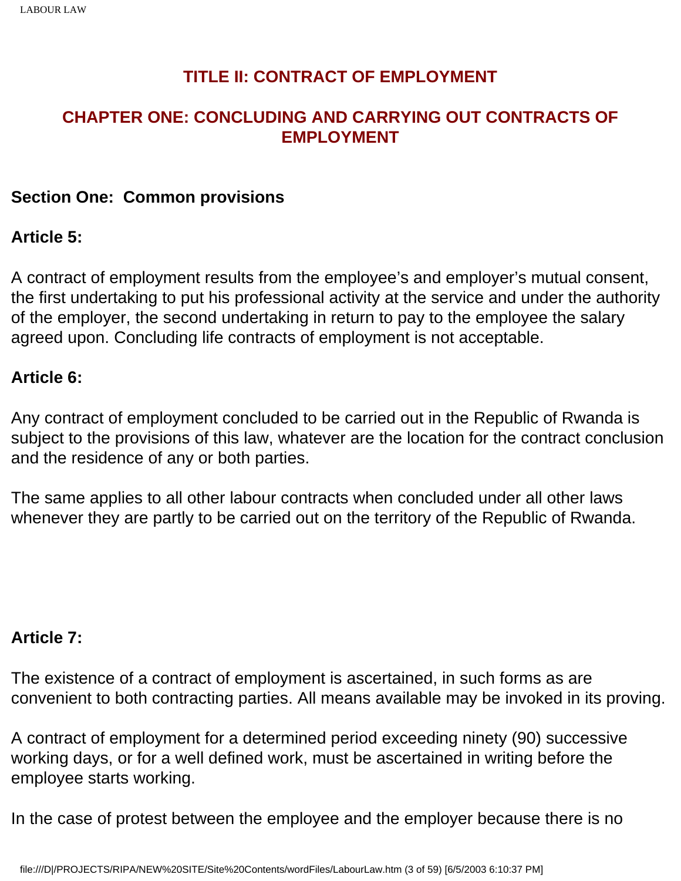## TITLE II: CONTRACT OF EMPLOYMENT

## CHAPTER ONE: CONCLUDING AND CARRYING OUT CONTRACTS OF EMPLOYMENT

### Section One: Common provisions

**Article 5:**

A contract of employment results from the employee's and employer's mutual consent, the first undertaking to put his professional activity at the service and under the authority of the employer, the second undertaking in return to pay to the employee the salary agreed upon. Concluding life contracts of employment is not acceptable.

**Article 6:**

Any contract of employment concluded to be carried out in the Republic of Rwanda is subject to the provisions of this law, whatever are the location for the contract conclusion and the residence of any or both parties.

The same applies to all other labour contracts when concluded under all other laws whenever they are partly to be carried out on the territory of the Republic of Rwanda.

**Article 7:**

The existence of a contract of employment is ascertained, in such forms as are convenient to both contracting parties. All means available may be invoked in its proving.

A contract of employment for a determined period exceeding ninety (90) successive working days, or for a well defined work, must be ascertained in writing before the employee starts working.

In the case of protest between the employee and the employer because there is no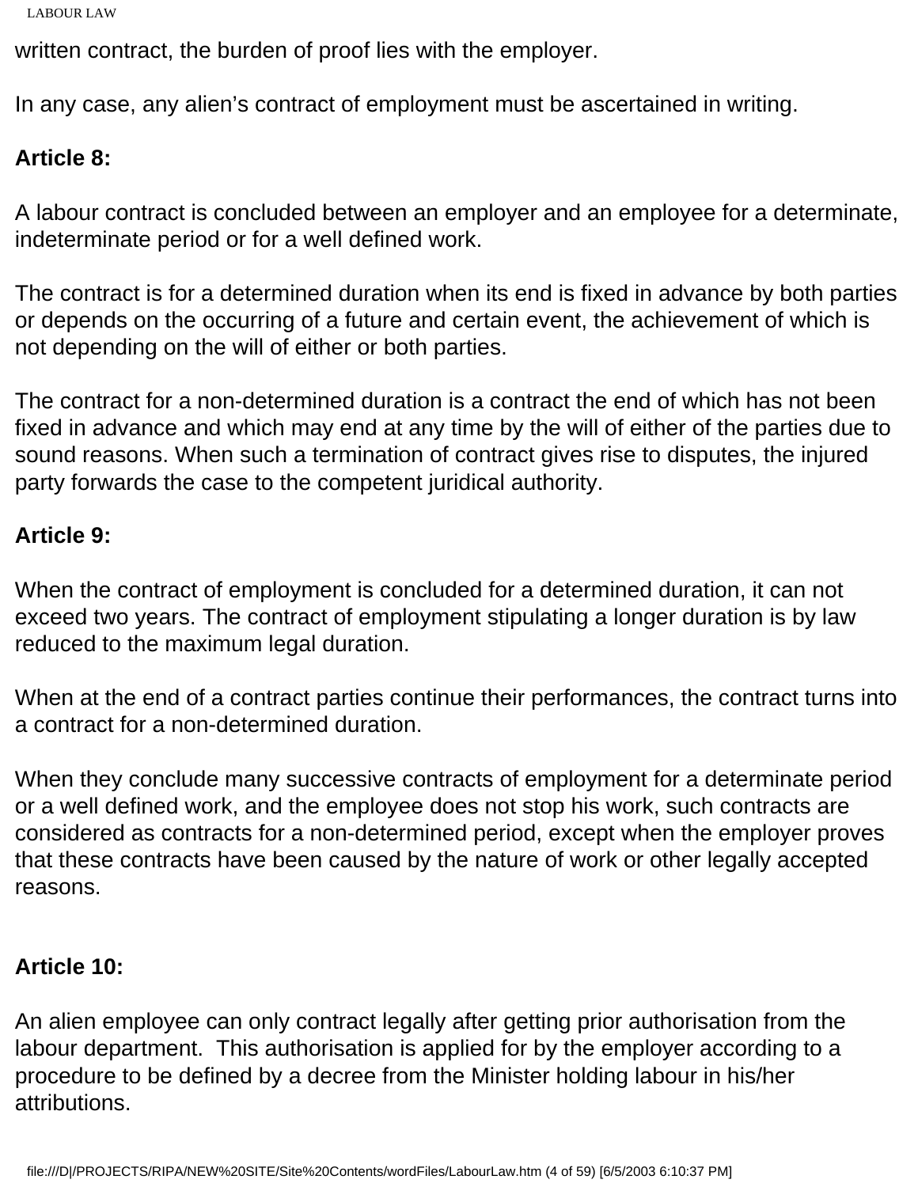written contract, the burden of proof lies with the employer.

In any case, any alien's contract of employment must be ascertained in writing.

**Article 8:**

A labour contract is concluded between an employer and an employee for a determinate, indeterminate period or for a well defined work.

The contract is for a determined duration when its end is fixed in advance by both parties or depends on the occurring of a future and certain event, the achievement of which is not depending on the will of either or both parties.

The contract for a non-determined duration is a contract the end of which has not been fixed in advance and which may end at any time by the will of either of the parties due to sound reasons. When such a termination of contract gives rise to disputes, the injured party forwards the case to the competent juridical authority.

**Article 9:**

When the contract of employment is concluded for a determined duration, it can not exceed two years. The contract of employment stipulating a longer duration is by law reduced to the maximum legal duration.

When at the end of a contract parties continue their performances, the contract turns into a contract for a non-determined duration.

When they conclude many successive contracts of employment for a determinate period or a well defined work, and the employee does not stop his work, such contracts are considered as contracts for a non-determined period, except when the employer proves that these contracts have been caused by the nature of work or other legally accepted reasons.

**Article 10:**

An alien employee can only contract legally after getting prior authorisation from the labour department. This authorisation is applied for by the employer according to a procedure to be defined by a decree from the Minister holding labour in his/her attributions.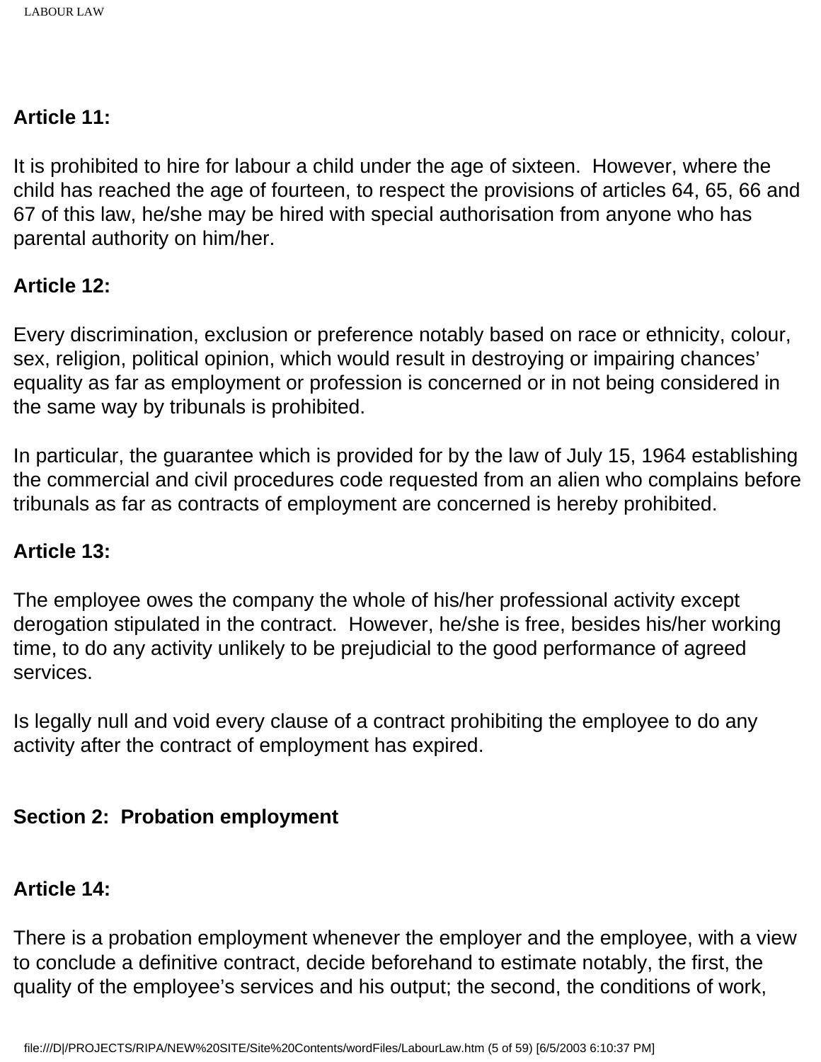**Article 11:**

It is prohibited to hire for labour a child under the age of sixteen. However, where the child has reached the age of fourteen, to respect the provisions of articles 64, 65, 66 and 67 of this law, he/she may be hired with special authorisation from anyone who has parental authority on him/her.

**Article 12:**

Every discrimination, exclusion or preference notably based on race or ethnicity, colour, sex, religion, political opinion, which would result in destroying or impairing chances' equality as far as employment or profession is concerned or in not being considered in the same way by tribunals is prohibited.

In particular, the guarantee which is provided for by the law of July 15, 1964 establishing the commercial and civil procedures code requested from an alien who complains before tribunals as far as contracts of employment are concerned is hereby prohibited.

**Article 13:**

The employee owes the company the whole of his/her professional activity except derogation stipulated in the contract. However, he/she is free, besides his/her working time, to do any activity unlikely to be prejudicial to the good performance of agreed services.

Is legally null and void every clause of a contract prohibiting the employee to do any activity after the contract of employment has expired.

## Section 2: Probation employment

**Article 14:**

There is a probation employment whenever the employer and the employee, with a view to conclude a definitive contract, decide beforehand to estimate notably, the first, the quality of the employee's services and his output; the second, the conditions of work,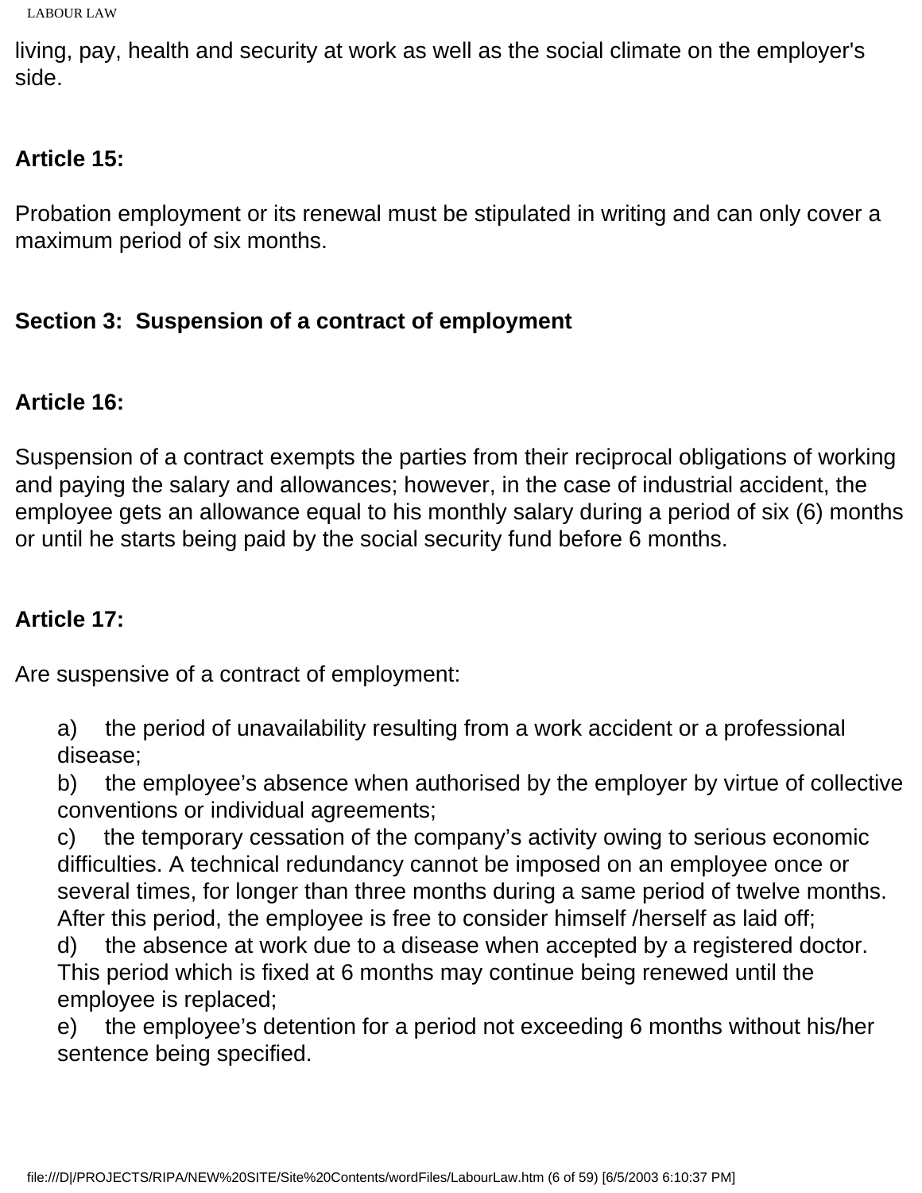living, pay, health and security at work as well as the social climate on the employer's side.

**Article 15:**

Probation employment or its renewal must be stipulated in writing and can only cover a maximum period of six months.

**Section 3: Suspension of a contract of employment**

**Article 16:**

Suspension of a contract exempts the parties from their reciprocal obligations of working and paying the salary and allowances; however, in the case of industrial accident, the employee gets an allowance equal to his monthly salary during a period of six (6) months or until he starts being paid by the social security fund before 6 months.

**Article 17:**

Are suspensive of a contract of employment:

a) the period of unavailability resulting from a work accident or a professional disease;
b) the employee's absence when authorised by the employer by virtue of collective conventions or individual agreements;
c) the temporary cessation of the company's activity owing to serious economic difficulties. A technical redundancy cannot be imposed on an employee once or several times, for longer than three months during a same period of twelve months. After this period, the employee is free to consider himself /herself as laid off;
d) the absence at work due to a disease when accepted by a registered doctor. This period which is fixed at 6 months may continue being renewed until the employee is replaced;
e) the employee's detention for a period not exceeding 6 months without his/her sentence being specified.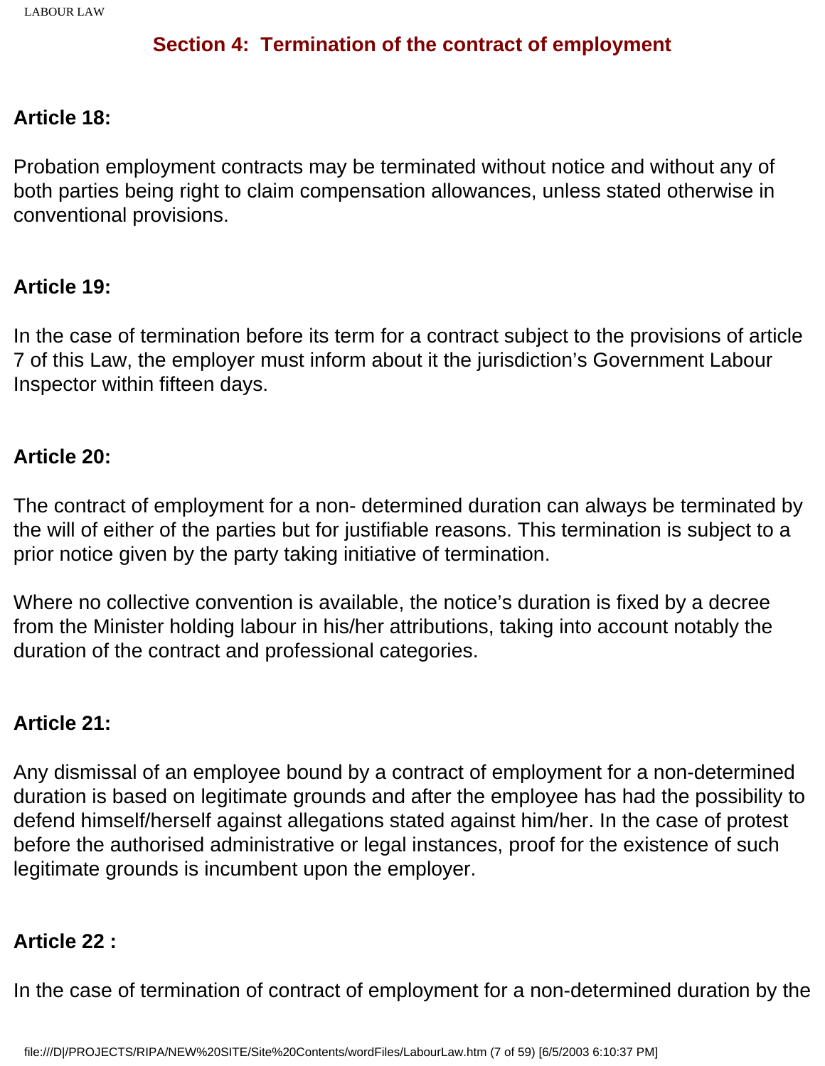## Section 4: Termination of the contract of employment

**Article 18:**

Probation employment contracts may be terminated without notice and without any of both parties being right to claim compensation allowances, unless stated otherwise in conventional provisions.

**Article 19:**

In the case of termination before its term for a contract subject to the provisions of article 7 of this Law, the employer must inform about it the jurisdiction's Government Labour Inspector within fifteen days.

**Article 20:**

The contract of employment for a non- determined duration can always be terminated by the will of either of the parties but for justifiable reasons. This termination is subject to a prior notice given by the party taking initiative of termination.

Where no collective convention is available, the notice's duration is fixed by a decree from the Minister holding labour in his/her attributions, taking into account notably the duration of the contract and professional categories.

**Article 21:**

Any dismissal of an employee bound by a contract of employment for a non-determined duration is based on legitimate grounds and after the employee has had the possibility to defend himself/herself against allegations stated against him/her. In the case of protest before the authorised administrative or legal instances, proof for the existence of such legitimate grounds is incumbent upon the employer.

**Article 22 :**

In the case of termination of contract of employment for a non-determined duration by the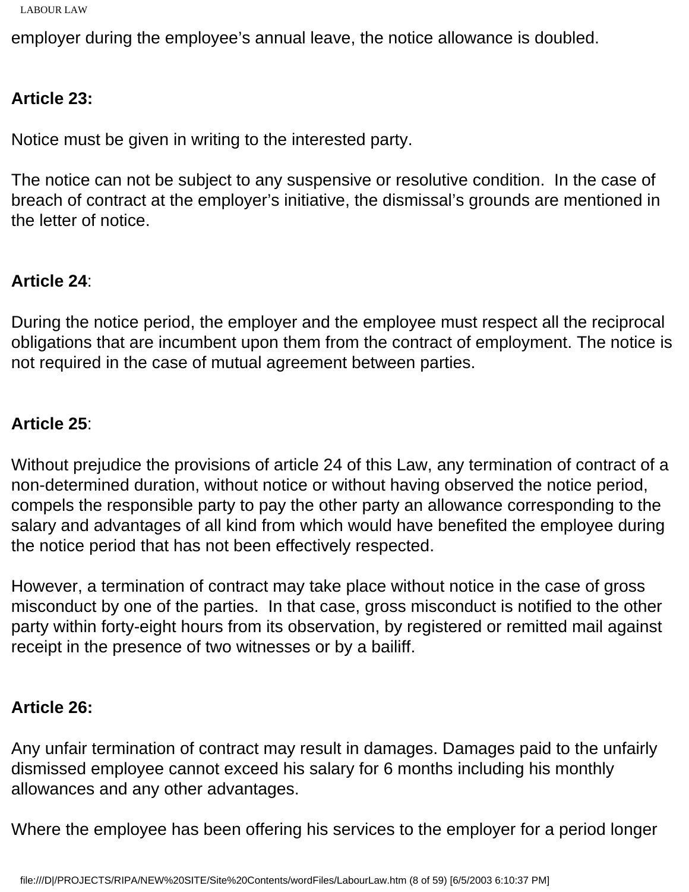employer during the employee's annual leave, the notice allowance is doubled.

**Article 23:**

Notice must be given in writing to the interested party.

The notice can not be subject to any suspensive or resolutive condition. In the case of breach of contract at the employer's initiative, the dismissal's grounds are mentioned in the letter of notice.

**Article 24**:

During the notice period, the employer and the employee must respect all the reciprocal obligations that are incumbent upon them from the contract of employment. The notice is not required in the case of mutual agreement between parties.

**Article 25**:

Without prejudice the provisions of article 24 of this Law, any termination of contract of a non-determined duration, without notice or without having observed the notice period, compels the responsible party to pay the other party an allowance corresponding to the salary and advantages of all kind from which would have benefited the employee during the notice period that has not been effectively respected.

However, a termination of contract may take place without notice in the case of gross misconduct by one of the parties. In that case, gross misconduct is notified to the other party within forty-eight hours from its observation, by registered or remitted mail against receipt in the presence of two witnesses or by a bailiff.

**Article 26:**

Any unfair termination of contract may result in damages. Damages paid to the unfairly dismissed employee cannot exceed his salary for 6 months including his monthly allowances and any other advantages.

Where the employee has been offering his services to the employer for a period longer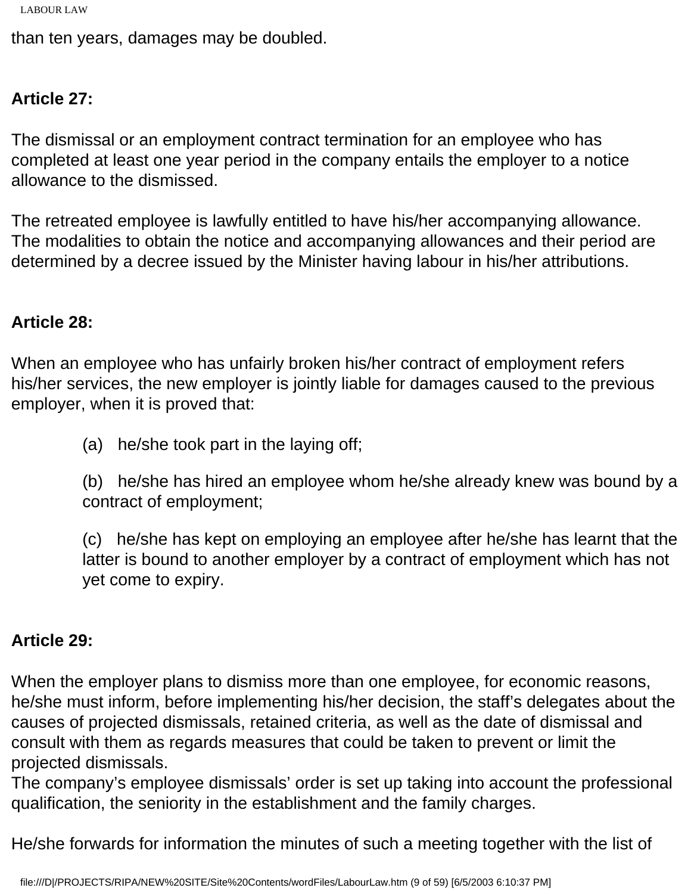than ten years, damages may be doubled.

**Article 27:**

The dismissal or an employment contract termination for an employee who has completed at least one year period in the company entails the employer to a notice allowance to the dismissed.

The retreated employee is lawfully entitled to have his/her accompanying allowance. The modalities to obtain the notice and accompanying allowances and their period are determined by a decree issued by the Minister having labour in his/her attributions.

**Article 28:**

When an employee who has unfairly broken his/her contract of employment refers his/her services, the new employer is jointly liable for damages caused to the previous employer, when it is proved that:

> (a) he/she took part in the laying off;
>
> (b) he/she has hired an employee whom he/she already knew was bound by a contract of employment;
>
> (c) he/she has kept on employing an employee after he/she has learnt that the latter is bound to another employer by a contract of employment which has not yet come to expiry.

**Article 29:**

When the employer plans to dismiss more than one employee, for economic reasons, he/she must inform, before implementing his/her decision, the staff's delegates about the causes of projected dismissals, retained criteria, as well as the date of dismissal and consult with them as regards measures that could be taken to prevent or limit the projected dismissals.
The company's employee dismissals' order is set up taking into account the professional qualification, the seniority in the establishment and the family charges.

He/she forwards for information the minutes of such a meeting together with the list of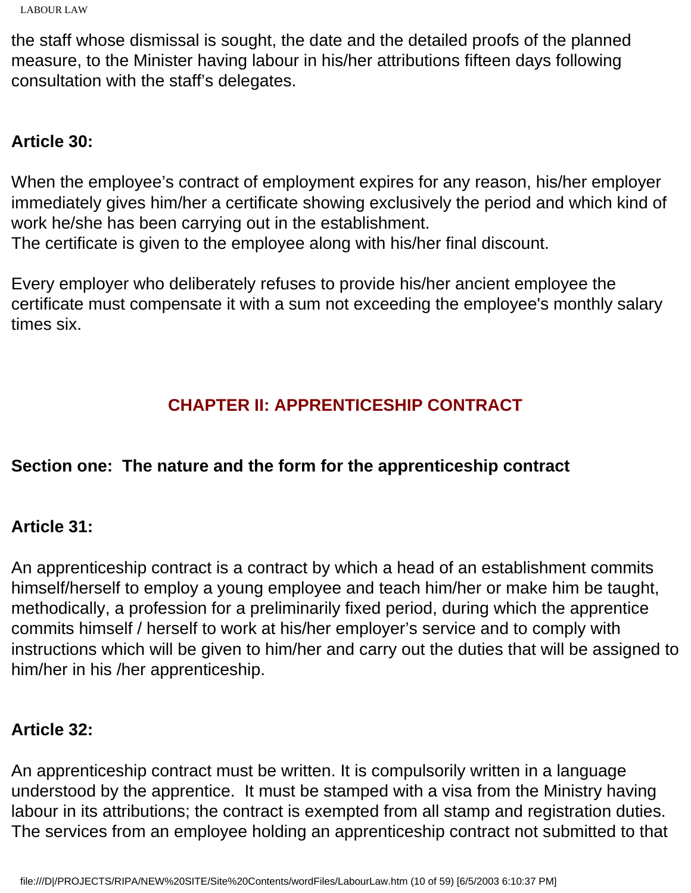the staff whose dismissal is sought, the date and the detailed proofs of the planned measure, to the Minister having labour in his/her attributions fifteen days following consultation with the staff's delegates.

**Article 30:**

When the employee's contract of employment expires for any reason, his/her employer immediately gives him/her a certificate showing exclusively the period and which kind of work he/she has been carrying out in the establishment.
The certificate is given to the employee along with his/her final discount.

Every employer who deliberately refuses to provide his/her ancient employee the certificate must compensate it with a sum not exceeding the employee's monthly salary times six.

## CHAPTER II: APPRENTICESHIP CONTRACT

### Section one: The nature and the form for the apprenticeship contract

**Article 31:**

An apprenticeship contract is a contract by which a head of an establishment commits himself/herself to employ a young employee and teach him/her or make him be taught, methodically, a profession for a preliminarily fixed period, during which the apprentice commits himself / herself to work at his/her employer's service and to comply with instructions which will be given to him/her and carry out the duties that will be assigned to him/her in his /her apprenticeship.

**Article 32:**

An apprenticeship contract must be written. It is compulsorily written in a language understood by the apprentice. It must be stamped with a visa from the Ministry having labour in its attributions; the contract is exempted from all stamp and registration duties.
The services from an employee holding an apprenticeship contract not submitted to that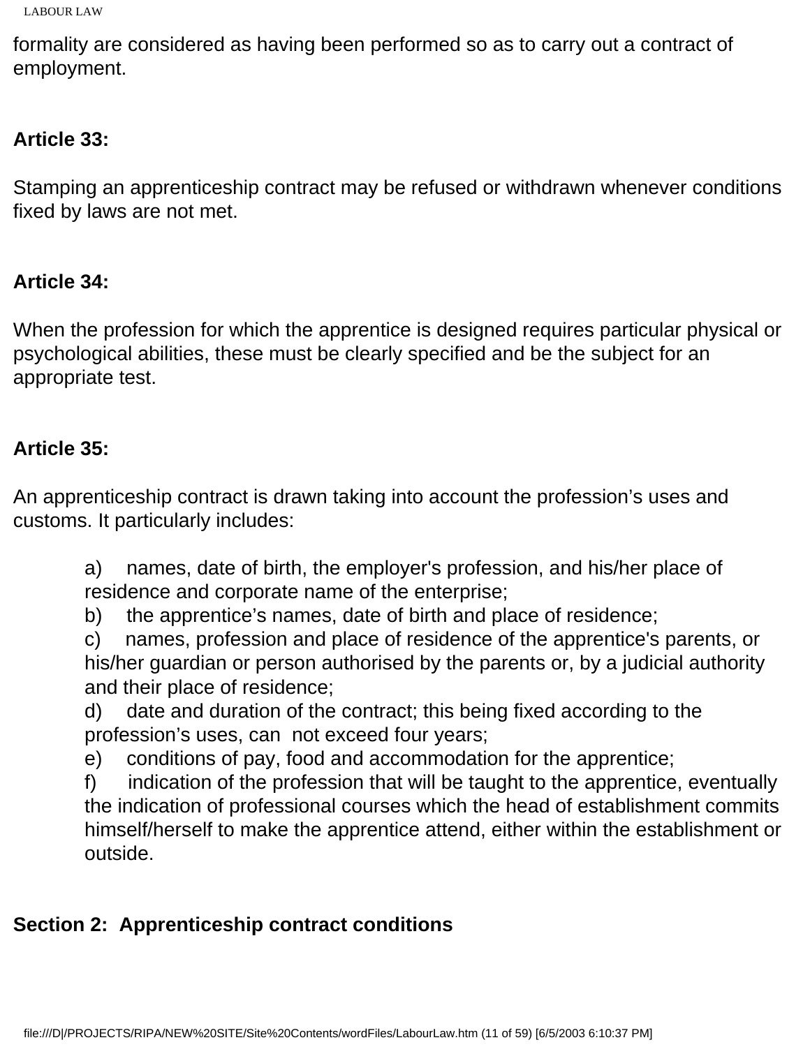formality are considered as having been performed so as to carry out a contract of employment.

**Article 33:**

Stamping an apprenticeship contract may be refused or withdrawn whenever conditions fixed by laws are not met.

**Article 34:**

When the profession for which the apprentice is designed requires particular physical or psychological abilities, these must be clearly specified and be the subject for an appropriate test.

**Article 35:**

An apprenticeship contract is drawn taking into account the profession's uses and customs. It particularly includes:

a) names, date of birth, the employer's profession, and his/her place of residence and corporate name of the enterprise;
b) the apprentice's names, date of birth and place of residence;
c) names, profession and place of residence of the apprentice's parents, or his/her guardian or person authorised by the parents or, by a judicial authority and their place of residence;
d) date and duration of the contract; this being fixed according to the profession's uses, can not exceed four years;
e) conditions of pay, food and accommodation for the apprentice;
f) indication of the profession that will be taught to the apprentice, eventually the indication of professional courses which the head of establishment commits himself/herself to make the apprentice attend, either within the establishment or outside.

**Section 2: Apprenticeship contract conditions**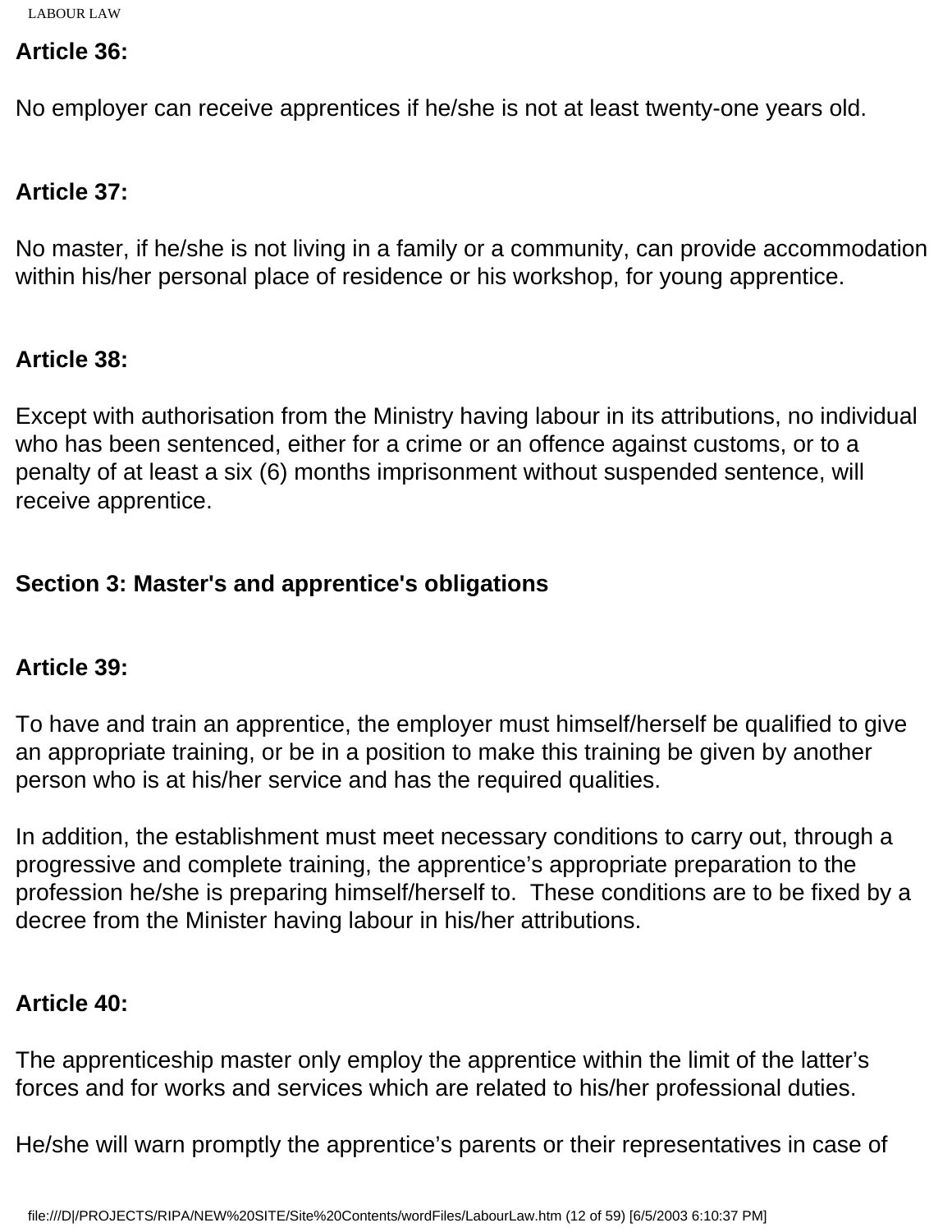**Article 36:**

No employer can receive apprentices if he/she is not at least twenty-one years old.

**Article 37:**

No master, if he/she is not living in a family or a community, can provide accommodation within his/her personal place of residence or his workshop, for young apprentice.

**Article 38:**

Except with authorisation from the Ministry having labour in its attributions, no individual who has been sentenced, either for a crime or an offence against customs, or to a penalty of at least a six (6) months imprisonment without suspended sentence, will receive apprentice.

**Section 3: Master's and apprentice's obligations**

**Article 39:**

To have and train an apprentice, the employer must himself/herself be qualified to give an appropriate training, or be in a position to make this training be given by another person who is at his/her service and has the required qualities.

In addition, the establishment must meet necessary conditions to carry out, through a progressive and complete training, the apprentice's appropriate preparation to the profession he/she is preparing himself/herself to. These conditions are to be fixed by a decree from the Minister having labour in his/her attributions.

**Article 40:**

The apprenticeship master only employ the apprentice within the limit of the latter's forces and for works and services which are related to his/her professional duties.

He/she will warn promptly the apprentice's parents or their representatives in case of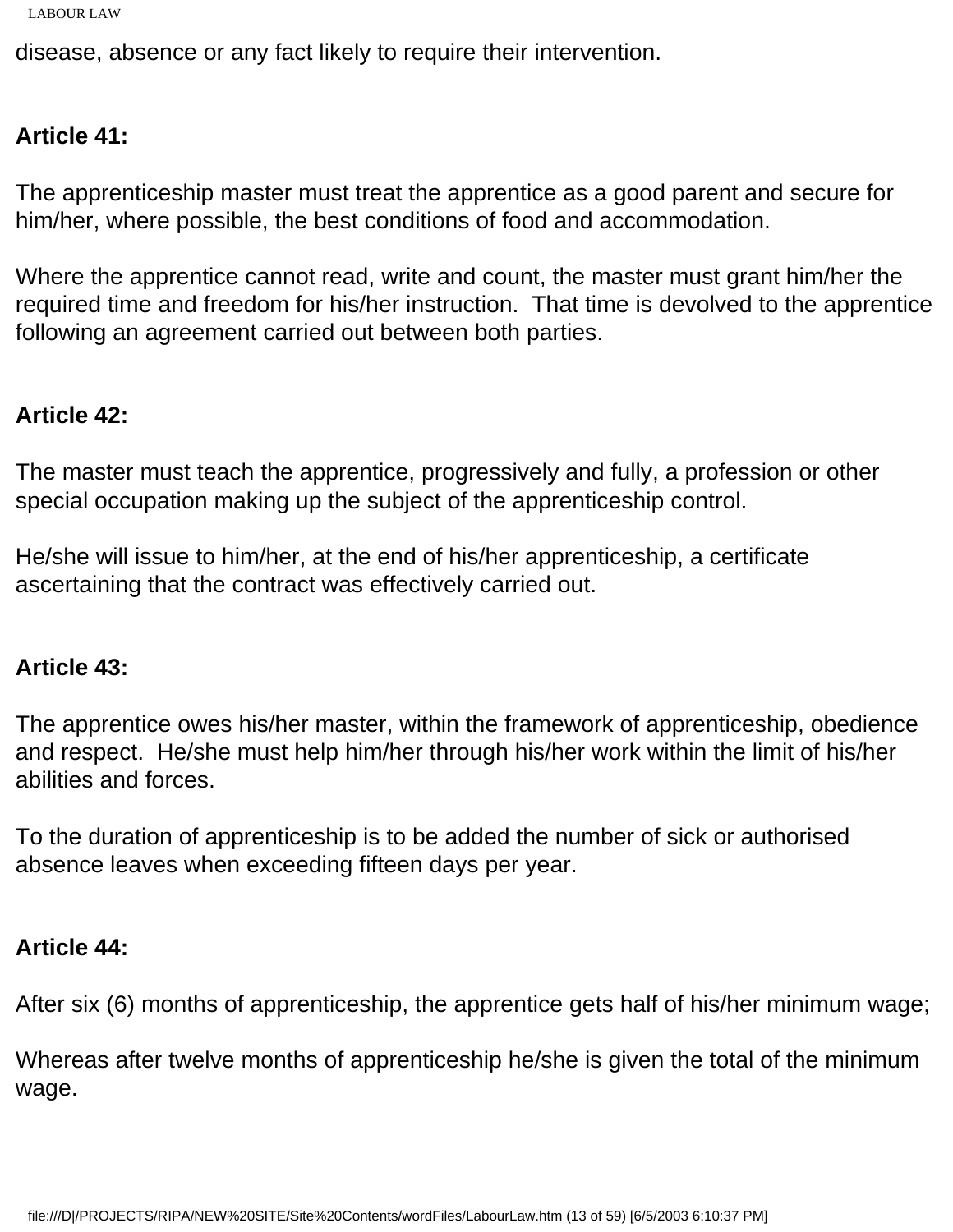disease, absence or any fact likely to require their intervention.

**Article 41:**

The apprenticeship master must treat the apprentice as a good parent and secure for him/her, where possible, the best conditions of food and accommodation.

Where the apprentice cannot read, write and count, the master must grant him/her the required time and freedom for his/her instruction. That time is devolved to the apprentice following an agreement carried out between both parties.

**Article 42:**

The master must teach the apprentice, progressively and fully, a profession or other special occupation making up the subject of the apprenticeship control.

He/she will issue to him/her, at the end of his/her apprenticeship, a certificate ascertaining that the contract was effectively carried out.

**Article 43:**

The apprentice owes his/her master, within the framework of apprenticeship, obedience and respect. He/she must help him/her through his/her work within the limit of his/her abilities and forces.

To the duration of apprenticeship is to be added the number of sick or authorised absence leaves when exceeding fifteen days per year.

**Article 44:**

After six (6) months of apprenticeship, the apprentice gets half of his/her minimum wage;

Whereas after twelve months of apprenticeship he/she is given the total of the minimum wage.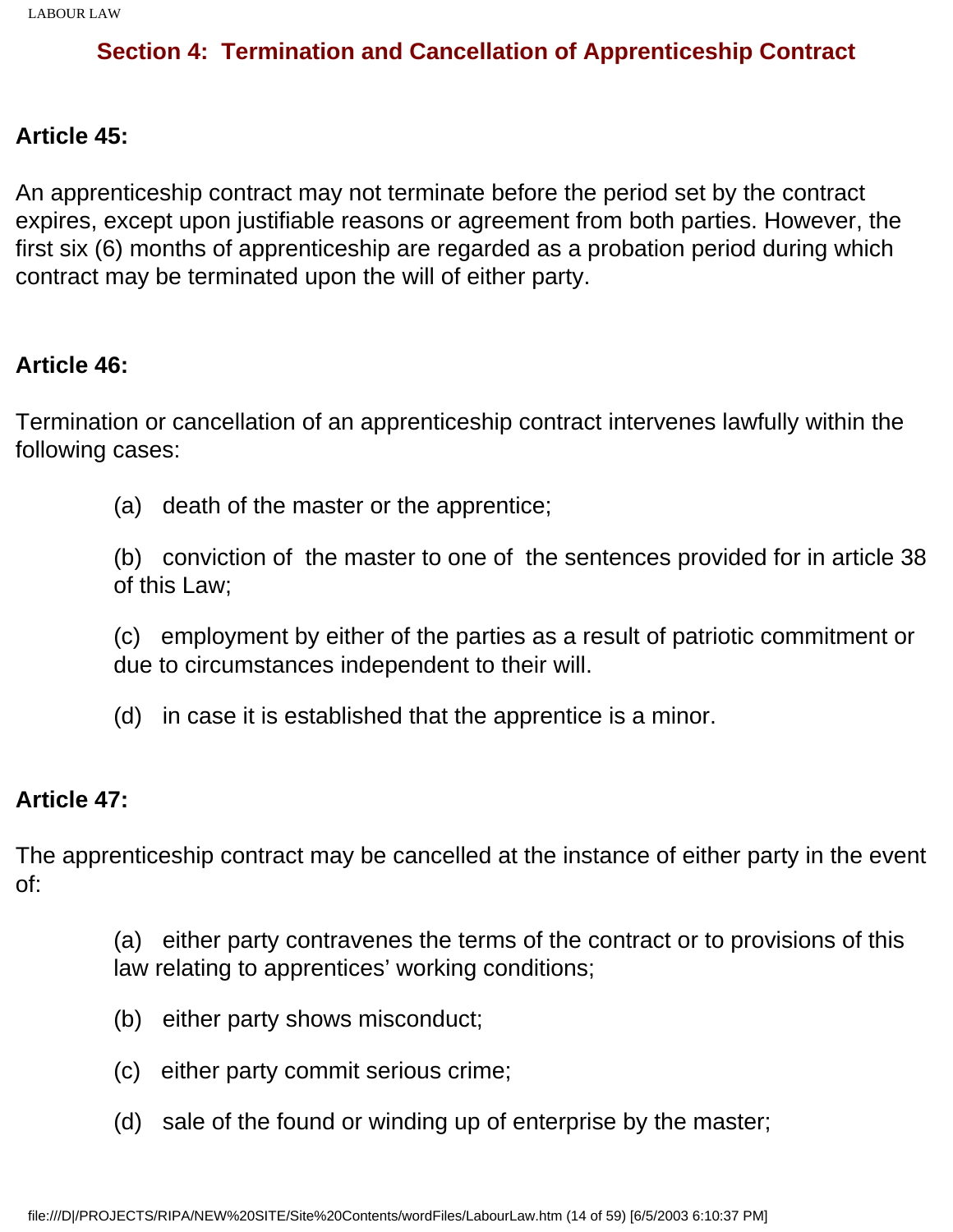## Section 4: Termination and Cancellation of Apprenticeship Contract

**Article 45:**

An apprenticeship contract may not terminate before the period set by the contract expires, except upon justifiable reasons or agreement from both parties. However, the first six (6) months of apprenticeship are regarded as a probation period during which contract may be terminated upon the will of either party.

**Article 46:**

Termination or cancellation of an apprenticeship contract intervenes lawfully within the following cases:

(a) death of the master or the apprentice;

(b) conviction of the master to one of the sentences provided for in article 38 of this Law;

(c) employment by either of the parties as a result of patriotic commitment or due to circumstances independent to their will.

(d) in case it is established that the apprentice is a minor.

**Article 47:**

The apprenticeship contract may be cancelled at the instance of either party in the event of:

(a) either party contravenes the terms of the contract or to provisions of this law relating to apprentices' working conditions;

(b) either party shows misconduct;

(c) either party commit serious crime;

(d) sale of the found or winding up of enterprise by the master;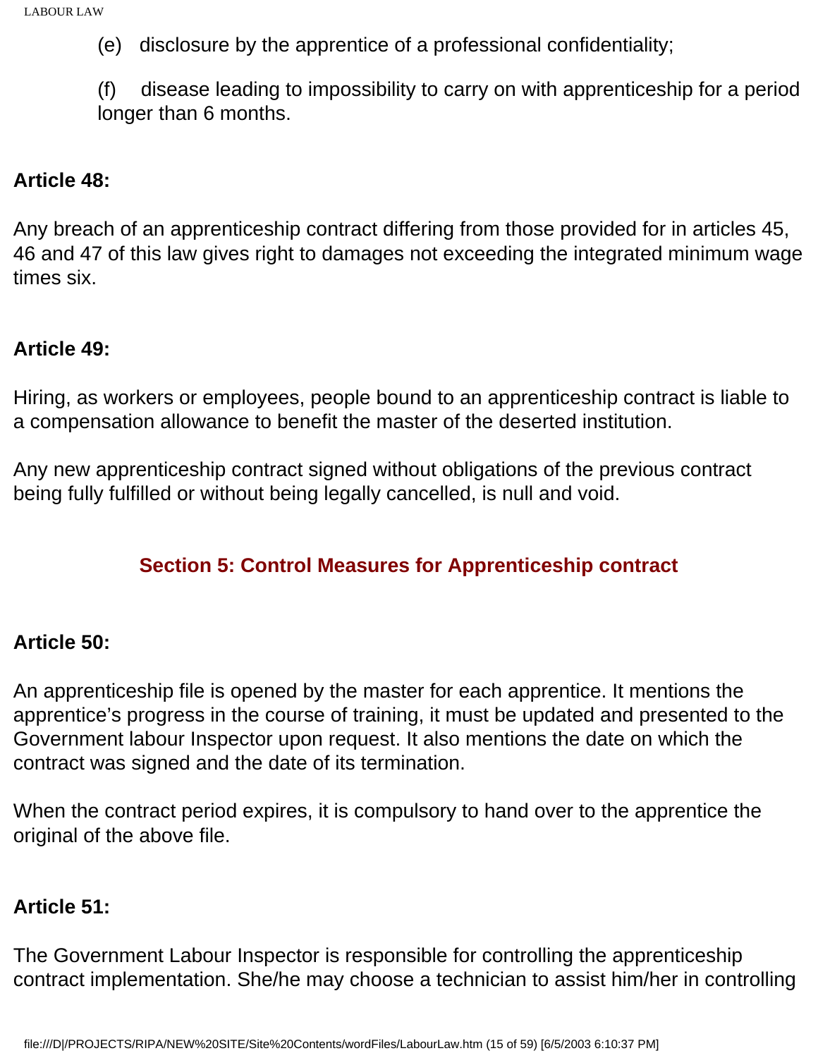(e) disclosure by the apprentice of a professional confidentiality;

(f) disease leading to impossibility to carry on with apprenticeship for a period longer than 6 months.

**Article 48:**

Any breach of an apprenticeship contract differing from those provided for in articles 45, 46 and 47 of this law gives right to damages not exceeding the integrated minimum wage times six.

**Article 49:**

Hiring, as workers or employees, people bound to an apprenticeship contract is liable to a compensation allowance to benefit the master of the deserted institution.

Any new apprenticeship contract signed without obligations of the previous contract being fully fulfilled or without being legally cancelled, is null and void.

## Section 5: Control Measures for Apprenticeship contract

**Article 50:**

An apprenticeship file is opened by the master for each apprentice. It mentions the apprentice's progress in the course of training, it must be updated and presented to the Government labour Inspector upon request. It also mentions the date on which the contract was signed and the date of its termination.

When the contract period expires, it is compulsory to hand over to the apprentice the original of the above file.

**Article 51:**

The Government Labour Inspector is responsible for controlling the apprenticeship contract implementation. She/he may choose a technician to assist him/her in controlling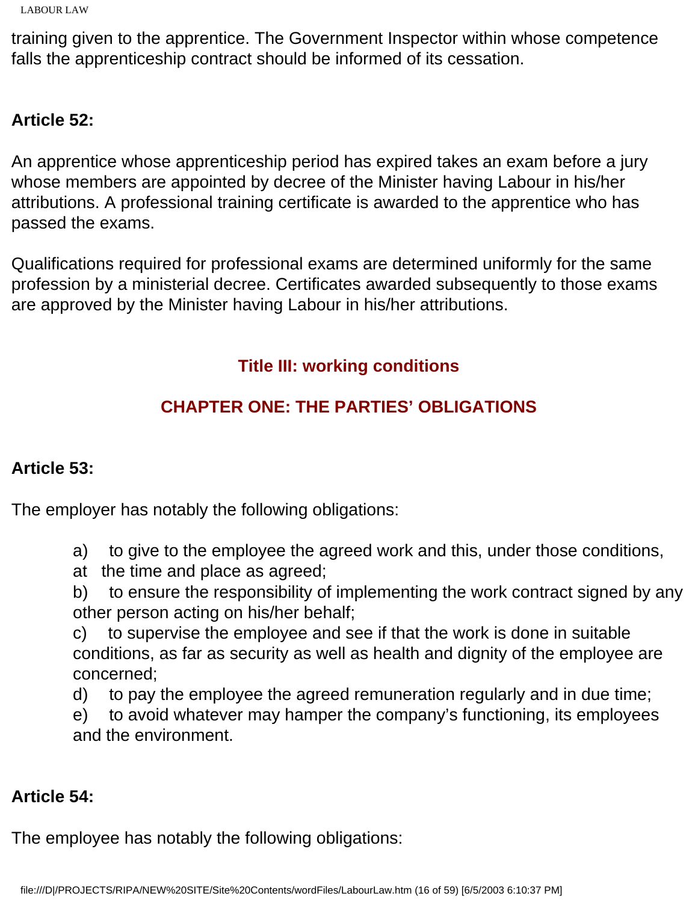training given to the apprentice. The Government Inspector within whose competence falls the apprenticeship contract should be informed of its cessation.

**Article 52:**

An apprentice whose apprenticeship period has expired takes an exam before a jury whose members are appointed by decree of the Minister having Labour in his/her attributions. A professional training certificate is awarded to the apprentice who has passed the exams.

Qualifications required for professional exams are determined uniformly for the same profession by a ministerial decree. Certificates awarded subsequently to those exams are approved by the Minister having Labour in his/her attributions.

## Title III: working conditions

## CHAPTER ONE: THE PARTIES' OBLIGATIONS

**Article 53:**

The employer has notably the following obligations:

a) to give to the employee the agreed work and this, under those conditions, at the time and place as agreed;
b) to ensure the responsibility of implementing the work contract signed by any other person acting on his/her behalf;
c) to supervise the employee and see if that the work is done in suitable conditions, as far as security as well as health and dignity of the employee are concerned;
d) to pay the employee the agreed remuneration regularly and in due time;
e) to avoid whatever may hamper the company's functioning, its employees and the environment.

**Article 54:**

The employee has notably the following obligations: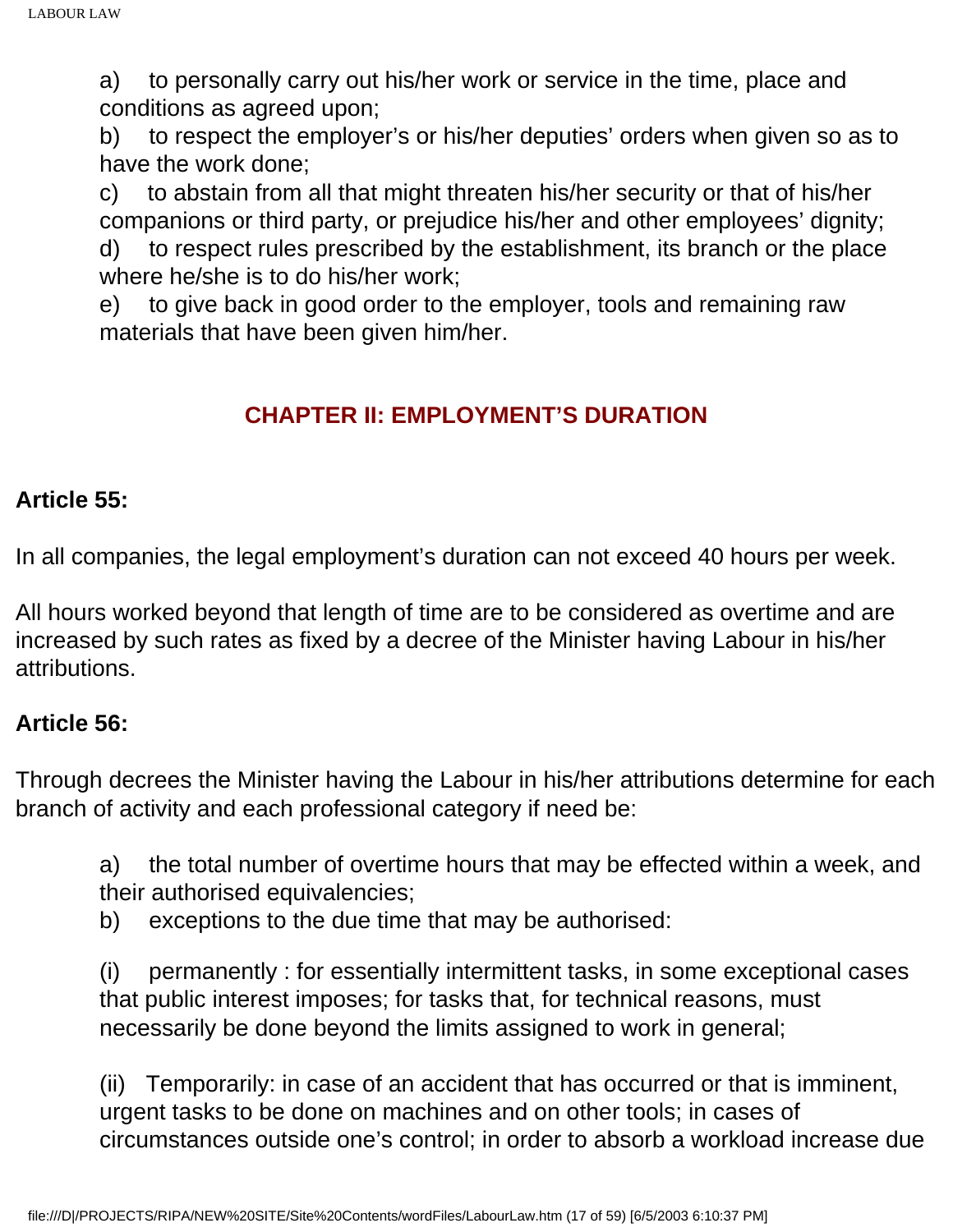a) to personally carry out his/her work or service in the time, place and conditions as agreed upon;

b) to respect the employer's or his/her deputies' orders when given so as to have the work done;

c) to abstain from all that might threaten his/her security or that of his/her companions or third party, or prejudice his/her and other employees' dignity;

d) to respect rules prescribed by the establishment, its branch or the place where he/she is to do his/her work;

e) to give back in good order to the employer, tools and remaining raw materials that have been given him/her.

## CHAPTER II: EMPLOYMENT'S DURATION

**Article 55:**

In all companies, the legal employment's duration can not exceed 40 hours per week.

All hours worked beyond that length of time are to be considered as overtime and are increased by such rates as fixed by a decree of the Minister having Labour in his/her attributions.

**Article 56:**

Through decrees the Minister having the Labour in his/her attributions determine for each branch of activity and each professional category if need be:

a) the total number of overtime hours that may be effected within a week, and their authorised equivalencies;

b) exceptions to the due time that may be authorised:

(i) permanently : for essentially intermittent tasks, in some exceptional cases that public interest imposes; for tasks that, for technical reasons, must necessarily be done beyond the limits assigned to work in general;

(ii) Temporarily: in case of an accident that has occurred or that is imminent, urgent tasks to be done on machines and on other tools; in cases of circumstances outside one's control; in order to absorb a workload increase due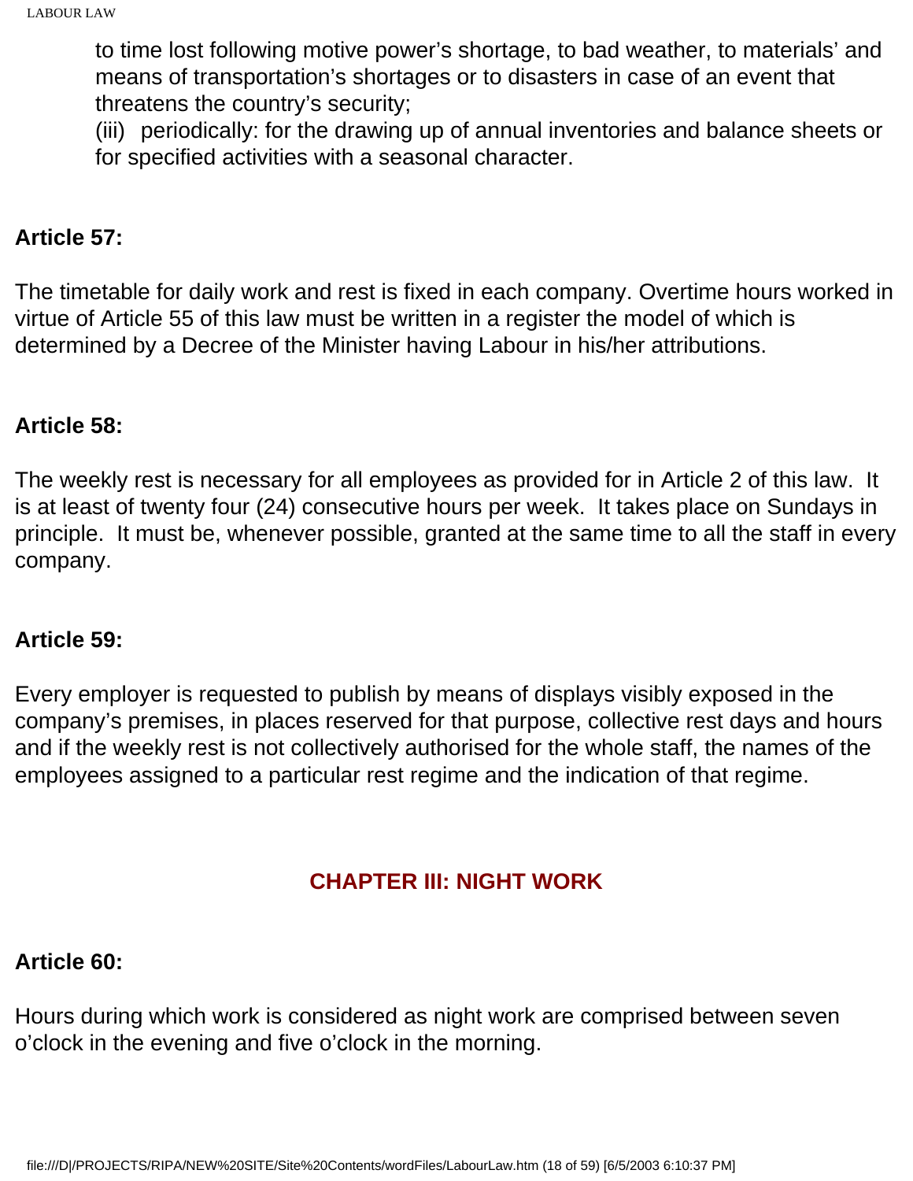to time lost following motive power's shortage, to bad weather, to materials' and means of transportation's shortages or to disasters in case of an event that threatens the country's security;

(iii) periodically: for the drawing up of annual inventories and balance sheets or for specified activities with a seasonal character.

**Article 57:**

The timetable for daily work and rest is fixed in each company. Overtime hours worked in virtue of Article 55 of this law must be written in a register the model of which is determined by a Decree of the Minister having Labour in his/her attributions.

**Article 58:**

The weekly rest is necessary for all employees as provided for in Article 2 of this law. It is at least of twenty four (24) consecutive hours per week. It takes place on Sundays in principle. It must be, whenever possible, granted at the same time to all the staff in every company.

**Article 59:**

Every employer is requested to publish by means of displays visibly exposed in the company's premises, in places reserved for that purpose, collective rest days and hours and if the weekly rest is not collectively authorised for the whole staff, the names of the employees assigned to a particular rest regime and the indication of that regime.

## CHAPTER III: NIGHT WORK

**Article 60:**

Hours during which work is considered as night work are comprised between seven o'clock in the evening and five o'clock in the morning.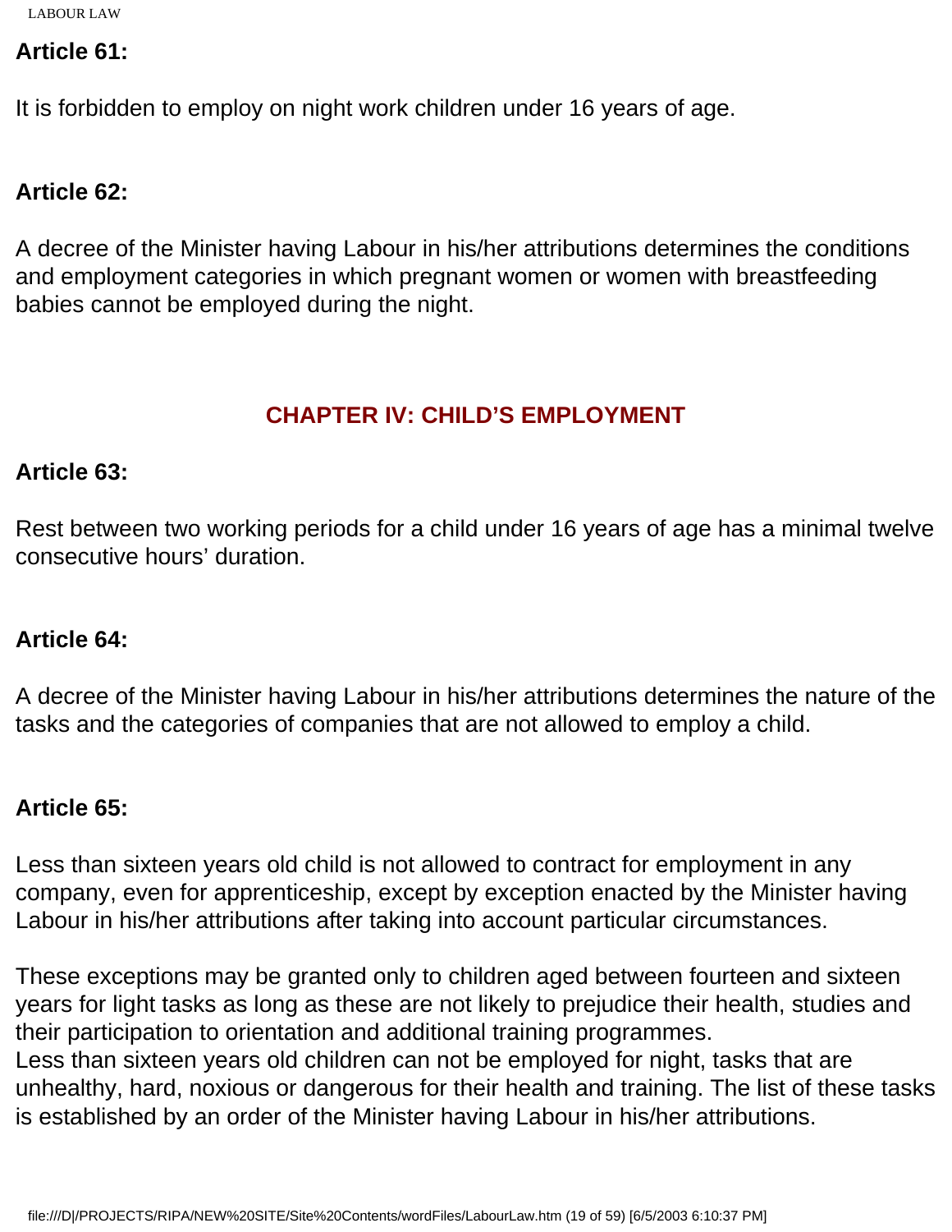**Article 61:**

It is forbidden to employ on night work children under 16 years of age.

**Article 62:**

A decree of the Minister having Labour in his/her attributions determines the conditions and employment categories in which pregnant women or women with breastfeeding babies cannot be employed during the night.

## CHAPTER IV: CHILD'S EMPLOYMENT

**Article 63:**

Rest between two working periods for a child under 16 years of age has a minimal twelve consecutive hours' duration.

**Article 64:**

A decree of the Minister having Labour in his/her attributions determines the nature of the tasks and the categories of companies that are not allowed to employ a child.

**Article 65:**

Less than sixteen years old child is not allowed to contract for employment in any company, even for apprenticeship, except by exception enacted by the Minister having Labour in his/her attributions after taking into account particular circumstances.

These exceptions may be granted only to children aged between fourteen and sixteen years for light tasks as long as these are not likely to prejudice their health, studies and their participation to orientation and additional training programmes.
Less than sixteen years old children can not be employed for night, tasks that are unhealthy, hard, noxious or dangerous for their health and training. The list of these tasks is established by an order of the Minister having Labour in his/her attributions.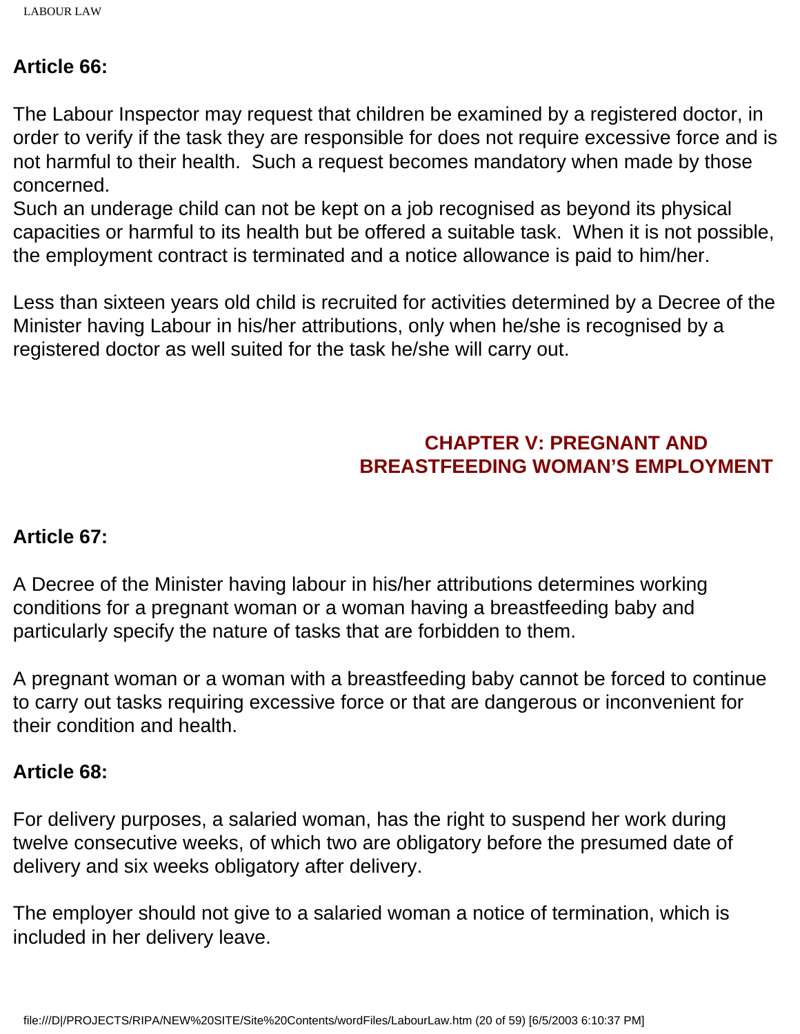**Article 66:**

The Labour Inspector may request that children be examined by a registered doctor, in order to verify if the task they are responsible for does not require excessive force and is not harmful to their health. Such a request becomes mandatory when made by those concerned.
Such an underage child can not be kept on a job recognised as beyond its physical capacities or harmful to its health but be offered a suitable task. When it is not possible, the employment contract is terminated and a notice allowance is paid to him/her.

Less than sixteen years old child is recruited for activities determined by a Decree of the Minister having Labour in his/her attributions, only when he/she is recognised by a registered doctor as well suited for the task he/she will carry out.

## CHAPTER V: PREGNANT AND BREASTFEEDING WOMAN'S EMPLOYMENT

**Article 67:**

A Decree of the Minister having labour in his/her attributions determines working conditions for a pregnant woman or a woman having a breastfeeding baby and particularly specify the nature of tasks that are forbidden to them.

A pregnant woman or a woman with a breastfeeding baby cannot be forced to continue to carry out tasks requiring excessive force or that are dangerous or inconvenient for their condition and health.

**Article 68:**

For delivery purposes, a salaried woman, has the right to suspend her work during twelve consecutive weeks, of which two are obligatory before the presumed date of delivery and six weeks obligatory after delivery.

The employer should not give to a salaried woman a notice of termination, which is included in her delivery leave.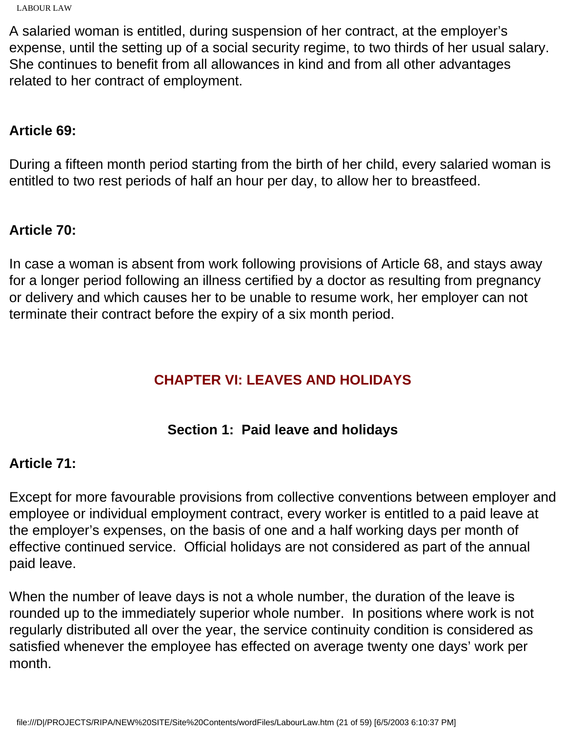A salaried woman is entitled, during suspension of her contract, at the employer's expense, until the setting up of a social security regime, to two thirds of her usual salary. She continues to benefit from all allowances in kind and from all other advantages related to her contract of employment.

**Article 69:**

During a fifteen month period starting from the birth of her child, every salaried woman is entitled to two rest periods of half an hour per day, to allow her to breastfeed.

**Article 70:**

In case a woman is absent from work following provisions of Article 68, and stays away for a longer period following an illness certified by a doctor as resulting from pregnancy or delivery and which causes her to be unable to resume work, her employer can not terminate their contract before the expiry of a six month period.

## CHAPTER VI: LEAVES AND HOLIDAYS

### Section 1: Paid leave and holidays

**Article 71:**

Except for more favourable provisions from collective conventions between employer and employee or individual employment contract, every worker is entitled to a paid leave at the employer's expenses, on the basis of one and a half working days per month of effective continued service. Official holidays are not considered as part of the annual paid leave.

When the number of leave days is not a whole number, the duration of the leave is rounded up to the immediately superior whole number. In positions where work is not regularly distributed all over the year, the service continuity condition is considered as satisfied whenever the employee has effected on average twenty one days' work per month.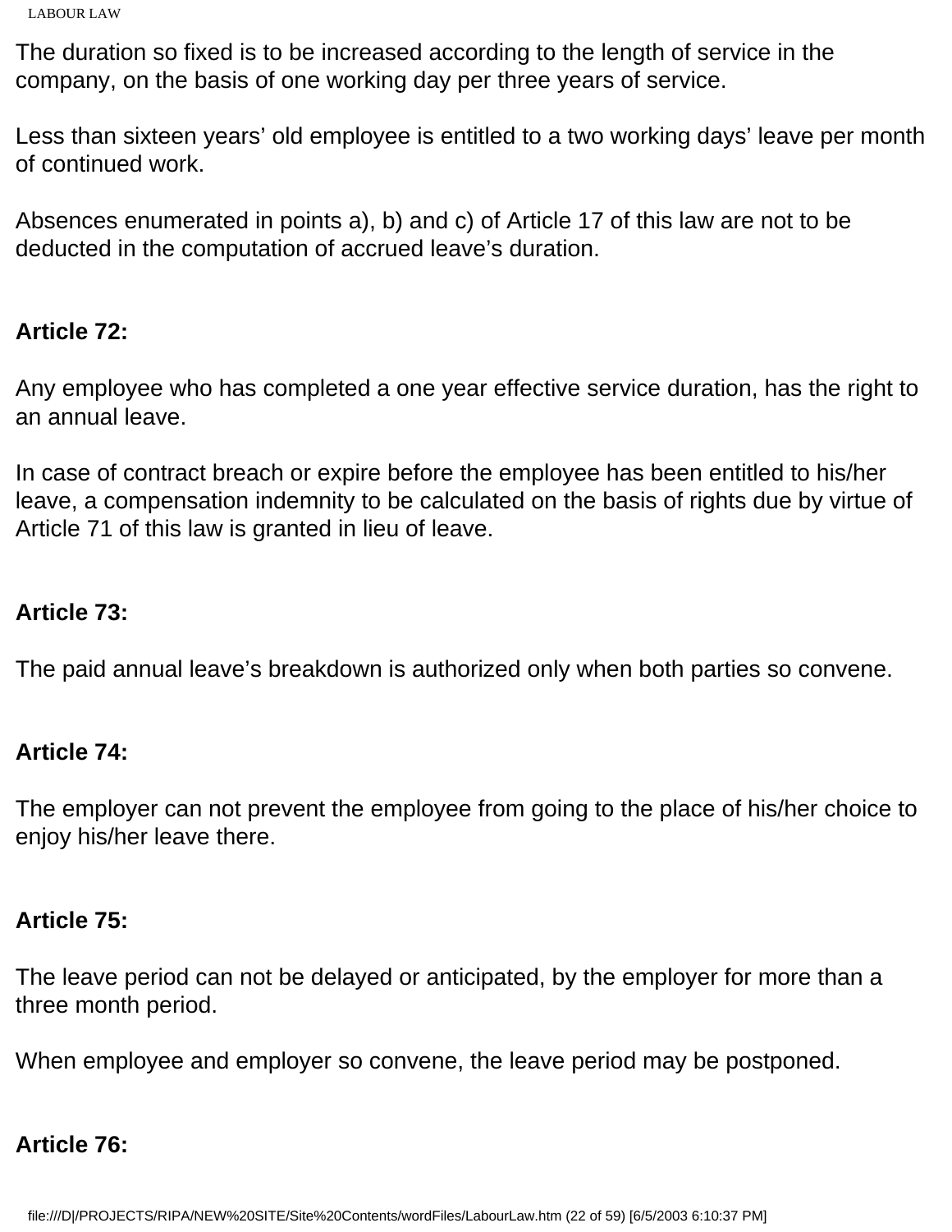The duration so fixed is to be increased according to the length of service in the company, on the basis of one working day per three years of service.

Less than sixteen years' old employee is entitled to a two working days' leave per month of continued work.

Absences enumerated in points a), b) and c) of Article 17 of this law are not to be deducted in the computation of accrued leave's duration.

**Article 72:**

Any employee who has completed a one year effective service duration, has the right to an annual leave.

In case of contract breach or expire before the employee has been entitled to his/her leave, a compensation indemnity to be calculated on the basis of rights due by virtue of Article 71 of this law is granted in lieu of leave.

**Article 73:**

The paid annual leave's breakdown is authorized only when both parties so convene.

**Article 74:**

The employer can not prevent the employee from going to the place of his/her choice to enjoy his/her leave there.

**Article 75:**

The leave period can not be delayed or anticipated, by the employer for more than a three month period.

When employee and employer so convene, the leave period may be postponed.

**Article 76:**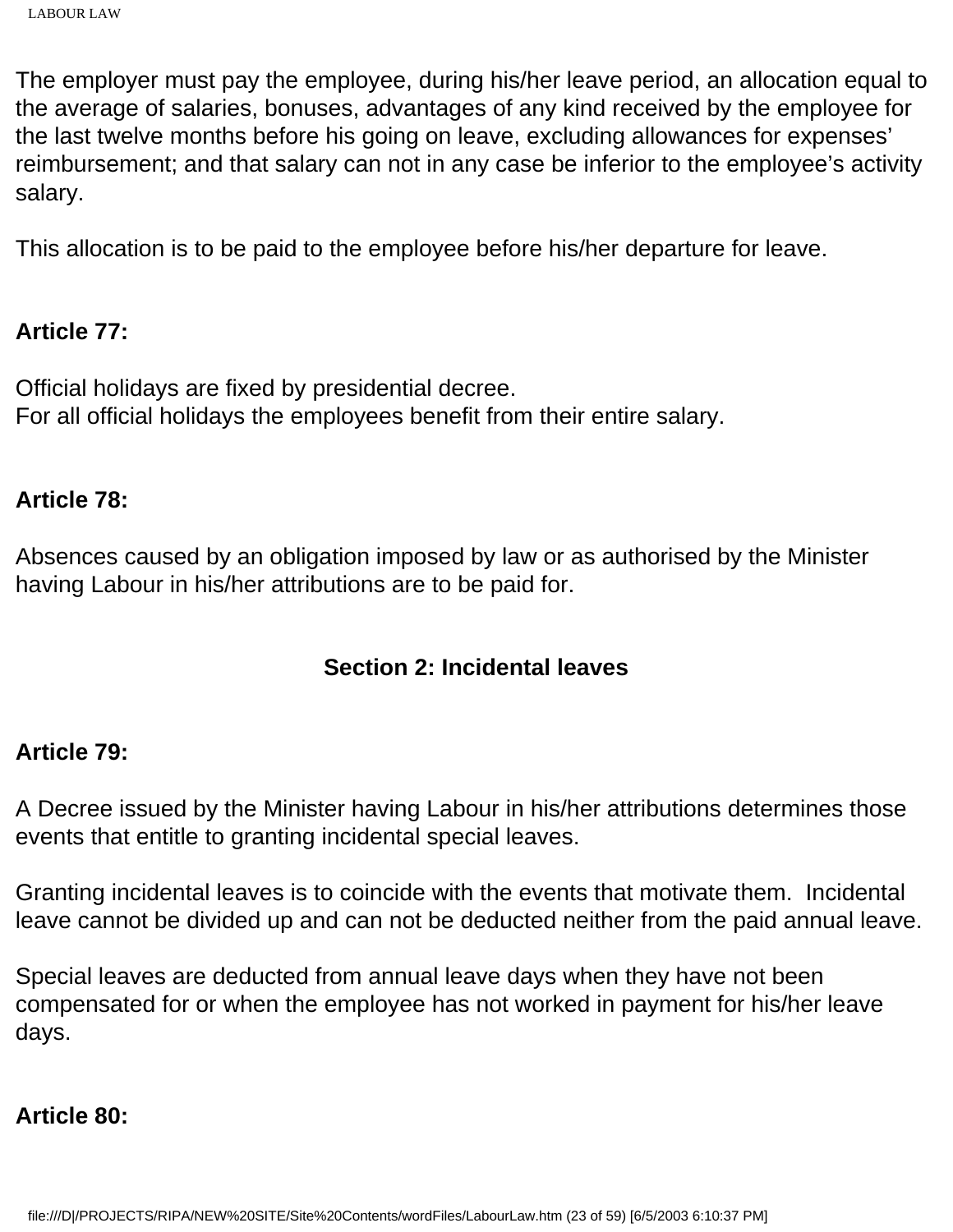The employer must pay the employee, during his/her leave period, an allocation equal to the average of salaries, bonuses, advantages of any kind received by the employee for the last twelve months before his going on leave, excluding allowances for expenses' reimbursement; and that salary can not in any case be inferior to the employee's activity salary.

This allocation is to be paid to the employee before his/her departure for leave.

**Article 77:**

Official holidays are fixed by presidential decree.
For all official holidays the employees benefit from their entire salary.

**Article 78:**

Absences caused by an obligation imposed by law or as authorised by the Minister having Labour in his/her attributions are to be paid for.

## Section 2: Incidental leaves

**Article 79:**

A Decree issued by the Minister having Labour in his/her attributions determines those events that entitle to granting incidental special leaves.

Granting incidental leaves is to coincide with the events that motivate them. Incidental leave cannot be divided up and can not be deducted neither from the paid annual leave.

Special leaves are deducted from annual leave days when they have not been compensated for or when the employee has not worked in payment for his/her leave days.

**Article 80:**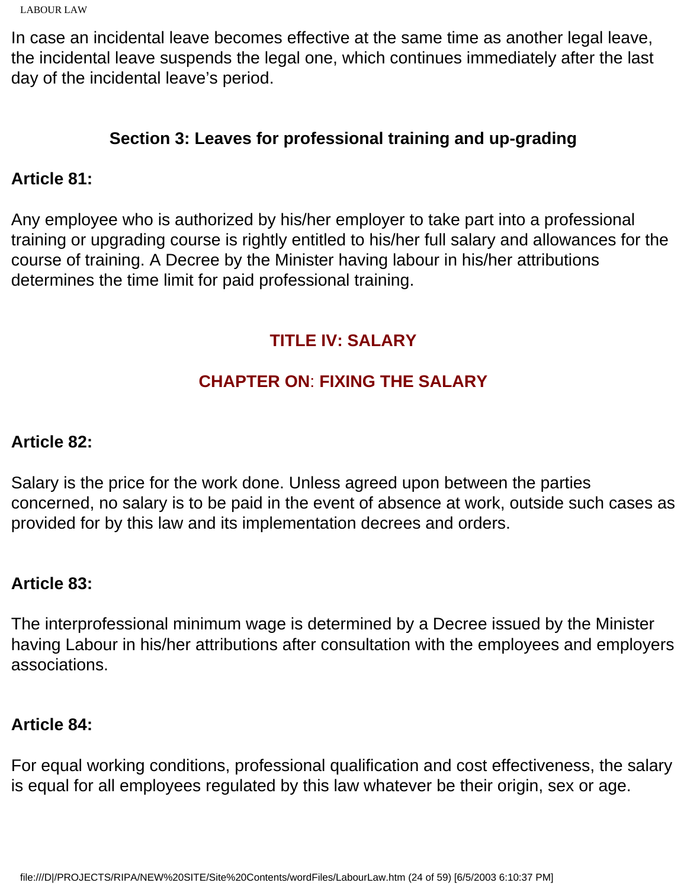In case an incidental leave becomes effective at the same time as another legal leave, the incidental leave suspends the legal one, which continues immediately after the last day of the incidental leave's period.

### Section 3: Leaves for professional training and up-grading

**Article 81:**

Any employee who is authorized by his/her employer to take part into a professional training or upgrading course is rightly entitled to his/her full salary and allowances for the course of training. A Decree by the Minister having labour in his/her attributions determines the time limit for paid professional training.

## TITLE IV: SALARY

## CHAPTER ON: FIXING THE SALARY

**Article 82:**

Salary is the price for the work done. Unless agreed upon between the parties concerned, no salary is to be paid in the event of absence at work, outside such cases as provided for by this law and its implementation decrees and orders.

**Article 83:**

The interprofessional minimum wage is determined by a Decree issued by the Minister having Labour in his/her attributions after consultation with the employees and employers associations.

**Article 84:**

For equal working conditions, professional qualification and cost effectiveness, the salary is equal for all employees regulated by this law whatever be their origin, sex or age.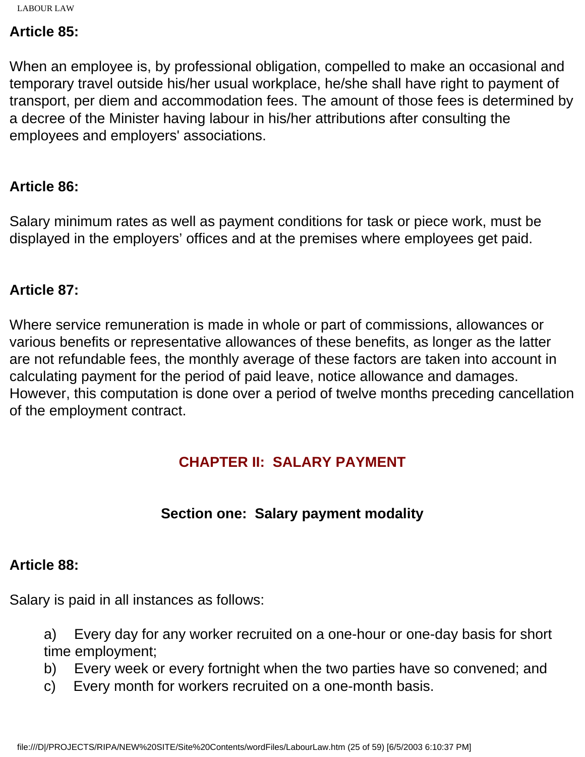**Article 85:**

When an employee is, by professional obligation, compelled to make an occasional and temporary travel outside his/her usual workplace, he/she shall have right to payment of transport, per diem and accommodation fees. The amount of those fees is determined by a decree of the Minister having labour in his/her attributions after consulting the employees and employers' associations.

**Article 86:**

Salary minimum rates as well as payment conditions for task or piece work, must be displayed in the employers' offices and at the premises where employees get paid.

**Article 87:**

Where service remuneration is made in whole or part of commissions, allowances or various benefits or representative allowances of these benefits, as longer as the latter are not refundable fees, the monthly average of these factors are taken into account in calculating payment for the period of paid leave, notice allowance and damages. However, this computation is done over a period of twelve months preceding cancellation of the employment contract.

## CHAPTER II: SALARY PAYMENT

### Section one: Salary payment modality

**Article 88:**

Salary is paid in all instances as follows:

a) Every day for any worker recruited on a one-hour or one-day basis for short time employment;
b) Every week or every fortnight when the two parties have so convened; and
c) Every month for workers recruited on a one-month basis.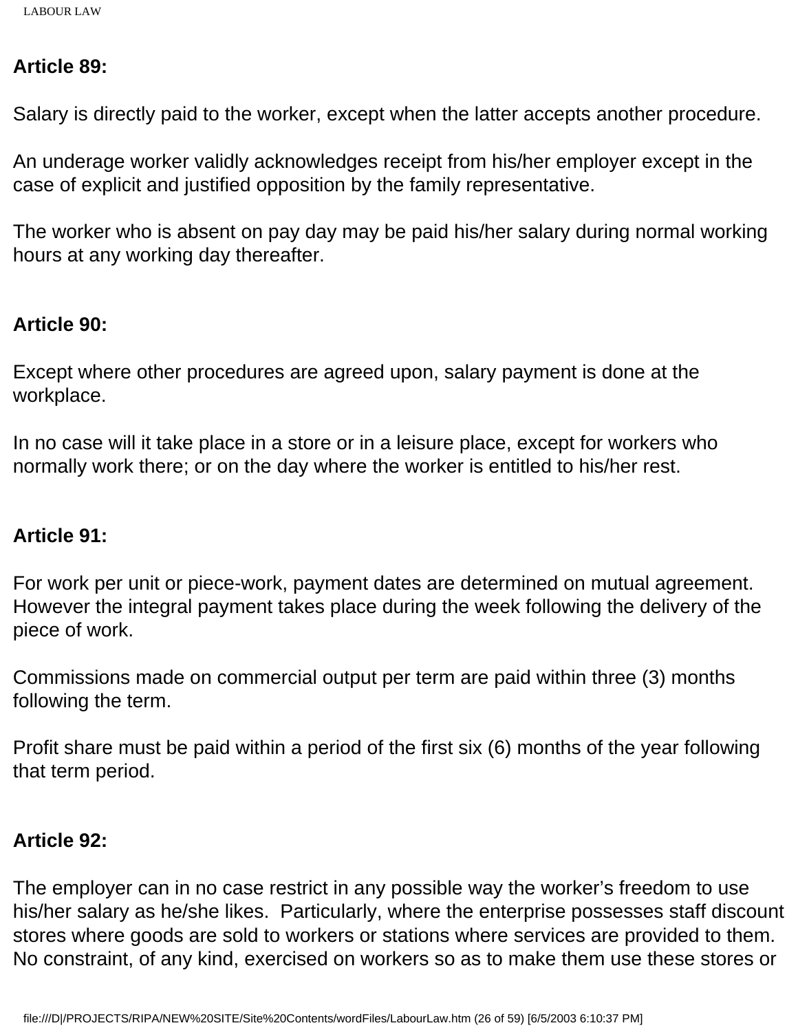**Article 89:**

Salary is directly paid to the worker, except when the latter accepts another procedure.

An underage worker validly acknowledges receipt from his/her employer except in the case of explicit and justified opposition by the family representative.

The worker who is absent on pay day may be paid his/her salary during normal working hours at any working day thereafter.

**Article 90:**

Except where other procedures are agreed upon, salary payment is done at the workplace.

In no case will it take place in a store or in a leisure place, except for workers who normally work there; or on the day where the worker is entitled to his/her rest.

**Article 91:**

For work per unit or piece-work, payment dates are determined on mutual agreement. However the integral payment takes place during the week following the delivery of the piece of work.

Commissions made on commercial output per term are paid within three (3) months following the term.

Profit share must be paid within a period of the first six (6) months of the year following that term period.

**Article 92:**

The employer can in no case restrict in any possible way the worker's freedom to use his/her salary as he/she likes. Particularly, where the enterprise possesses staff discount stores where goods are sold to workers or stations where services are provided to them. No constraint, of any kind, exercised on workers so as to make them use these stores or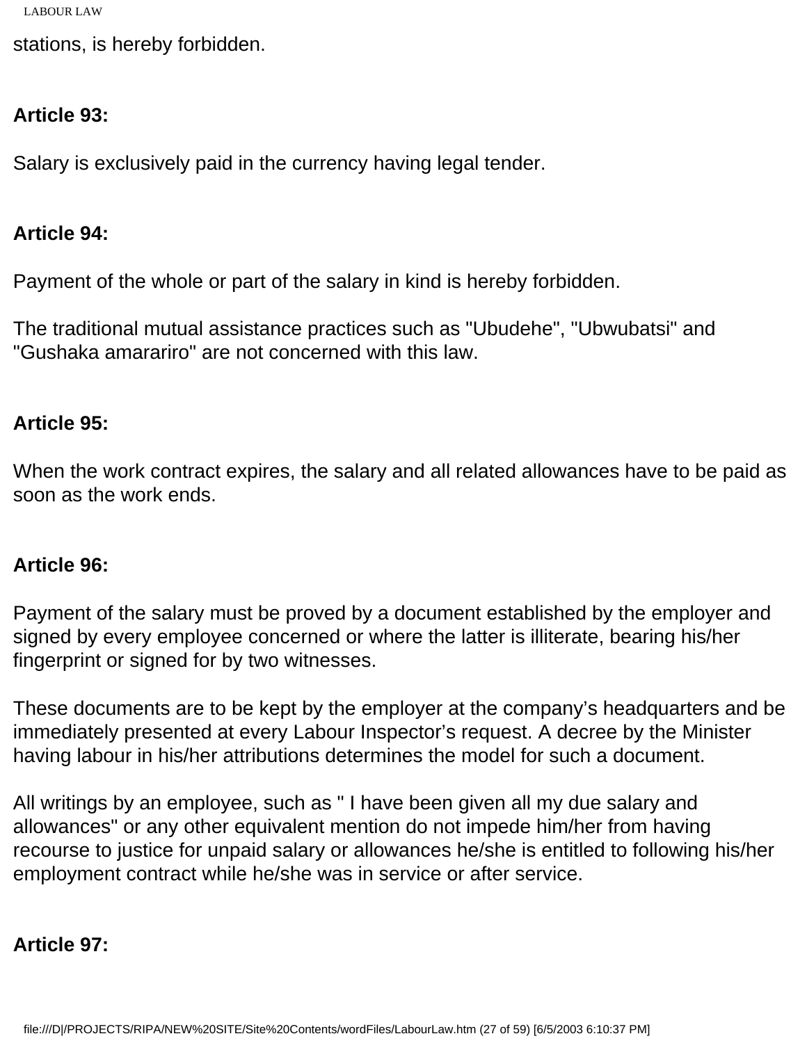stations, is hereby forbidden.

**Article 93:**

Salary is exclusively paid in the currency having legal tender.

**Article 94:**

Payment of the whole or part of the salary in kind is hereby forbidden.

The traditional mutual assistance practices such as "Ubudehe", "Ubwubatsi" and "Gushaka amarariro" are not concerned with this law.

**Article 95:**

When the work contract expires, the salary and all related allowances have to be paid as soon as the work ends.

**Article 96:**

Payment of the salary must be proved by a document established by the employer and signed by every employee concerned or where the latter is illiterate, bearing his/her fingerprint or signed for by two witnesses.

These documents are to be kept by the employer at the company's headquarters and be immediately presented at every Labour Inspector's request. A decree by the Minister having labour in his/her attributions determines the model for such a document.

All writings by an employee, such as " I have been given all my due salary and allowances" or any other equivalent mention do not impede him/her from having recourse to justice for unpaid salary or allowances he/she is entitled to following his/her employment contract while he/she was in service or after service.

**Article 97:**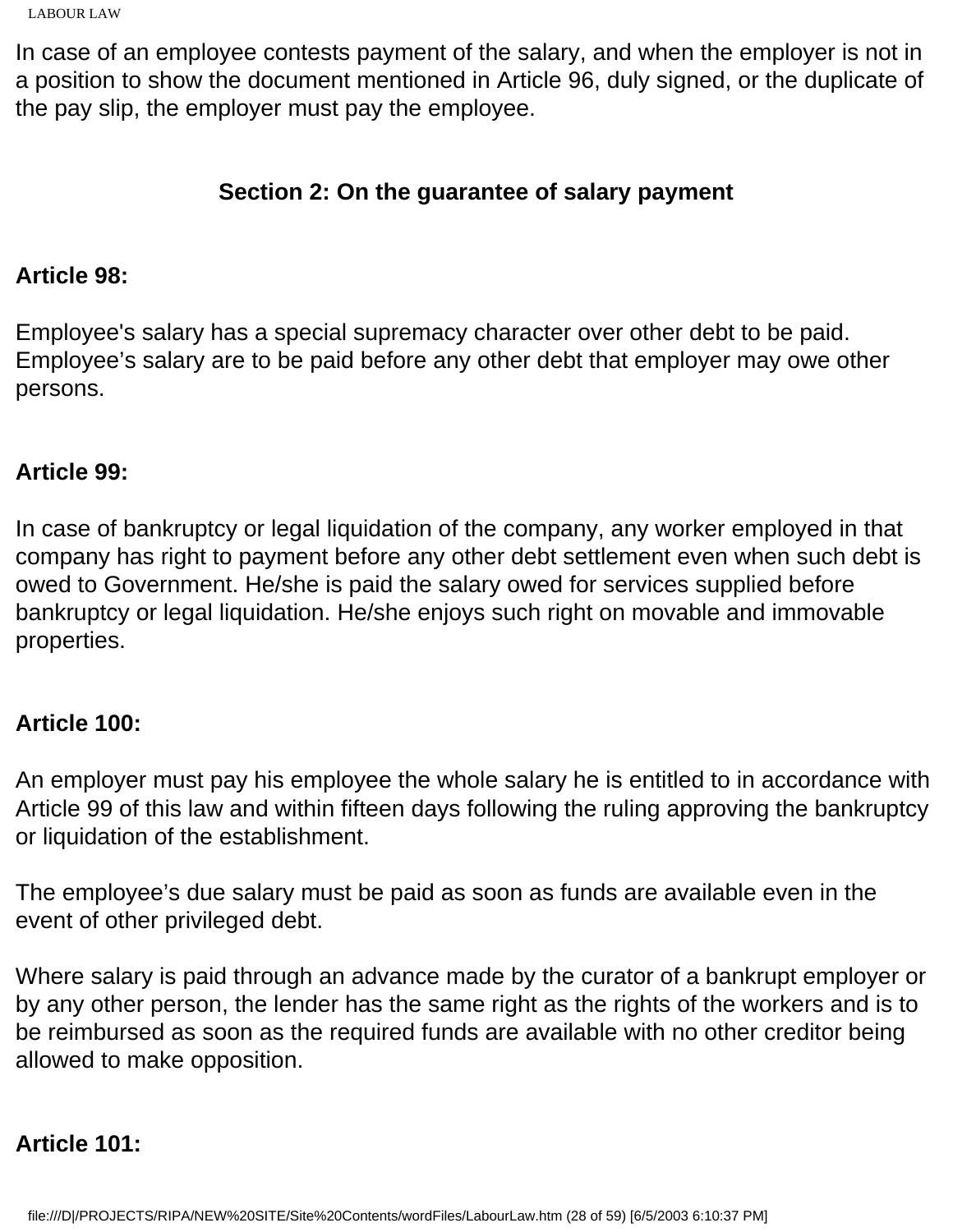In case of an employee contests payment of the salary, and when the employer is not in a position to show the document mentioned in Article 96, duly signed, or the duplicate of the pay slip, the employer must pay the employee.

### Section 2: On the guarantee of salary payment

**Article 98:**

Employee's salary has a special supremacy character over other debt to be paid. Employee’s salary are to be paid before any other debt that employer may owe other persons.

**Article 99:**

In case of bankruptcy or legal liquidation of the company, any worker employed in that company has right to payment before any other debt settlement even when such debt is owed to Government. He/she is paid the salary owed for services supplied before bankruptcy or legal liquidation. He/she enjoys such right on movable and immovable properties.

**Article 100:**

An employer must pay his employee the whole salary he is entitled to in accordance with Article 99 of this law and within fifteen days following the ruling approving the bankruptcy or liquidation of the establishment.

The employee’s due salary must be paid as soon as funds are available even in the event of other privileged debt.

Where salary is paid through an advance made by the curator of a bankrupt employer or by any other person, the lender has the same right as the rights of the workers and is to be reimbursed as soon as the required funds are available with no other creditor being allowed to make opposition.

**Article 101:**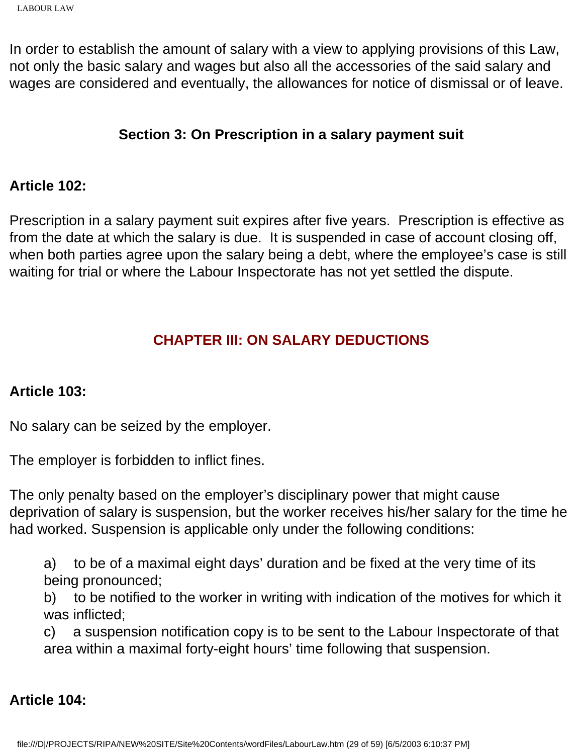In order to establish the amount of salary with a view to applying provisions of this Law, not only the basic salary and wages but also all the accessories of the said salary and wages are considered and eventually, the allowances for notice of dismissal or of leave.

### Section 3: On Prescription in a salary payment suit

**Article 102:**

Prescription in a salary payment suit expires after five years. Prescription is effective as from the date at which the salary is due. It is suspended in case of account closing off, when both parties agree upon the salary being a debt, where the employee's case is still waiting for trial or where the Labour Inspectorate has not yet settled the dispute.

## CHAPTER III: ON SALARY DEDUCTIONS

**Article 103:**

No salary can be seized by the employer.

The employer is forbidden to inflict fines.

The only penalty based on the employer's disciplinary power that might cause deprivation of salary is suspension, but the worker receives his/her salary for the time he had worked. Suspension is applicable only under the following conditions:

a) to be of a maximal eight days' duration and be fixed at the very time of its being pronounced;
b) to be notified to the worker in writing with indication of the motives for which it was inflicted;
c) a suspension notification copy is to be sent to the Labour Inspectorate of that area within a maximal forty-eight hours' time following that suspension.

**Article 104:**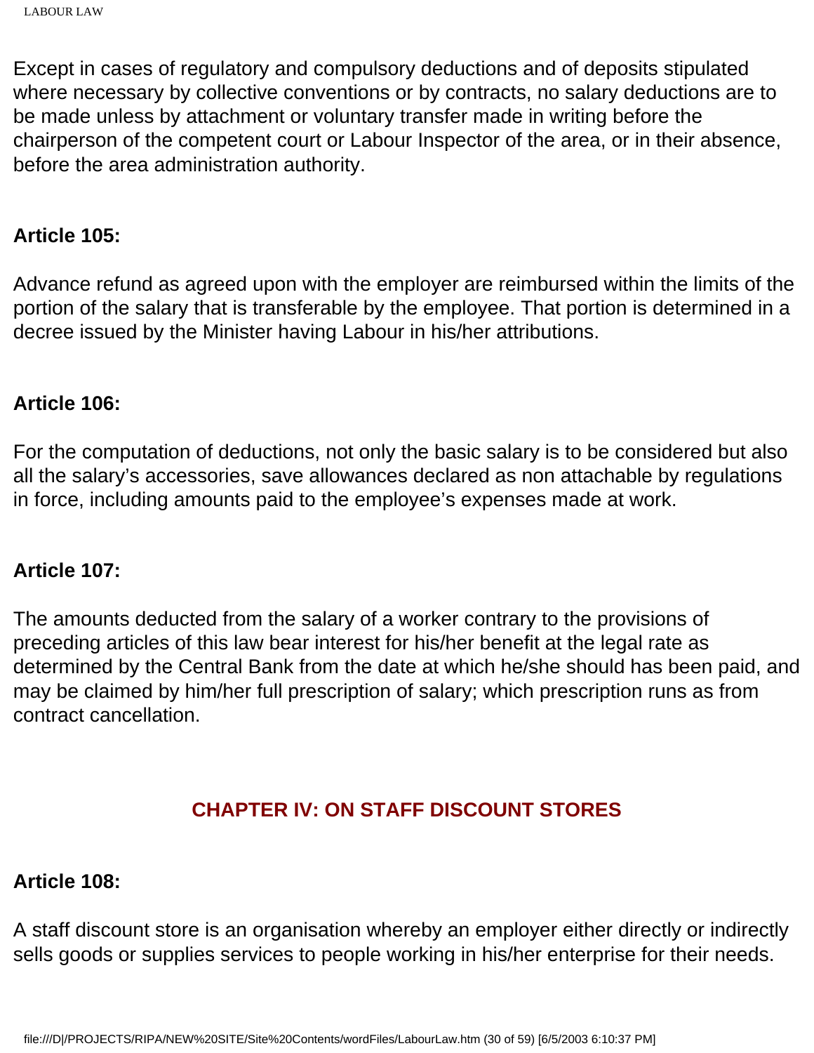Except in cases of regulatory and compulsory deductions and of deposits stipulated where necessary by collective conventions or by contracts, no salary deductions are to be made unless by attachment or voluntary transfer made in writing before the chairperson of the competent court or Labour Inspector of the area, or in their absence, before the area administration authority.

**Article 105:**

Advance refund as agreed upon with the employer are reimbursed within the limits of the portion of the salary that is transferable by the employee. That portion is determined in a decree issued by the Minister having Labour in his/her attributions.

**Article 106:**

For the computation of deductions, not only the basic salary is to be considered but also all the salary's accessories, save allowances declared as non attachable by regulations in force, including amounts paid to the employee's expenses made at work.

**Article 107:**

The amounts deducted from the salary of a worker contrary to the provisions of preceding articles of this law bear interest for his/her benefit at the legal rate as determined by the Central Bank from the date at which he/she should has been paid, and may be claimed by him/her full prescription of salary; which prescription runs as from contract cancellation.

## CHAPTER IV: ON STAFF DISCOUNT STORES

**Article 108:**

A staff discount store is an organisation whereby an employer either directly or indirectly sells goods or supplies services to people working in his/her enterprise for their needs.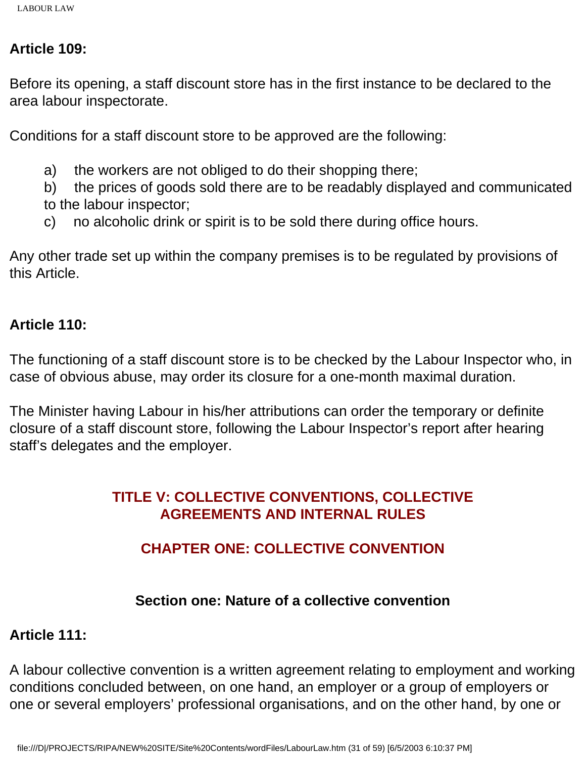**Article 109:**

Before its opening, a staff discount store has in the first instance to be declared to the area labour inspectorate.

Conditions for a staff discount store to be approved are the following:

a) the workers are not obliged to do their shopping there;
b) the prices of goods sold there are to be readably displayed and communicated to the labour inspector;
c) no alcoholic drink or spirit is to be sold there during office hours.

Any other trade set up within the company premises is to be regulated by provisions of this Article.

**Article 110:**

The functioning of a staff discount store is to be checked by the Labour Inspector who, in case of obvious abuse, may order its closure for a one-month maximal duration.

The Minister having Labour in his/her attributions can order the temporary or definite closure of a staff discount store, following the Labour Inspector's report after hearing staff's delegates and the employer.

# TITLE V: COLLECTIVE CONVENTIONS, COLLECTIVE AGREEMENTS AND INTERNAL RULES

## CHAPTER ONE: COLLECTIVE CONVENTION

### Section one: Nature of a collective convention

**Article 111:**

A labour collective convention is a written agreement relating to employment and working conditions concluded between, on one hand, an employer or a group of employers or one or several employers' professional organisations, and on the other hand, by one or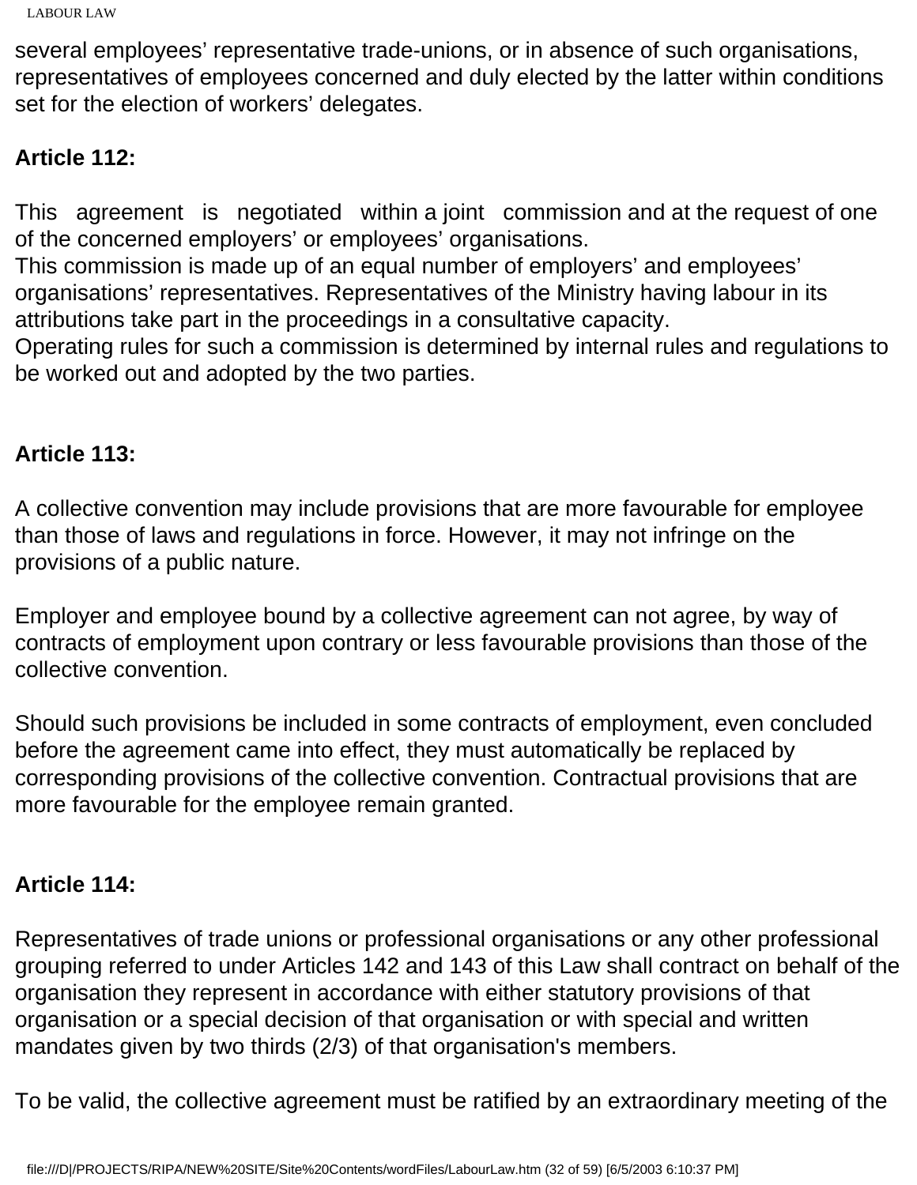several employees' representative trade-unions, or in absence of such organisations, representatives of employees concerned and duly elected by the latter within conditions set for the election of workers' delegates.

**Article 112:**

This agreement is negotiated within a joint commission and at the request of one of the concerned employers' or employees' organisations.
This commission is made up of an equal number of employers' and employees' organisations' representatives. Representatives of the Ministry having labour in its attributions take part in the proceedings in a consultative capacity.
Operating rules for such a commission is determined by internal rules and regulations to be worked out and adopted by the two parties.

**Article 113:**

A collective convention may include provisions that are more favourable for employee than those of laws and regulations in force. However, it may not infringe on the provisions of a public nature.

Employer and employee bound by a collective agreement can not agree, by way of contracts of employment upon contrary or less favourable provisions than those of the collective convention.

Should such provisions be included in some contracts of employment, even concluded before the agreement came into effect, they must automatically be replaced by corresponding provisions of the collective convention. Contractual provisions that are more favourable for the employee remain granted.

**Article 114:**

Representatives of trade unions or professional organisations or any other professional grouping referred to under Articles 142 and 143 of this Law shall contract on behalf of the organisation they represent in accordance with either statutory provisions of that organisation or a special decision of that organisation or with special and written mandates given by two thirds (2/3) of that organisation's members.

To be valid, the collective agreement must be ratified by an extraordinary meeting of the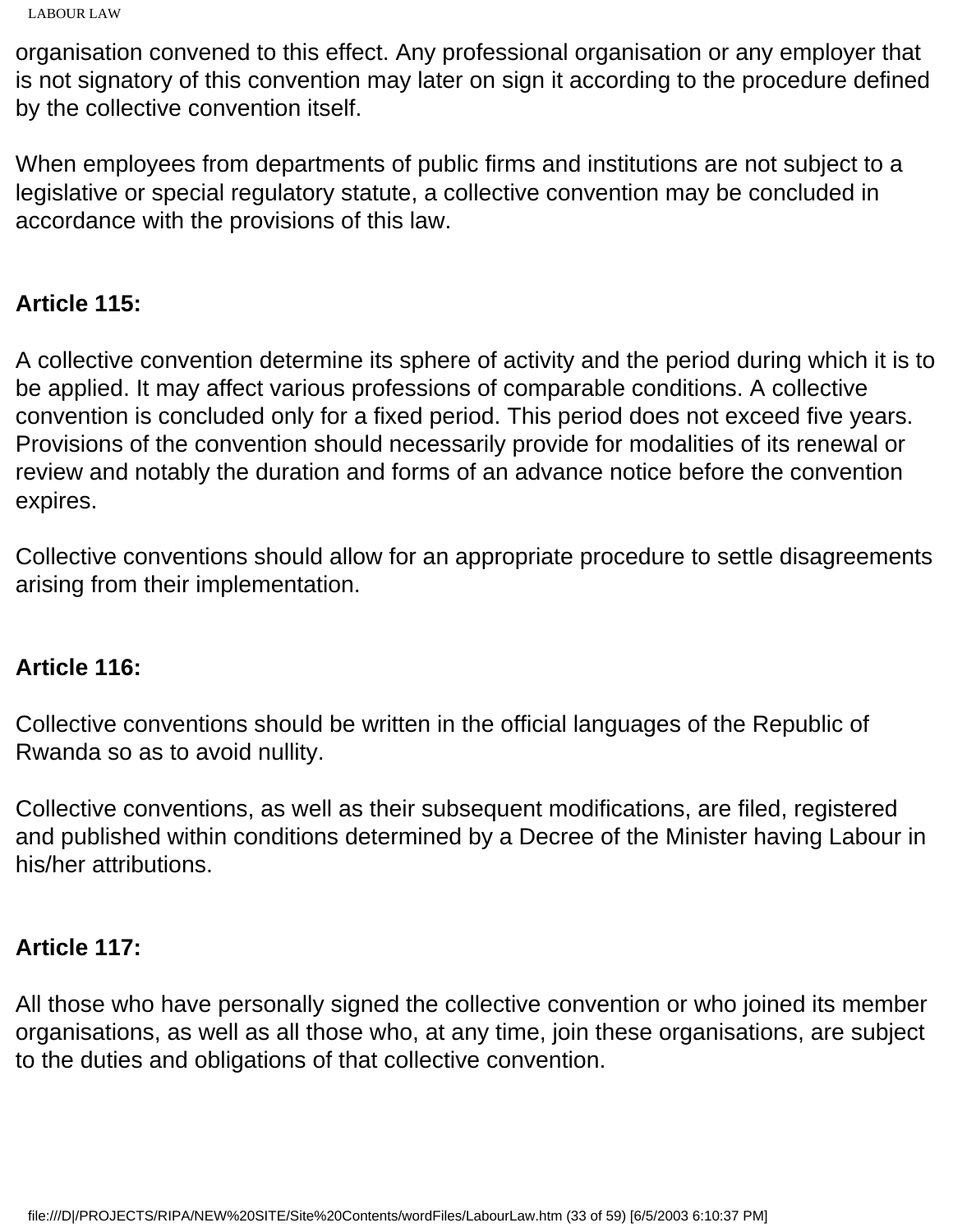organisation convened to this effect. Any professional organisation or any employer that is not signatory of this convention may later on sign it according to the procedure defined by the collective convention itself.

When employees from departments of public firms and institutions are not subject to a legislative or special regulatory statute, a collective convention may be concluded in accordance with the provisions of this law.

**Article 115:**

A collective convention determine its sphere of activity and the period during which it is to be applied. It may affect various professions of comparable conditions. A collective convention is concluded only for a fixed period. This period does not exceed five years. Provisions of the convention should necessarily provide for modalities of its renewal or review and notably the duration and forms of an advance notice before the convention expires.

Collective conventions should allow for an appropriate procedure to settle disagreements arising from their implementation.

**Article 116:**

Collective conventions should be written in the official languages of the Republic of Rwanda so as to avoid nullity.

Collective conventions, as well as their subsequent modifications, are filed, registered and published within conditions determined by a Decree of the Minister having Labour in his/her attributions.

**Article 117:**

All those who have personally signed the collective convention or who joined its member organisations, as well as all those who, at any time, join these organisations, are subject to the duties and obligations of that collective convention.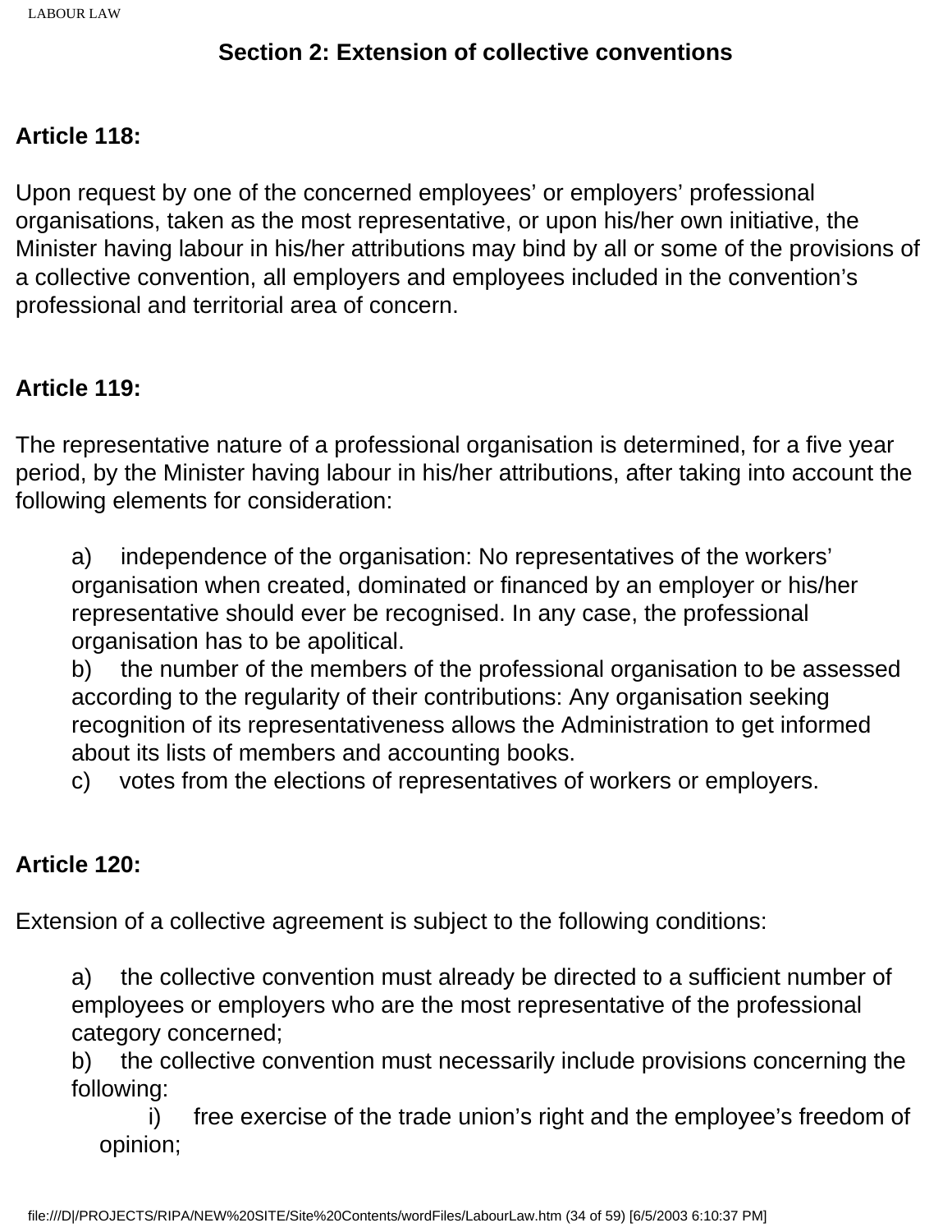## Section 2: Extension of collective conventions

**Article 118:**

Upon request by one of the concerned employees' or employers' professional organisations, taken as the most representative, or upon his/her own initiative, the Minister having labour in his/her attributions may bind by all or some of the provisions of a collective convention, all employers and employees included in the convention's professional and territorial area of concern.

**Article 119:**

The representative nature of a professional organisation is determined, for a five year period, by the Minister having labour in his/her attributions, after taking into account the following elements for consideration:

a) independence of the organisation: No representatives of the workers' organisation when created, dominated or financed by an employer or his/her representative should ever be recognised. In any case, the professional organisation has to be apolitical.
b) the number of the members of the professional organisation to be assessed according to the regularity of their contributions: Any organisation seeking recognition of its representativeness allows the Administration to get informed about its lists of members and accounting books.
c) votes from the elections of representatives of workers or employers.

**Article 120:**

Extension of a collective agreement is subject to the following conditions:

a) the collective convention must already be directed to a sufficient number of employees or employers who are the most representative of the professional category concerned;
b) the collective convention must necessarily include provisions concerning the following:
  i) free exercise of the trade union's right and the employee's freedom of opinion;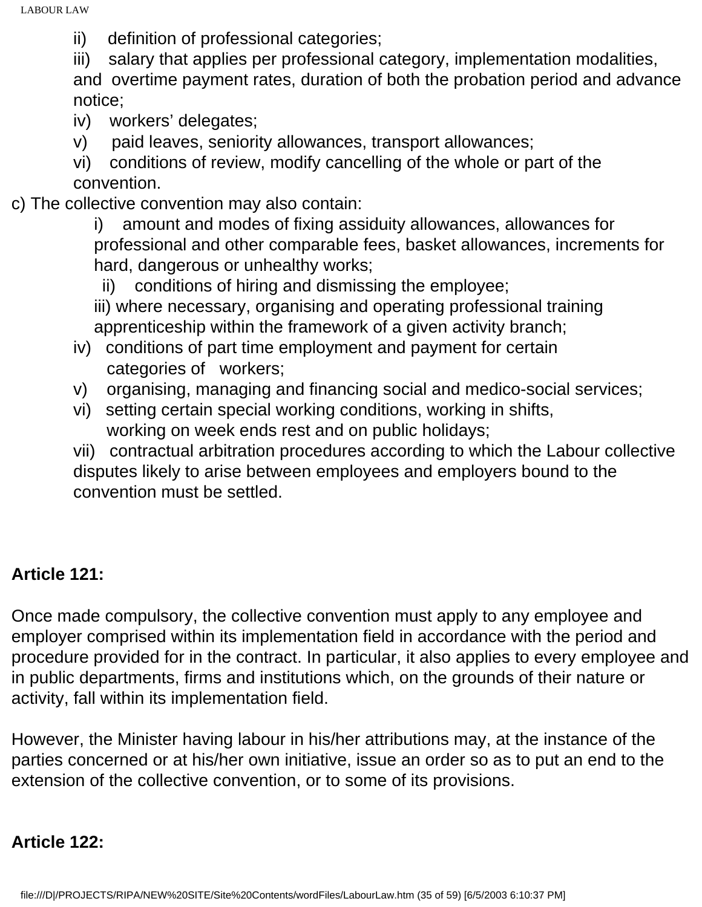ii) definition of professional categories;

iii) salary that applies per professional category, implementation modalities, and overtime payment rates, duration of both the probation period and advance notice;

iv) workers' delegates;

v) paid leaves, seniority allowances, transport allowances;

vi) conditions of review, modify cancelling of the whole or part of the convention.

c) The collective convention may also contain:

i) amount and modes of fixing assiduity allowances, allowances for professional and other comparable fees, basket allowances, increments for hard, dangerous or unhealthy works;

ii) conditions of hiring and dismissing the employee;

iii) where necessary, organising and operating professional training apprenticeship within the framework of a given activity branch;

iv) conditions of part time employment and payment for certain categories of workers;

v) organising, managing and financing social and medico-social services;

vi) setting certain special working conditions, working in shifts, working on week ends rest and on public holidays;

vii) contractual arbitration procedures according to which the Labour collective disputes likely to arise between employees and employers bound to the convention must be settled.

**Article 121:**

Once made compulsory, the collective convention must apply to any employee and employer comprised within its implementation field in accordance with the period and procedure provided for in the contract. In particular, it also applies to every employee and in public departments, firms and institutions which, on the grounds of their nature or activity, fall within its implementation field.

However, the Minister having labour in his/her attributions may, at the instance of the parties concerned or at his/her own initiative, issue an order so as to put an end to the extension of the collective convention, or to some of its provisions.

**Article 122:**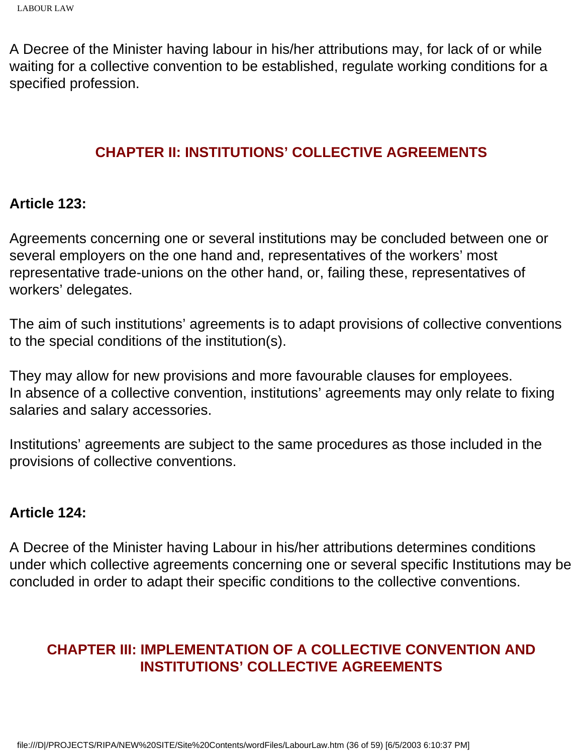A Decree of the Minister having labour in his/her attributions may, for lack of or while waiting for a collective convention to be established, regulate working conditions for a specified profession.

## CHAPTER II: INSTITUTIONS' COLLECTIVE AGREEMENTS

**Article 123:**

Agreements concerning one or several institutions may be concluded between one or several employers on the one hand and, representatives of the workers' most representative trade-unions on the other hand, or, failing these, representatives of workers' delegates.

The aim of such institutions' agreements is to adapt provisions of collective conventions to the special conditions of the institution(s).

They may allow for new provisions and more favourable clauses for employees.
In absence of a collective convention, institutions' agreements may only relate to fixing salaries and salary accessories.

Institutions' agreements are subject to the same procedures as those included in the provisions of collective conventions.

**Article 124:**

A Decree of the Minister having Labour in his/her attributions determines conditions under which collective agreements concerning one or several specific Institutions may be concluded in order to adapt their specific conditions to the collective conventions.

## CHAPTER III: IMPLEMENTATION OF A COLLECTIVE CONVENTION AND INSTITUTIONS' COLLECTIVE AGREEMENTS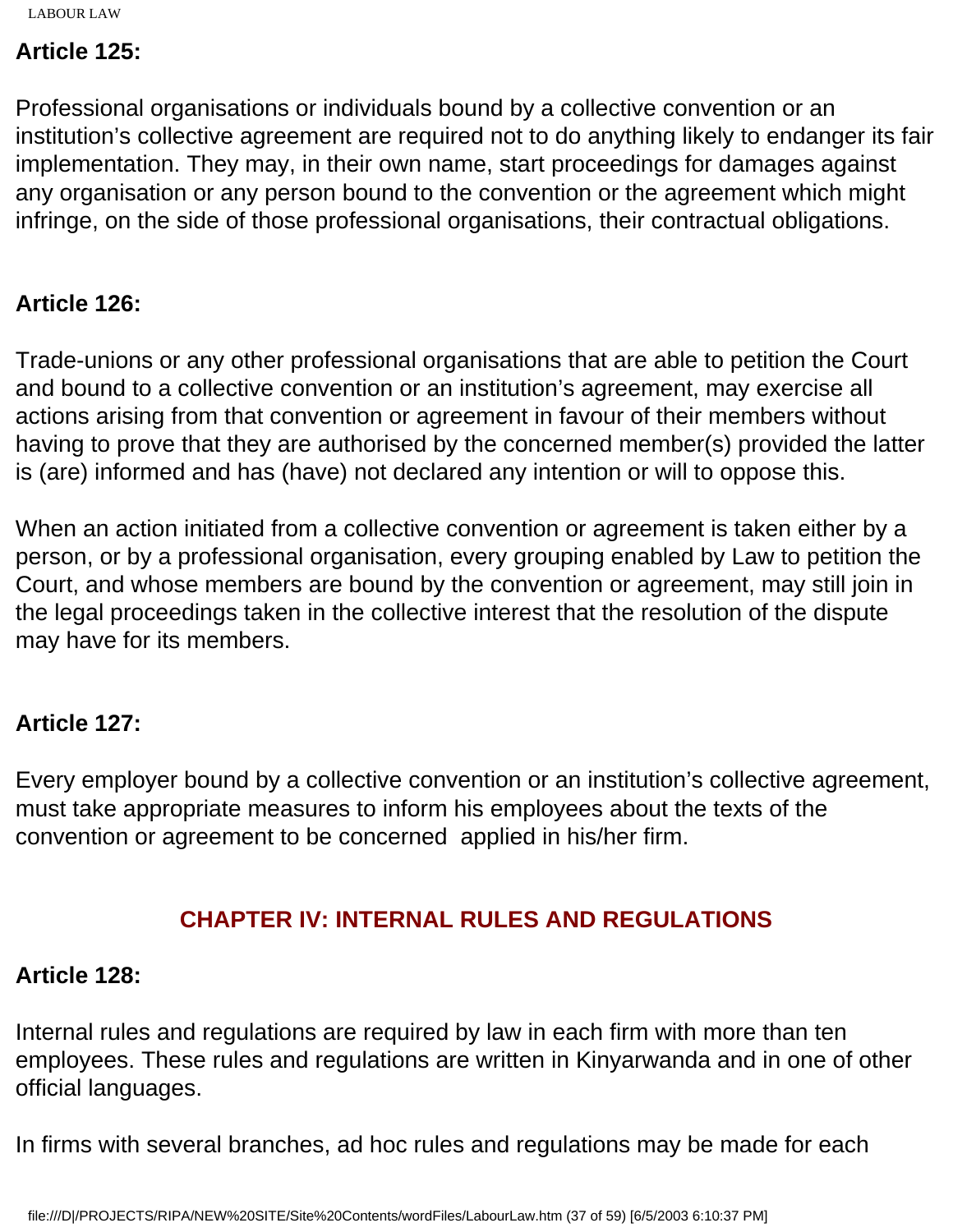**Article 125:**

Professional organisations or individuals bound by a collective convention or an institution's collective agreement are required not to do anything likely to endanger its fair implementation. They may, in their own name, start proceedings for damages against any organisation or any person bound to the convention or the agreement which might infringe, on the side of those professional organisations, their contractual obligations.

**Article 126:**

Trade-unions or any other professional organisations that are able to petition the Court and bound to a collective convention or an institution's agreement, may exercise all actions arising from that convention or agreement in favour of their members without having to prove that they are authorised by the concerned member(s) provided the latter is (are) informed and has (have) not declared any intention or will to oppose this.

When an action initiated from a collective convention or agreement is taken either by a person, or by a professional organisation, every grouping enabled by Law to petition the Court, and whose members are bound by the convention or agreement, may still join in the legal proceedings taken in the collective interest that the resolution of the dispute may have for its members.

**Article 127:**

Every employer bound by a collective convention or an institution's collective agreement, must take appropriate measures to inform his employees about the texts of the convention or agreement to be concerned applied in his/her firm.

## CHAPTER IV: INTERNAL RULES AND REGULATIONS

**Article 128:**

Internal rules and regulations are required by law in each firm with more than ten employees. These rules and regulations are written in Kinyarwanda and in one of other official languages.

In firms with several branches, ad hoc rules and regulations may be made for each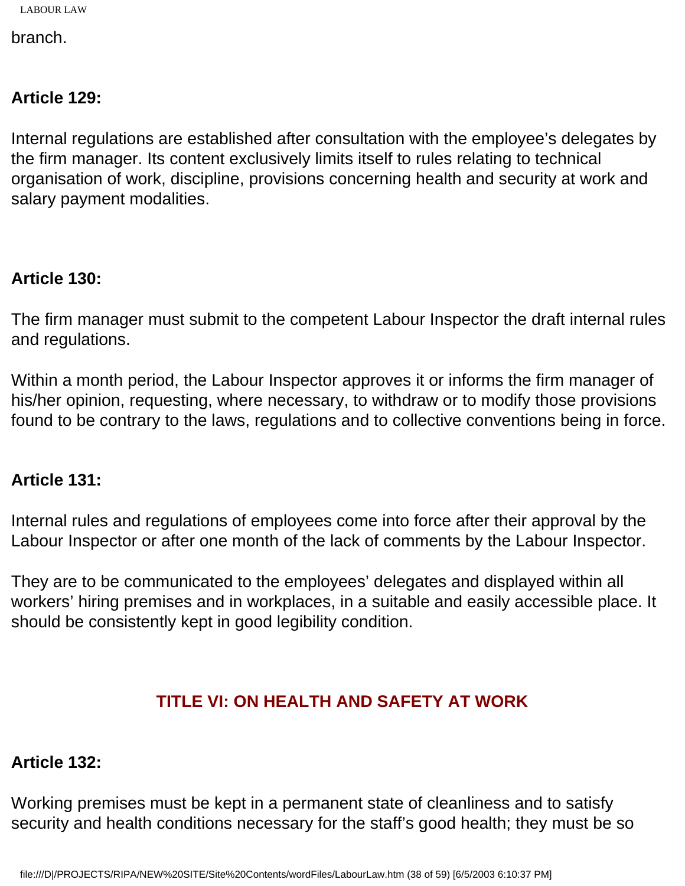branch.

**Article 129:**

Internal regulations are established after consultation with the employee's delegates by the firm manager. Its content exclusively limits itself to rules relating to technical organisation of work, discipline, provisions concerning health and security at work and salary payment modalities.

**Article 130:**

The firm manager must submit to the competent Labour Inspector the draft internal rules and regulations.

Within a month period, the Labour Inspector approves it or informs the firm manager of his/her opinion, requesting, where necessary, to withdraw or to modify those provisions found to be contrary to the laws, regulations and to collective conventions being in force.

**Article 131:**

Internal rules and regulations of employees come into force after their approval by the Labour Inspector or after one month of the lack of comments by the Labour Inspector.

They are to be communicated to the employees' delegates and displayed within all workers' hiring premises and in workplaces, in a suitable and easily accessible place. It should be consistently kept in good legibility condition.

## TITLE VI: ON HEALTH AND SAFETY AT WORK

**Article 132:**

Working premises must be kept in a permanent state of cleanliness and to satisfy security and health conditions necessary for the staff's good health; they must be so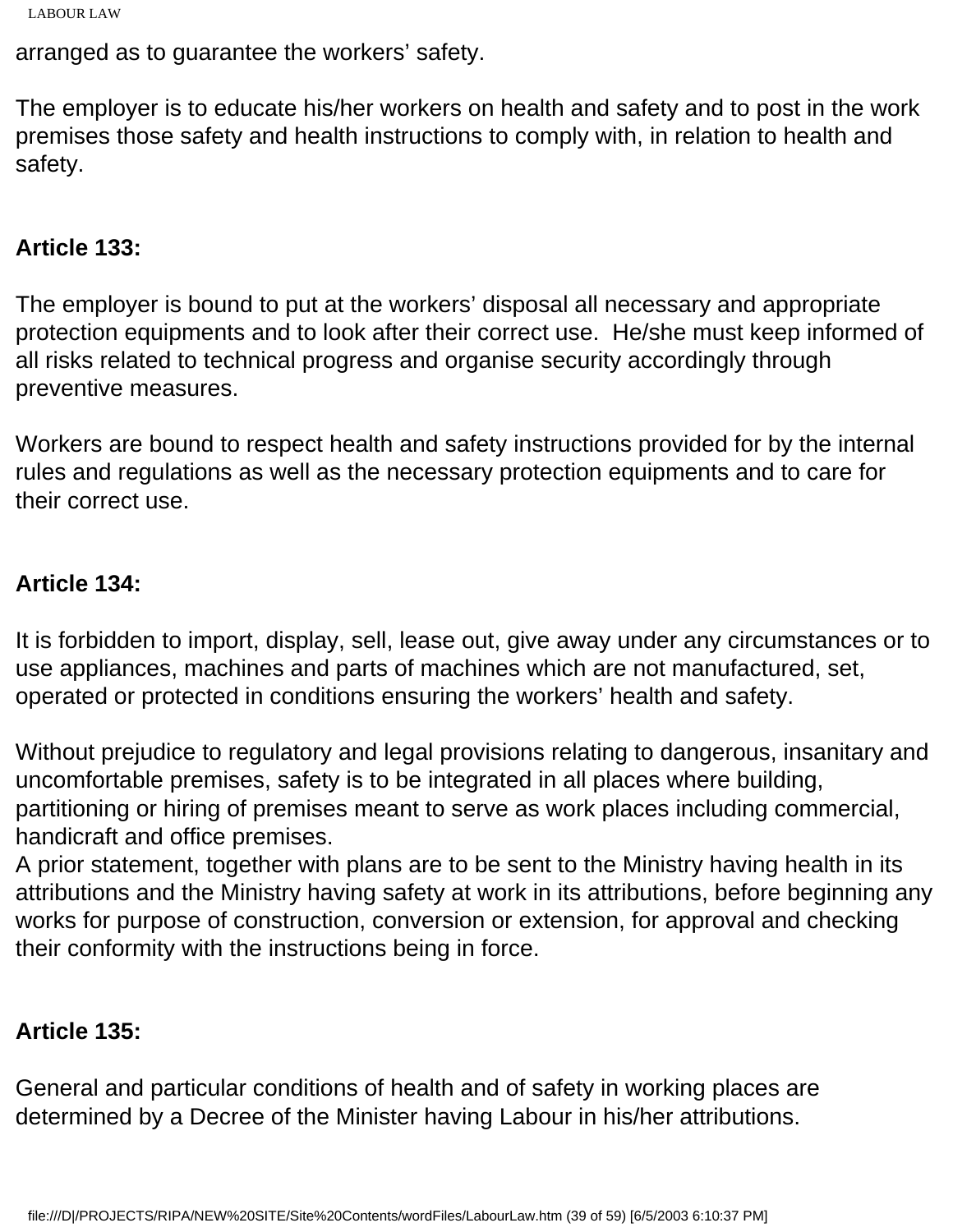arranged as to guarantee the workers' safety.

The employer is to educate his/her workers on health and safety and to post in the work premises those safety and health instructions to comply with, in relation to health and safety.

**Article 133:**

The employer is bound to put at the workers' disposal all necessary and appropriate protection equipments and to look after their correct use. He/she must keep informed of all risks related to technical progress and organise security accordingly through preventive measures.

Workers are bound to respect health and safety instructions provided for by the internal rules and regulations as well as the necessary protection equipments and to care for their correct use.

**Article 134:**

It is forbidden to import, display, sell, lease out, give away under any circumstances or to use appliances, machines and parts of machines which are not manufactured, set, operated or protected in conditions ensuring the workers' health and safety.

Without prejudice to regulatory and legal provisions relating to dangerous, insanitary and uncomfortable premises, safety is to be integrated in all places where building, partitioning or hiring of premises meant to serve as work places including commercial, handicraft and office premises.
A prior statement, together with plans are to be sent to the Ministry having health in its attributions and the Ministry having safety at work in its attributions, before beginning any works for purpose of construction, conversion or extension, for approval and checking their conformity with the instructions being in force.

**Article 135:**

General and particular conditions of health and of safety in working places are determined by a Decree of the Minister having Labour in his/her attributions.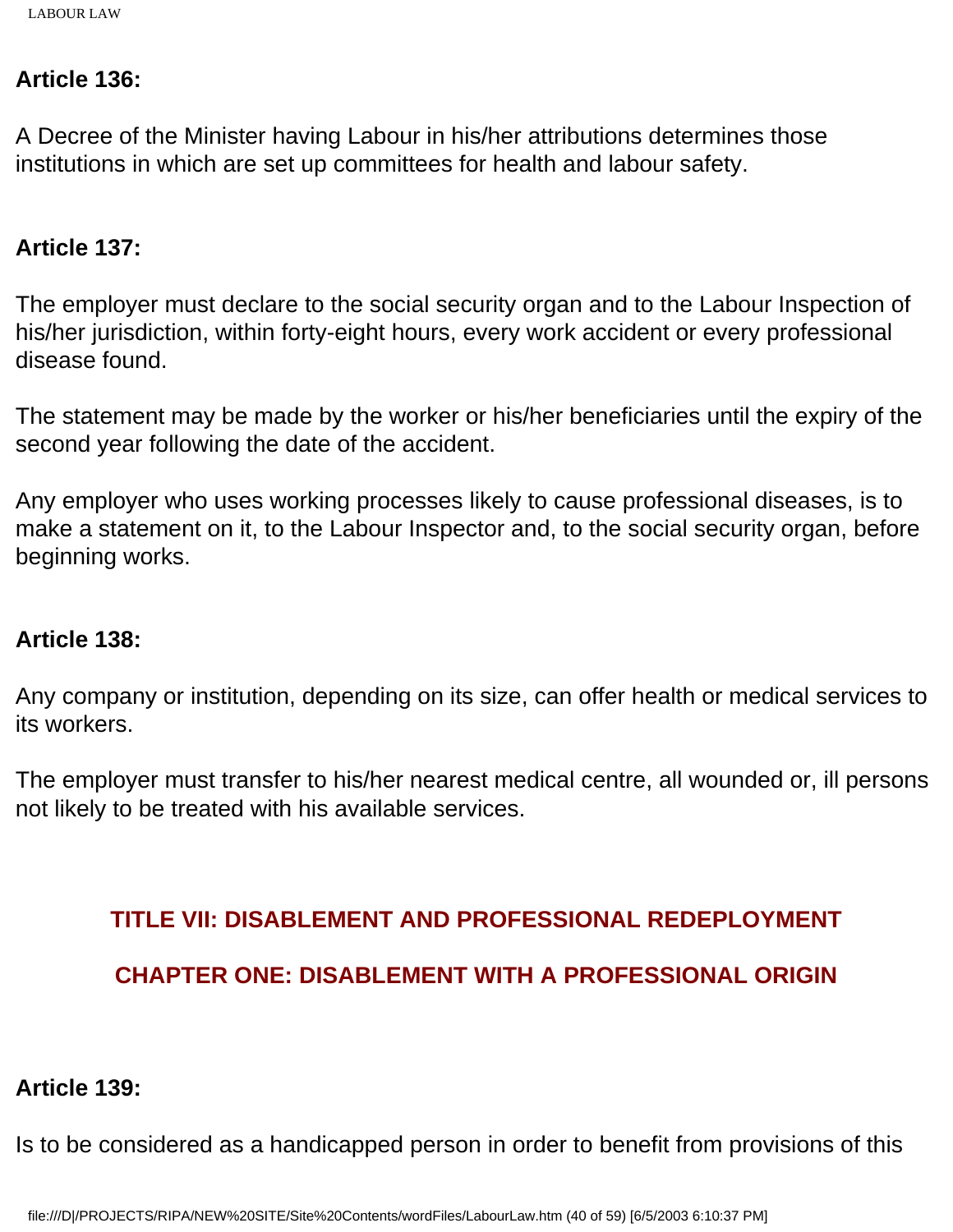**Article 136:**

A Decree of the Minister having Labour in his/her attributions determines those institutions in which are set up committees for health and labour safety.

**Article 137:**

The employer must declare to the social security organ and to the Labour Inspection of his/her jurisdiction, within forty-eight hours, every work accident or every professional disease found.

The statement may be made by the worker or his/her beneficiaries until the expiry of the second year following the date of the accident.

Any employer who uses working processes likely to cause professional diseases, is to make a statement on it, to the Labour Inspector and, to the social security organ, before beginning works.

**Article 138:**

Any company or institution, depending on its size, can offer health or medical services to its workers.

The employer must transfer to his/her nearest medical centre, all wounded or, ill persons not likely to be treated with his available services.

## TITLE VII: DISABLEMENT AND PROFESSIONAL REDEPLOYMENT

## CHAPTER ONE: DISABLEMENT WITH A PROFESSIONAL ORIGIN

**Article 139:**

Is to be considered as a handicapped person in order to benefit from provisions of this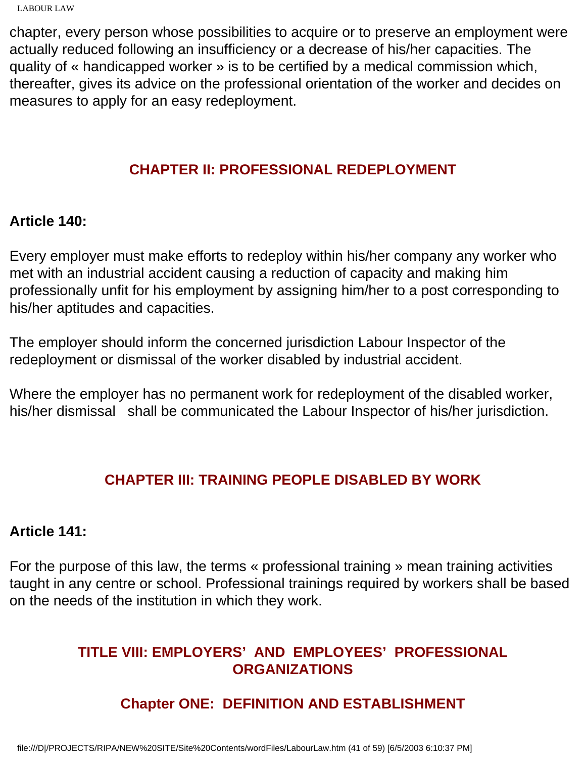chapter, every person whose possibilities to acquire or to preserve an employment were actually reduced following an insufficiency or a decrease of his/her capacities. The quality of « handicapped worker » is to be certified by a medical commission which, thereafter, gives its advice on the professional orientation of the worker and decides on measures to apply for an easy redeployment.

## CHAPTER II: PROFESSIONAL REDEPLOYMENT

**Article 140:**

Every employer must make efforts to redeploy within his/her company any worker who met with an industrial accident causing a reduction of capacity and making him professionally unfit for his employment by assigning him/her to a post corresponding to his/her aptitudes and capacities.

The employer should inform the concerned jurisdiction Labour Inspector of the redeployment or dismissal of the worker disabled by industrial accident.

Where the employer has no permanent work for redeployment of the disabled worker, his/her dismissal shall be communicated the Labour Inspector of his/her jurisdiction.

## CHAPTER III: TRAINING PEOPLE DISABLED BY WORK

**Article 141:**

For the purpose of this law, the terms « professional training » mean training activities taught in any centre or school. Professional trainings required by workers shall be based on the needs of the institution in which they work.

# TITLE VIII: EMPLOYERS' AND EMPLOYEES' PROFESSIONAL ORGANIZATIONS

## Chapter ONE: DEFINITION AND ESTABLISHMENT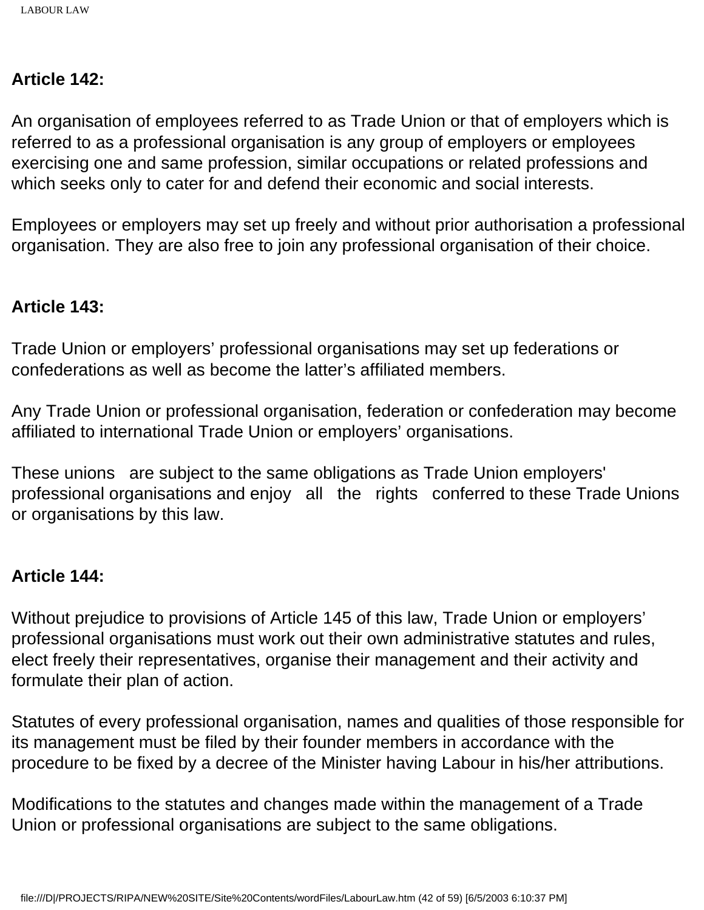**Article 142:**

An organisation of employees referred to as Trade Union or that of employers which is referred to as a professional organisation is any group of employers or employees exercising one and same profession, similar occupations or related professions and which seeks only to cater for and defend their economic and social interests.

Employees or employers may set up freely and without prior authorisation a professional organisation. They are also free to join any professional organisation of their choice.

**Article 143:**

Trade Union or employers' professional organisations may set up federations or confederations as well as become the latter's affiliated members.

Any Trade Union or professional organisation, federation or confederation may become affiliated to international Trade Union or employers' organisations.

These unions are subject to the same obligations as Trade Union employers' professional organisations and enjoy all the rights conferred to these Trade Unions or organisations by this law.

**Article 144:**

Without prejudice to provisions of Article 145 of this law, Trade Union or employers' professional organisations must work out their own administrative statutes and rules, elect freely their representatives, organise their management and their activity and formulate their plan of action.

Statutes of every professional organisation, names and qualities of those responsible for its management must be filed by their founder members in accordance with the procedure to be fixed by a decree of the Minister having Labour in his/her attributions.

Modifications to the statutes and changes made within the management of a Trade Union or professional organisations are subject to the same obligations.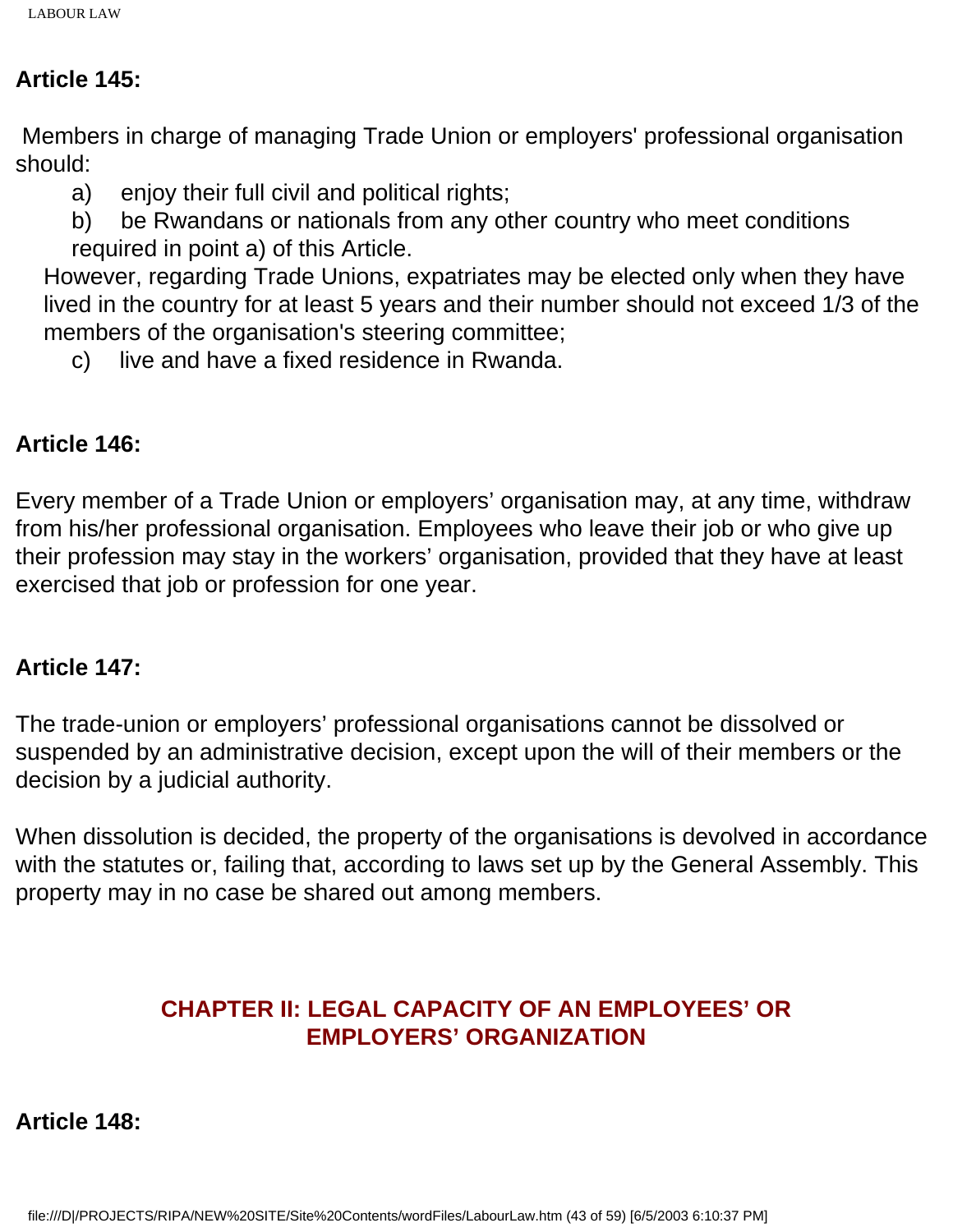**Article 145:**

Members in charge of managing Trade Union or employers' professional organisation should:

a) enjoy their full civil and political rights;

b) be Rwandans or nationals from any other country who meet conditions required in point a) of this Article.

However, regarding Trade Unions, expatriates may be elected only when they have lived in the country for at least 5 years and their number should not exceed 1/3 of the members of the organisation's steering committee;

c) live and have a fixed residence in Rwanda.

**Article 146:**

Every member of a Trade Union or employers' organisation may, at any time, withdraw from his/her professional organisation. Employees who leave their job or who give up their profession may stay in the workers' organisation, provided that they have at least exercised that job or profession for one year.

**Article 147:**

The trade-union or employers' professional organisations cannot be dissolved or suspended by an administrative decision, except upon the will of their members or the decision by a judicial authority.

When dissolution is decided, the property of the organisations is devolved in accordance with the statutes or, failing that, according to laws set up by the General Assembly. This property may in no case be shared out among members.

## CHAPTER II: LEGAL CAPACITY OF AN EMPLOYEES' OR EMPLOYERS' ORGANIZATION

**Article 148:**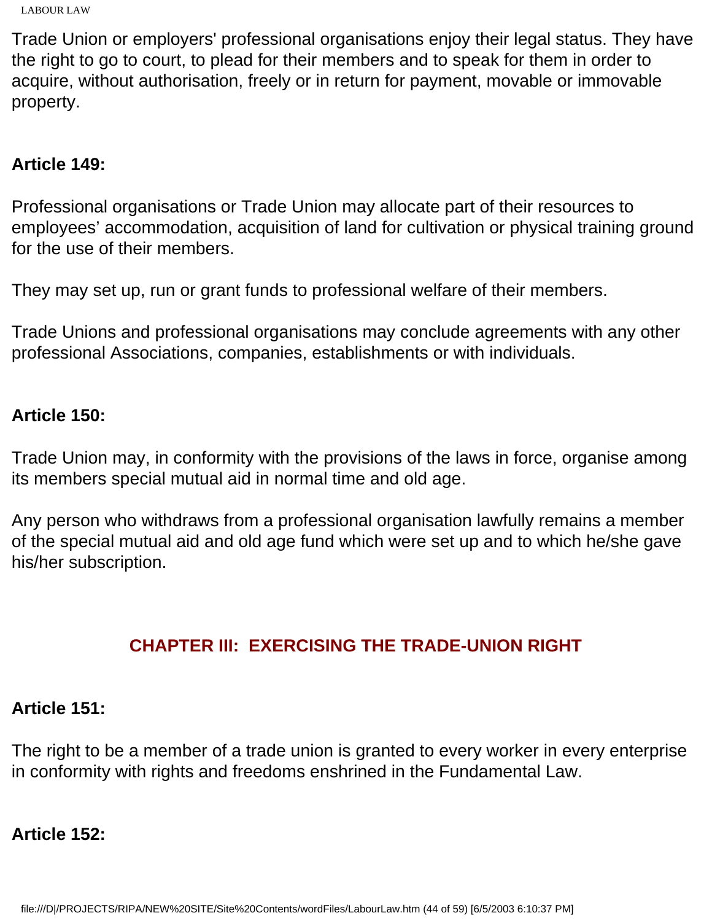Trade Union or employers' professional organisations enjoy their legal status. They have the right to go to court, to plead for their members and to speak for them in order to acquire, without authorisation, freely or in return for payment, movable or immovable property.

**Article 149:**

Professional organisations or Trade Union may allocate part of their resources to employees' accommodation, acquisition of land for cultivation or physical training ground for the use of their members.

They may set up, run or grant funds to professional welfare of their members.

Trade Unions and professional organisations may conclude agreements with any other professional Associations, companies, establishments or with individuals.

**Article 150:**

Trade Union may, in conformity with the provisions of the laws in force, organise among its members special mutual aid in normal time and old age.

Any person who withdraws from a professional organisation lawfully remains a member of the special mutual aid and old age fund which were set up and to which he/she gave his/her subscription.

## CHAPTER III: EXERCISING THE TRADE-UNION RIGHT

**Article 151:**

The right to be a member of a trade union is granted to every worker in every enterprise in conformity with rights and freedoms enshrined in the Fundamental Law.

**Article 152:**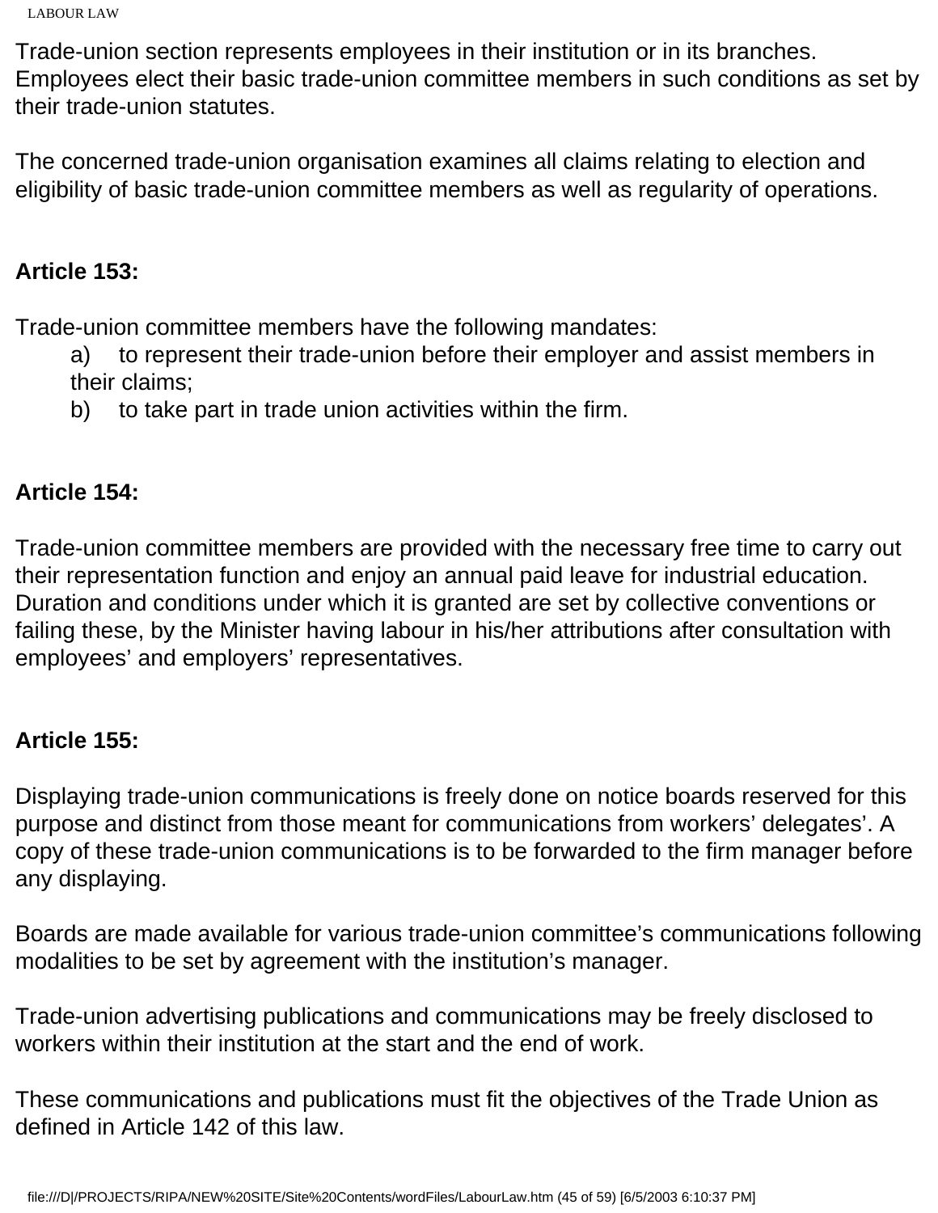Trade-union section represents employees in their institution or in its branches. Employees elect their basic trade-union committee members in such conditions as set by their trade-union statutes.

The concerned trade-union organisation examines all claims relating to election and eligibility of basic trade-union committee members as well as regularity of operations.

**Article 153:**

Trade-union committee members have the following mandates:

a) to represent their trade-union before their employer and assist members in their claims;
b) to take part in trade union activities within the firm.

**Article 154:**

Trade-union committee members are provided with the necessary free time to carry out their representation function and enjoy an annual paid leave for industrial education. Duration and conditions under which it is granted are set by collective conventions or failing these, by the Minister having labour in his/her attributions after consultation with employees' and employers' representatives.

**Article 155:**

Displaying trade-union communications is freely done on notice boards reserved for this purpose and distinct from those meant for communications from workers' delegates'. A copy of these trade-union communications is to be forwarded to the firm manager before any displaying.

Boards are made available for various trade-union committee's communications following modalities to be set by agreement with the institution's manager.

Trade-union advertising publications and communications may be freely disclosed to workers within their institution at the start and the end of work.

These communications and publications must fit the objectives of the Trade Union as defined in Article 142 of this law.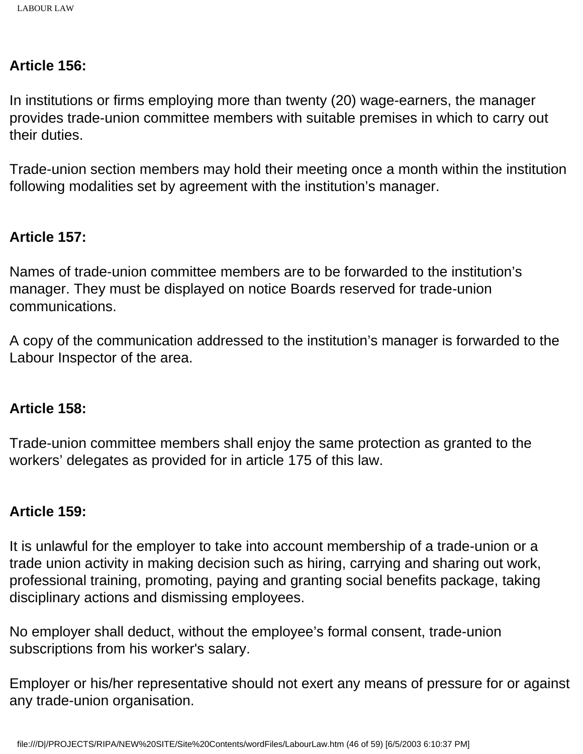**Article 156:**

In institutions or firms employing more than twenty (20) wage-earners, the manager provides trade-union committee members with suitable premises in which to carry out their duties.

Trade-union section members may hold their meeting once a month within the institution following modalities set by agreement with the institution’s manager.

**Article 157:**

Names of trade-union committee members are to be forwarded to the institution’s manager. They must be displayed on notice Boards reserved for trade-union communications.

A copy of the communication addressed to the institution’s manager is forwarded to the Labour Inspector of the area.

**Article 158:**

Trade-union committee members shall enjoy the same protection as granted to the workers’ delegates as provided for in article 175 of this law.

**Article 159:**

It is unlawful for the employer to take into account membership of a trade-union or a trade union activity in making decision such as hiring, carrying and sharing out work, professional training, promoting, paying and granting social benefits package, taking disciplinary actions and dismissing employees.

No employer shall deduct, without the employee’s formal consent, trade-union subscriptions from his worker's salary.

Employer or his/her representative should not exert any means of pressure for or against any trade-union organisation.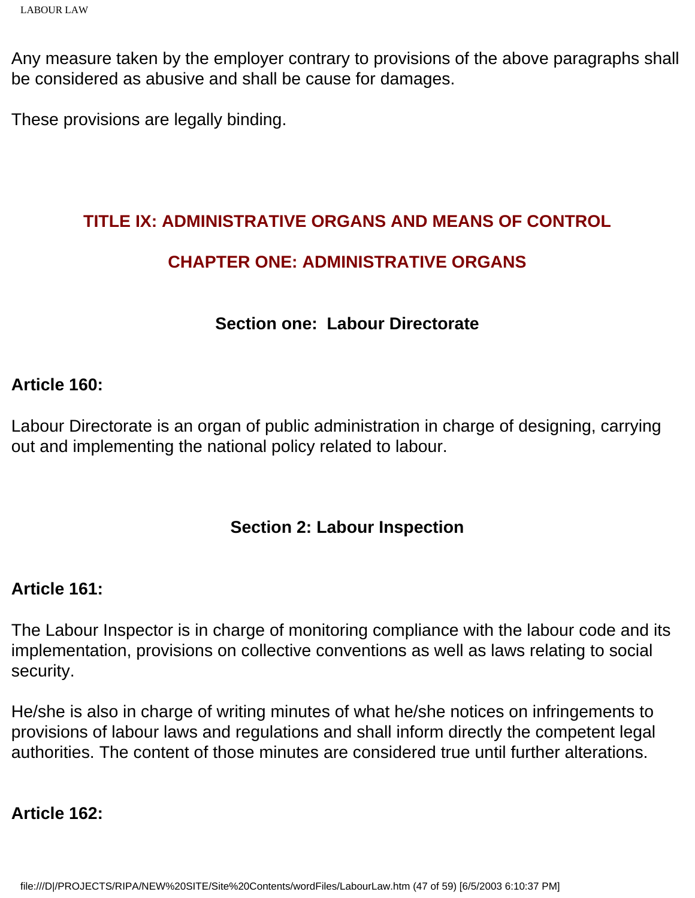Any measure taken by the employer contrary to provisions of the above paragraphs shall be considered as abusive and shall be cause for damages.

These provisions are legally binding.

## TITLE IX: ADMINISTRATIVE ORGANS AND MEANS OF CONTROL

## CHAPTER ONE: ADMINISTRATIVE ORGANS

### Section one: Labour Directorate

**Article 160:**

Labour Directorate is an organ of public administration in charge of designing, carrying out and implementing the national policy related to labour.

### Section 2: Labour Inspection

**Article 161:**

The Labour Inspector is in charge of monitoring compliance with the labour code and its implementation, provisions on collective conventions as well as laws relating to social security.

He/she is also in charge of writing minutes of what he/she notices on infringements to provisions of labour laws and regulations and shall inform directly the competent legal authorities. The content of those minutes are considered true until further alterations.

**Article 162:**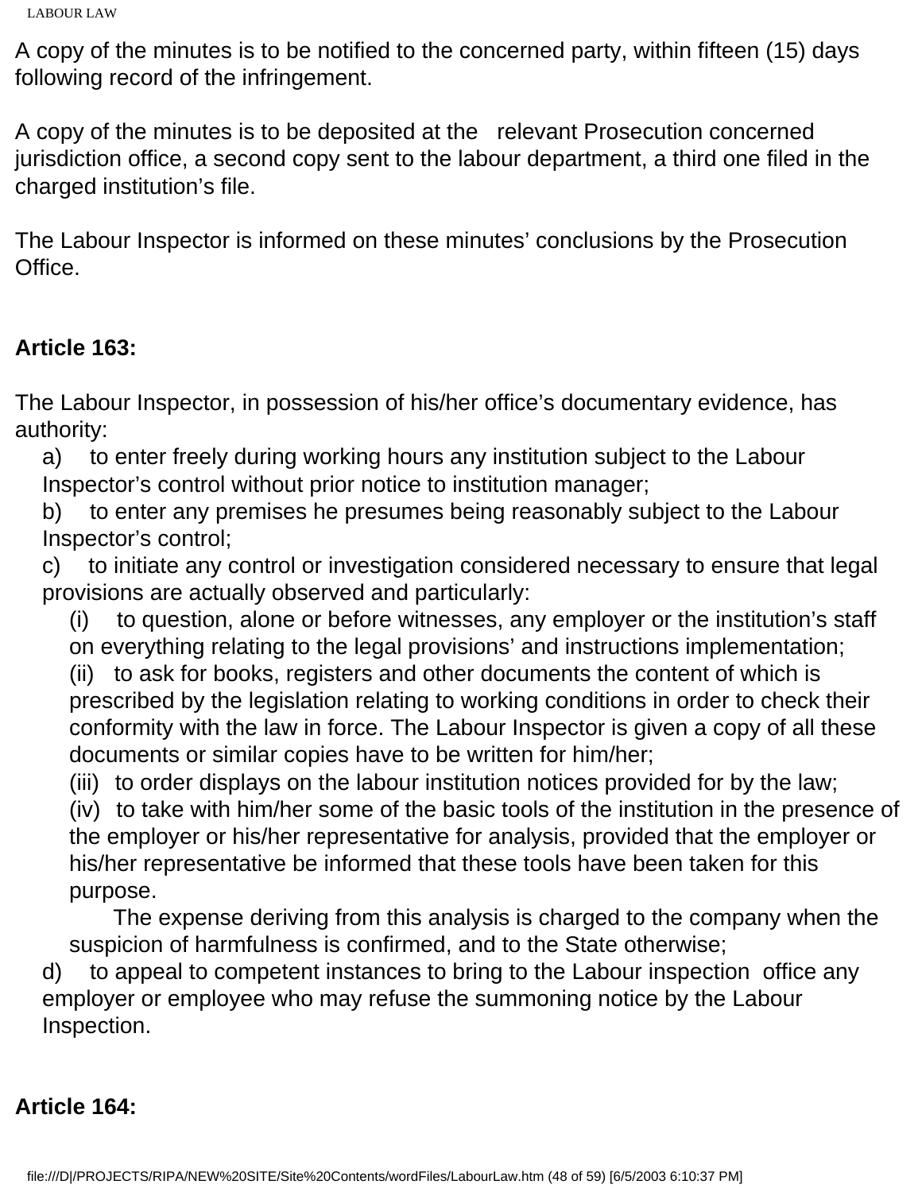A copy of the minutes is to be notified to the concerned party, within fifteen (15) days following record of the infringement.

A copy of the minutes is to be deposited at the relevant Prosecution concerned jurisdiction office, a second copy sent to the labour department, a third one filed in the charged institution's file.

The Labour Inspector is informed on these minutes' conclusions by the Prosecution Office.

**Article 163:**

The Labour Inspector, in possession of his/her office's documentary evidence, has authority:

a) to enter freely during working hours any institution subject to the Labour Inspector's control without prior notice to institution manager;

b) to enter any premises he presumes being reasonably subject to the Labour Inspector's control;

c) to initiate any control or investigation considered necessary to ensure that legal provisions are actually observed and particularly:

(i) to question, alone or before witnesses, any employer or the institution's staff on everything relating to the legal provisions' and instructions implementation;

(ii) to ask for books, registers and other documents the content of which is prescribed by the legislation relating to working conditions in order to check their conformity with the law in force. The Labour Inspector is given a copy of all these documents or similar copies have to be written for him/her;

(iii) to order displays on the labour institution notices provided for by the law;

(iv) to take with him/her some of the basic tools of the institution in the presence of the employer or his/her representative for analysis, provided that the employer or his/her representative be informed that these tools have been taken for this purpose.

The expense deriving from this analysis is charged to the company when the suspicion of harmfulness is confirmed, and to the State otherwise;

d) to appeal to competent instances to bring to the Labour inspection office any employer or employee who may refuse the summoning notice by the Labour Inspection.

**Article 164:**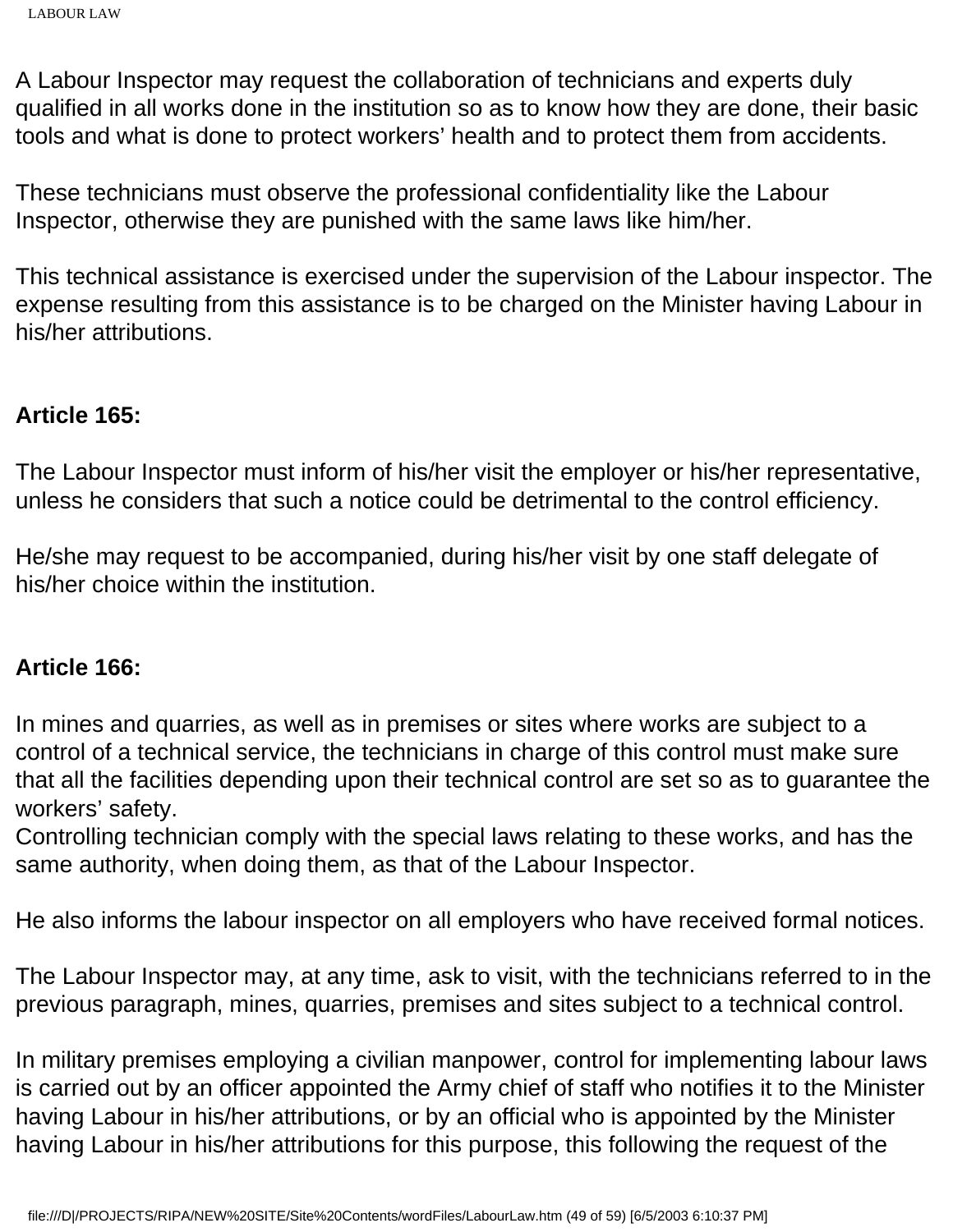A Labour Inspector may request the collaboration of technicians and experts duly qualified in all works done in the institution so as to know how they are done, their basic tools and what is done to protect workers' health and to protect them from accidents.

These technicians must observe the professional confidentiality like the Labour Inspector, otherwise they are punished with the same laws like him/her.

This technical assistance is exercised under the supervision of the Labour inspector. The expense resulting from this assistance is to be charged on the Minister having Labour in his/her attributions.

**Article 165:**

The Labour Inspector must inform of his/her visit the employer or his/her representative, unless he considers that such a notice could be detrimental to the control efficiency.

He/she may request to be accompanied, during his/her visit by one staff delegate of his/her choice within the institution.

**Article 166:**

In mines and quarries, as well as in premises or sites where works are subject to a control of a technical service, the technicians in charge of this control must make sure that all the facilities depending upon their technical control are set so as to guarantee the workers' safety.
Controlling technician comply with the special laws relating to these works, and has the same authority, when doing them, as that of the Labour Inspector.

He also informs the labour inspector on all employers who have received formal notices.

The Labour Inspector may, at any time, ask to visit, with the technicians referred to in the previous paragraph, mines, quarries, premises and sites subject to a technical control.

In military premises employing a civilian manpower, control for implementing labour laws is carried out by an officer appointed the Army chief of staff who notifies it to the Minister having Labour in his/her attributions, or by an official who is appointed by the Minister having Labour in his/her attributions for this purpose, this following the request of the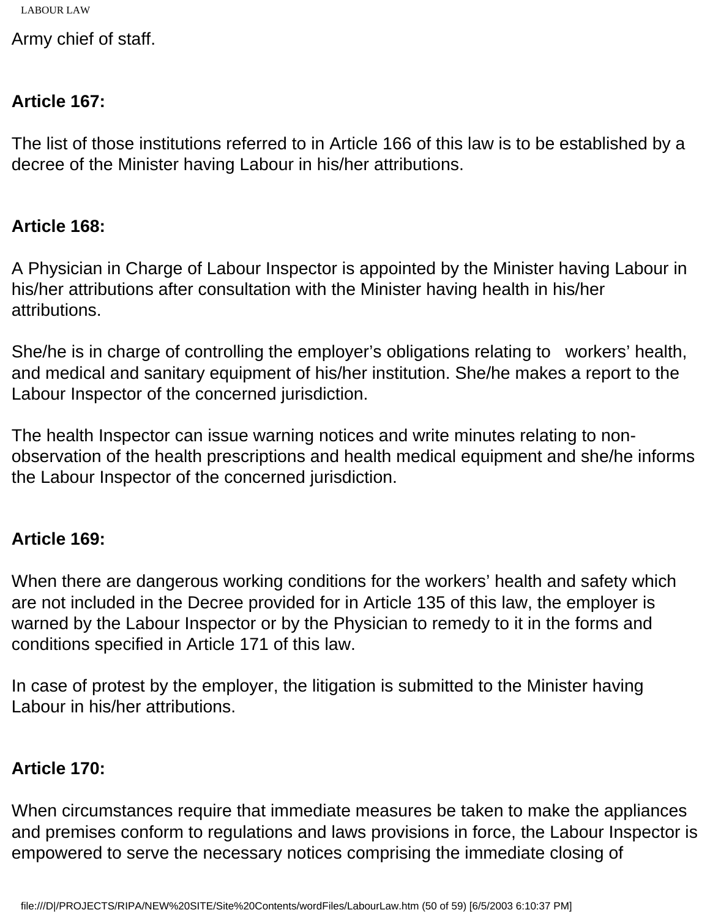Army chief of staff.

**Article 167:**

The list of those institutions referred to in Article 166 of this law is to be established by a decree of the Minister having Labour in his/her attributions.

**Article 168:**

A Physician in Charge of Labour Inspector is appointed by the Minister having Labour in his/her attributions after consultation with the Minister having health in his/her attributions.

She/he is in charge of controlling the employer's obligations relating to workers' health, and medical and sanitary equipment of his/her institution. She/he makes a report to the Labour Inspector of the concerned jurisdiction.

The health Inspector can issue warning notices and write minutes relating to non-observation of the health prescriptions and health medical equipment and she/he informs the Labour Inspector of the concerned jurisdiction.

**Article 169:**

When there are dangerous working conditions for the workers' health and safety which are not included in the Decree provided for in Article 135 of this law, the employer is warned by the Labour Inspector or by the Physician to remedy to it in the forms and conditions specified in Article 171 of this law.

In case of protest by the employer, the litigation is submitted to the Minister having Labour in his/her attributions.

**Article 170:**

When circumstances require that immediate measures be taken to make the appliances and premises conform to regulations and laws provisions in force, the Labour Inspector is empowered to serve the necessary notices comprising the immediate closing of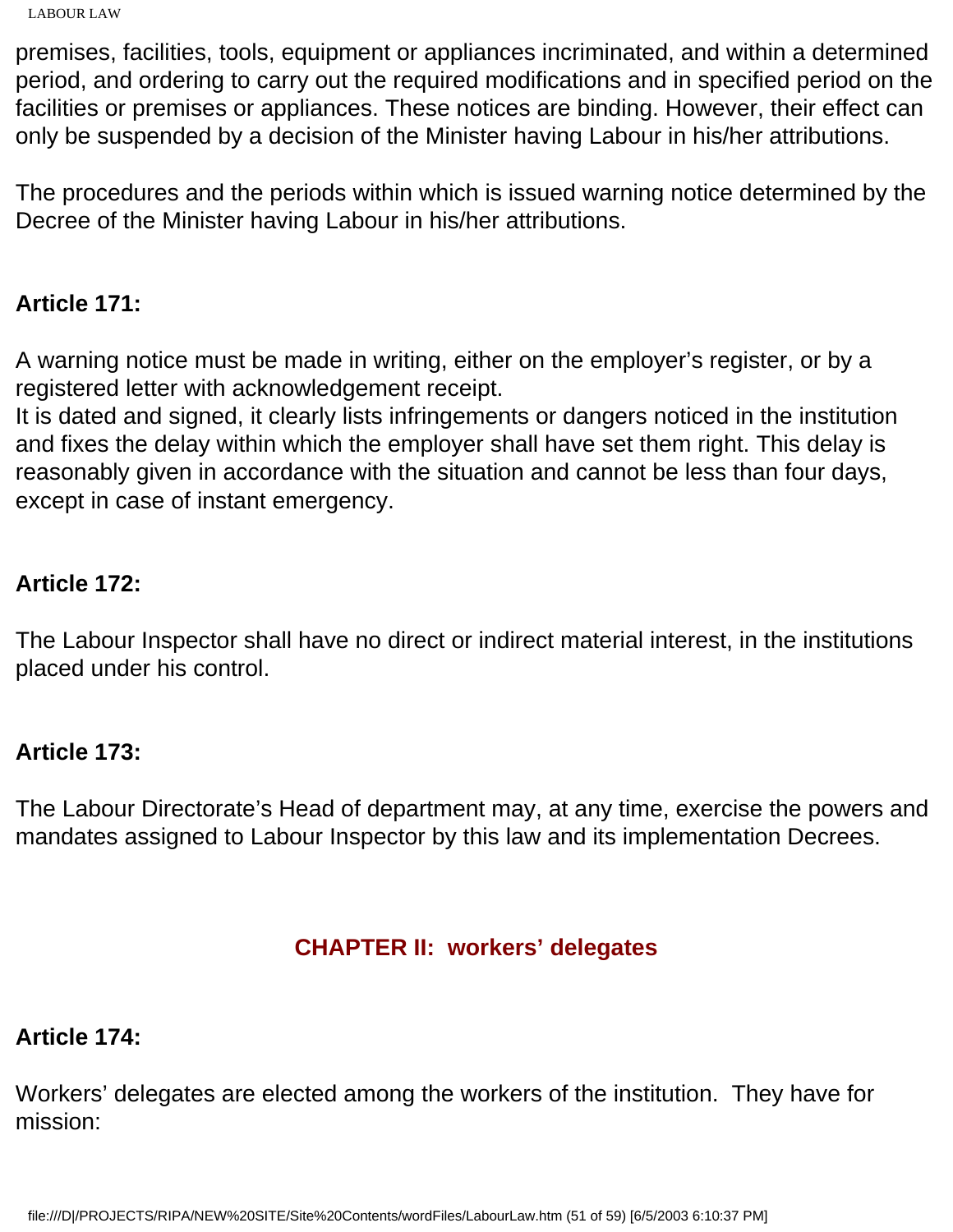premises, facilities, tools, equipment or appliances incriminated, and within a determined period, and ordering to carry out the required modifications and in specified period on the facilities or premises or appliances. These notices are binding. However, their effect can only be suspended by a decision of the Minister having Labour in his/her attributions.

The procedures and the periods within which is issued warning notice determined by the Decree of the Minister having Labour in his/her attributions.

**Article 171:**

A warning notice must be made in writing, either on the employer's register, or by a registered letter with acknowledgement receipt.
It is dated and signed, it clearly lists infringements or dangers noticed in the institution and fixes the delay within which the employer shall have set them right. This delay is reasonably given in accordance with the situation and cannot be less than four days, except in case of instant emergency.

**Article 172:**

The Labour Inspector shall have no direct or indirect material interest, in the institutions placed under his control.

**Article 173:**

The Labour Directorate's Head of department may, at any time, exercise the powers and mandates assigned to Labour Inspector by this law and its implementation Decrees.

## CHAPTER II: workers' delegates

**Article 174:**

Workers' delegates are elected among the workers of the institution. They have for mission: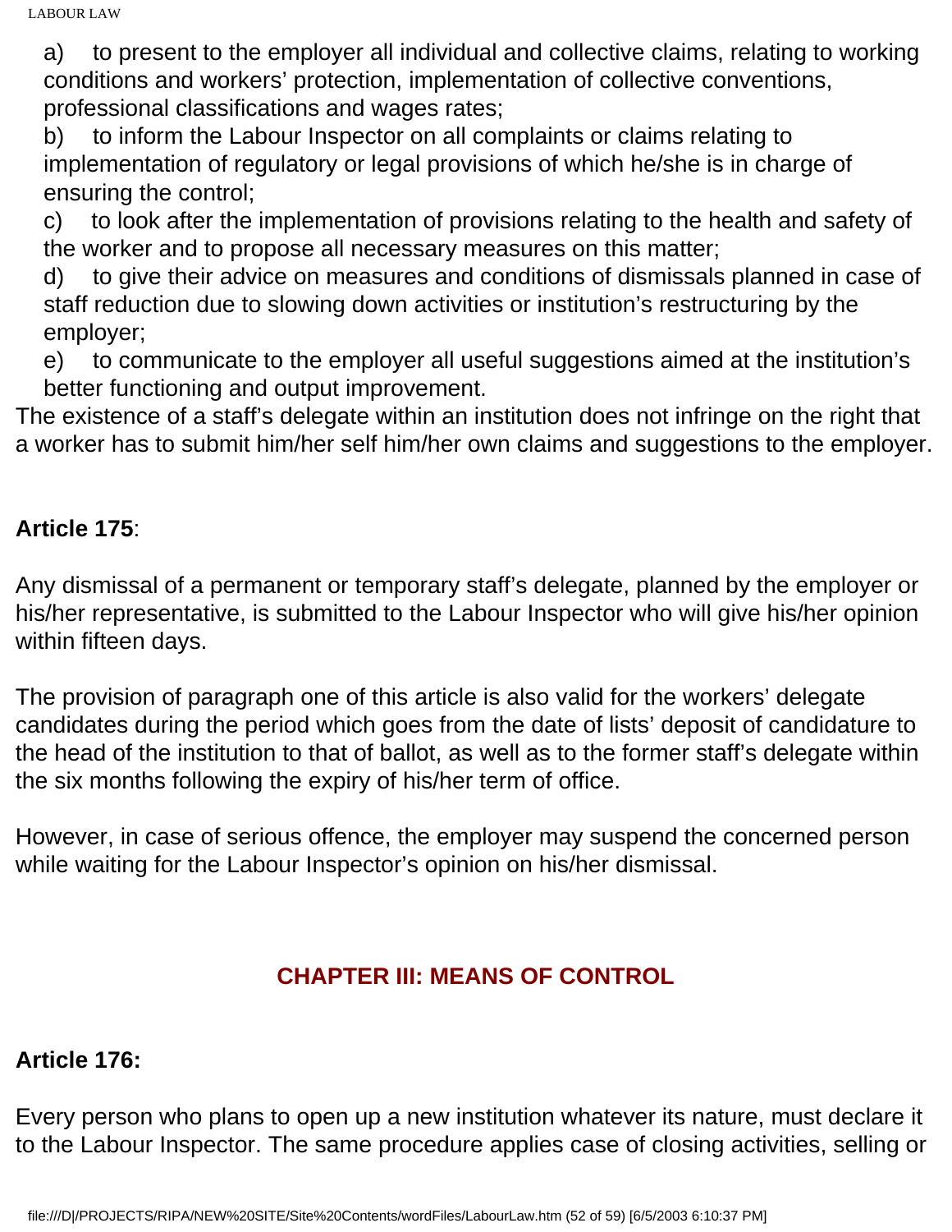a) to present to the employer all individual and collective claims, relating to working conditions and workers' protection, implementation of collective conventions, professional classifications and wages rates;

b) to inform the Labour Inspector on all complaints or claims relating to implementation of regulatory or legal provisions of which he/she is in charge of ensuring the control;

c) to look after the implementation of provisions relating to the health and safety of the worker and to propose all necessary measures on this matter;

d) to give their advice on measures and conditions of dismissals planned in case of staff reduction due to slowing down activities or institution's restructuring by the employer;

e) to communicate to the employer all useful suggestions aimed at the institution's better functioning and output improvement.

The existence of a staff's delegate within an institution does not infringe on the right that a worker has to submit him/her self him/her own claims and suggestions to the employer.

**Article 175**:

Any dismissal of a permanent or temporary staff's delegate, planned by the employer or his/her representative, is submitted to the Labour Inspector who will give his/her opinion within fifteen days.

The provision of paragraph one of this article is also valid for the workers' delegate candidates during the period which goes from the date of lists' deposit of candidature to the head of the institution to that of ballot, as well as to the former staff's delegate within the six months following the expiry of his/her term of office.

However, in case of serious offence, the employer may suspend the concerned person while waiting for the Labour Inspector's opinion on his/her dismissal.

## CHAPTER III: MEANS OF CONTROL

**Article 176:**

Every person who plans to open up a new institution whatever its nature, must declare it to the Labour Inspector. The same procedure applies case of closing activities, selling or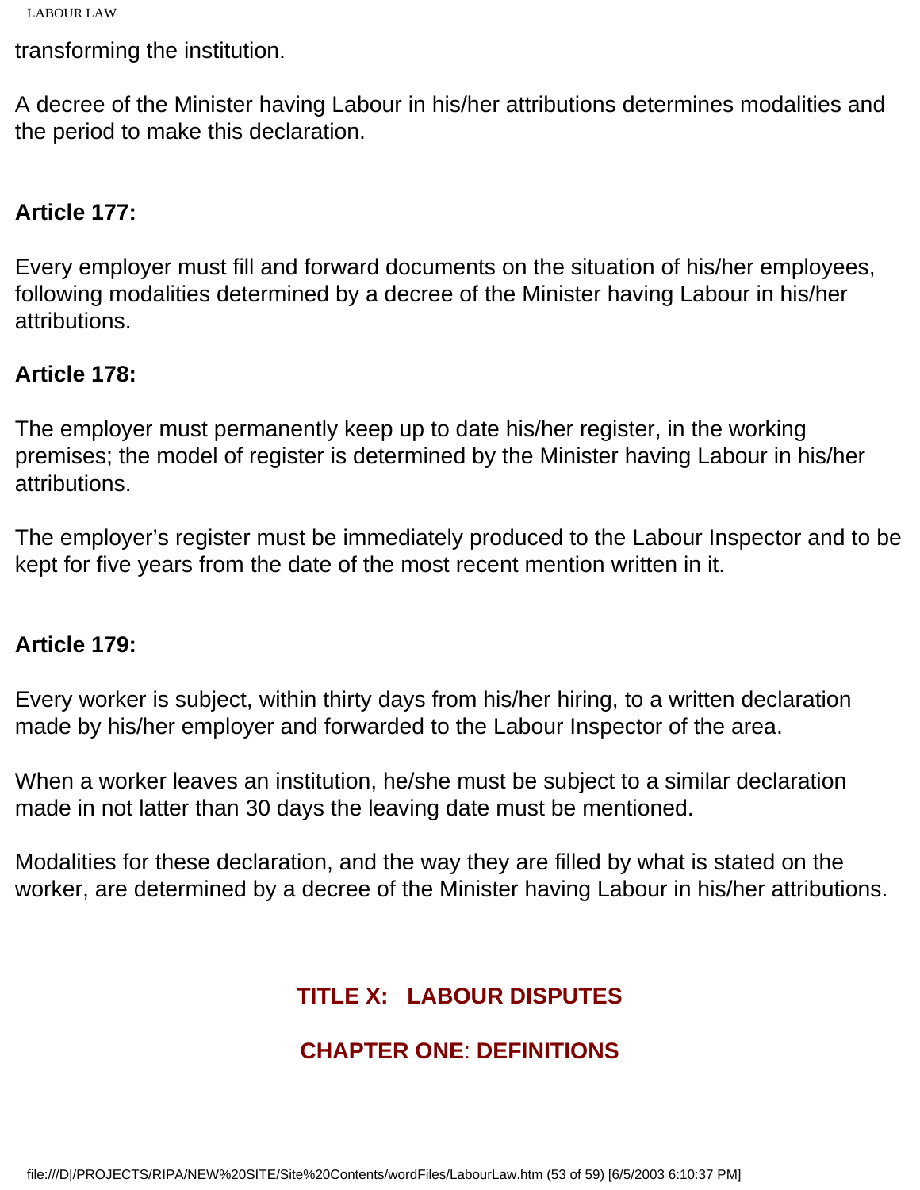transforming the institution.

A decree of the Minister having Labour in his/her attributions determines modalities and the period to make this declaration.

**Article 177:**

Every employer must fill and forward documents on the situation of his/her employees, following modalities determined by a decree of the Minister having Labour in his/her attributions.

**Article 178:**

The employer must permanently keep up to date his/her register, in the working premises; the model of register is determined by the Minister having Labour in his/her attributions.

The employer's register must be immediately produced to the Labour Inspector and to be kept for five years from the date of the most recent mention written in it.

**Article 179:**

Every worker is subject, within thirty days from his/her hiring, to a written declaration made by his/her employer and forwarded to the Labour Inspector of the area.

When a worker leaves an institution, he/she must be subject to a similar declaration made in not latter than 30 days the leaving date must be mentioned.

Modalities for these declaration, and the way they are filled by what is stated on the worker, are determined by a decree of the Minister having Labour in his/her attributions.

## TITLE X: LABOUR DISPUTES

### CHAPTER ONE: DEFINITIONS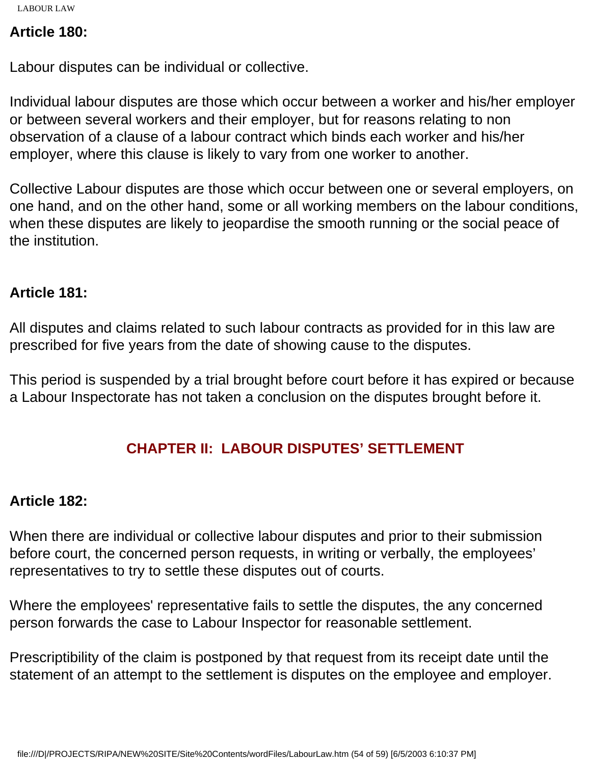**Article 180:**

Labour disputes can be individual or collective.

Individual labour disputes are those which occur between a worker and his/her employer or between several workers and their employer, but for reasons relating to non observation of a clause of a labour contract which binds each worker and his/her employer, where this clause is likely to vary from one worker to another.

Collective Labour disputes are those which occur between one or several employers, on one hand, and on the other hand, some or all working members on the labour conditions, when these disputes are likely to jeopardise the smooth running or the social peace of the institution.

**Article 181:**

All disputes and claims related to such labour contracts as provided for in this law are prescribed for five years from the date of showing cause to the disputes.

This period is suspended by a trial brought before court before it has expired or because a Labour Inspectorate has not taken a conclusion on the disputes brought before it.

## CHAPTER II: LABOUR DISPUTES' SETTLEMENT

**Article 182:**

When there are individual or collective labour disputes and prior to their submission before court, the concerned person requests, in writing or verbally, the employees' representatives to try to settle these disputes out of courts.

Where the employees' representative fails to settle the disputes, the any concerned person forwards the case to Labour Inspector for reasonable settlement.

Prescriptibility of the claim is postponed by that request from its receipt date until the statement of an attempt to the settlement is disputes on the employee and employer.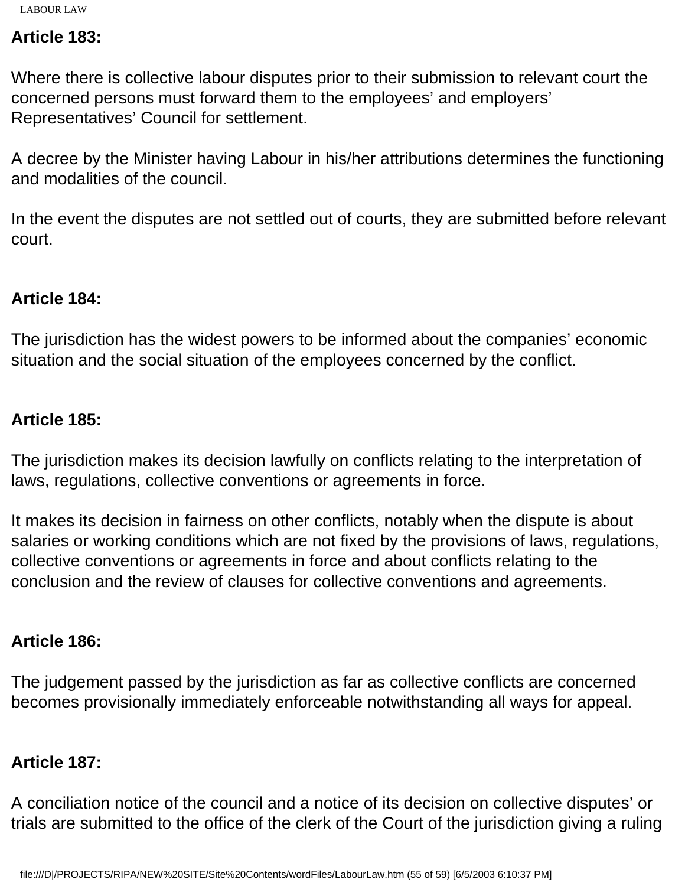**Article 183:**

Where there is collective labour disputes prior to their submission to relevant court the concerned persons must forward them to the employees' and employers' Representatives' Council for settlement.

A decree by the Minister having Labour in his/her attributions determines the functioning and modalities of the council.

In the event the disputes are not settled out of courts, they are submitted before relevant court.

**Article 184:**

The jurisdiction has the widest powers to be informed about the companies' economic situation and the social situation of the employees concerned by the conflict.

**Article 185:**

The jurisdiction makes its decision lawfully on conflicts relating to the interpretation of laws, regulations, collective conventions or agreements in force.

It makes its decision in fairness on other conflicts, notably when the dispute is about salaries or working conditions which are not fixed by the provisions of laws, regulations, collective conventions or agreements in force and about conflicts relating to the conclusion and the review of clauses for collective conventions and agreements.

**Article 186:**

The judgement passed by the jurisdiction as far as collective conflicts are concerned becomes provisionally immediately enforceable notwithstanding all ways for appeal.

**Article 187:**

A conciliation notice of the council and a notice of its decision on collective disputes' or trials are submitted to the office of the clerk of the Court of the jurisdiction giving a ruling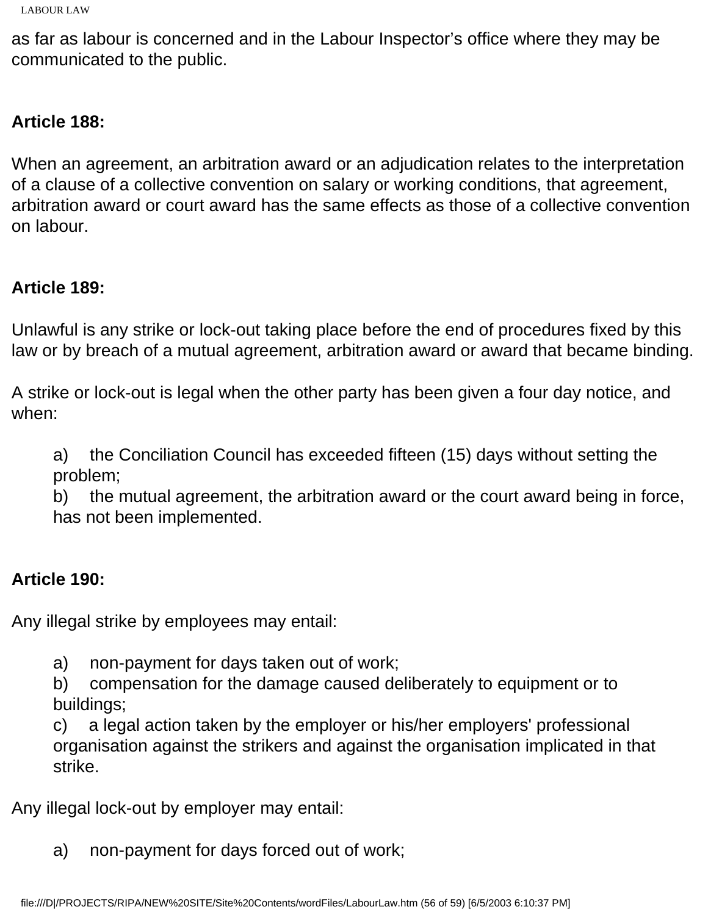as far as labour is concerned and in the Labour Inspector's office where they may be communicated to the public.

**Article 188:**

When an agreement, an arbitration award or an adjudication relates to the interpretation of a clause of a collective convention on salary or working conditions, that agreement, arbitration award or court award has the same effects as those of a collective convention on labour.

**Article 189:**

Unlawful is any strike or lock-out taking place before the end of procedures fixed by this law or by breach of a mutual agreement, arbitration award or award that became binding.

A strike or lock-out is legal when the other party has been given a four day notice, and when:

a) the Conciliation Council has exceeded fifteen (15) days without setting the problem;
b) the mutual agreement, the arbitration award or the court award being in force, has not been implemented.

**Article 190:**

Any illegal strike by employees may entail:

a) non-payment for days taken out of work;
b) compensation for the damage caused deliberately to equipment or to buildings;
c) a legal action taken by the employer or his/her employers' professional organisation against the strikers and against the organisation implicated in that strike.

Any illegal lock-out by employer may entail:

a) non-payment for days forced out of work;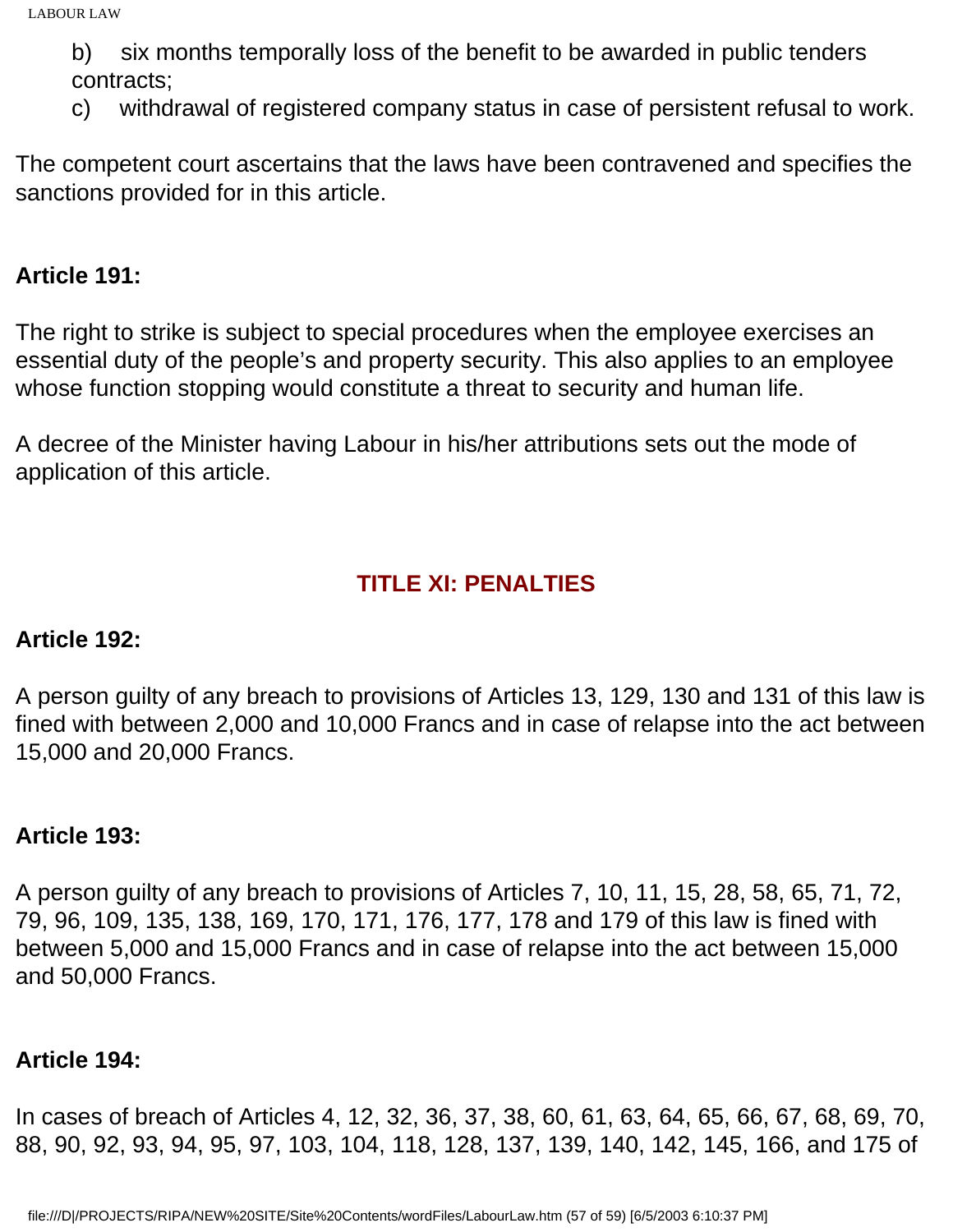b) six months temporally loss of the benefit to be awarded in public tenders contracts;

c) withdrawal of registered company status in case of persistent refusal to work.

The competent court ascertains that the laws have been contravened and specifies the sanctions provided for in this article.

**Article 191:**

The right to strike is subject to special procedures when the employee exercises an essential duty of the people's and property security. This also applies to an employee whose function stopping would constitute a threat to security and human life.

A decree of the Minister having Labour in his/her attributions sets out the mode of application of this article.

## TITLE XI: PENALTIES

**Article 192:**

A person guilty of any breach to provisions of Articles 13, 129, 130 and 131 of this law is fined with between 2,000 and 10,000 Francs and in case of relapse into the act between 15,000 and 20,000 Francs.

**Article 193:**

A person guilty of any breach to provisions of Articles 7, 10, 11, 15, 28, 58, 65, 71, 72, 79, 96, 109, 135, 138, 169, 170, 171, 176, 177, 178 and 179 of this law is fined with between 5,000 and 15,000 Francs and in case of relapse into the act between 15,000 and 50,000 Francs.

**Article 194:**

In cases of breach of Articles 4, 12, 32, 36, 37, 38, 60, 61, 63, 64, 65, 66, 67, 68, 69, 70, 88, 90, 92, 93, 94, 95, 97, 103, 104, 118, 128, 137, 139, 140, 142, 145, 166, and 175 of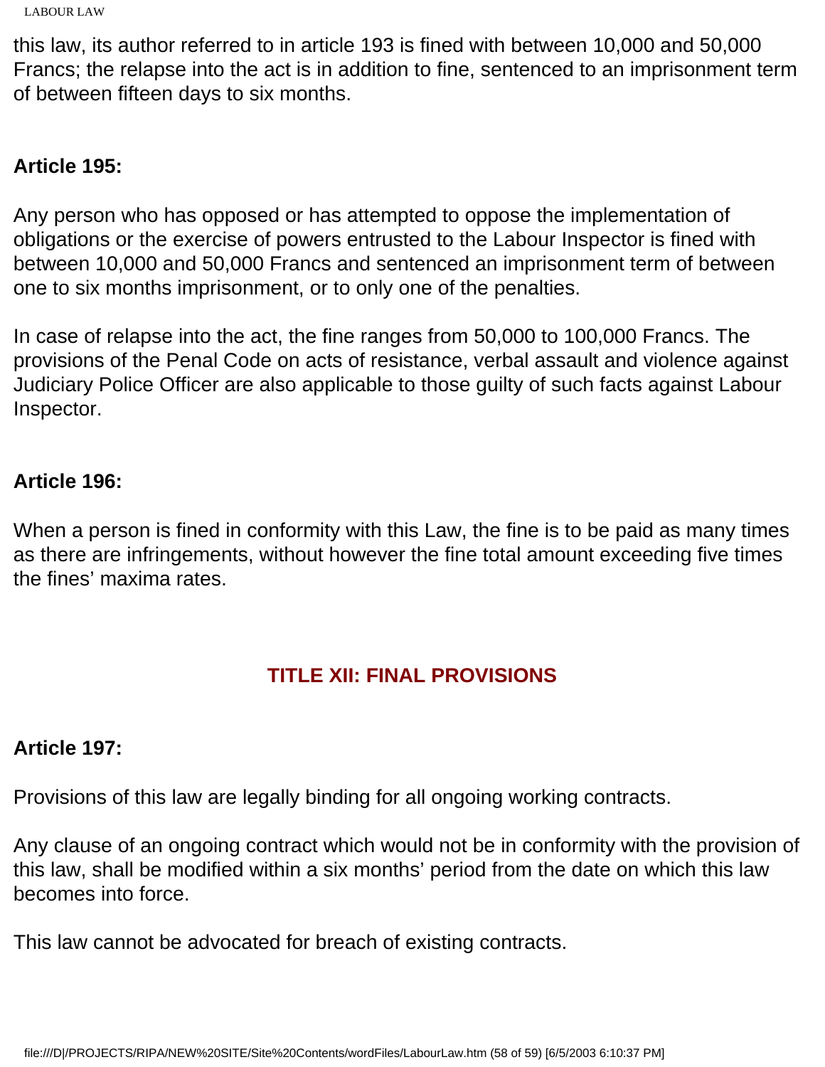this law, its author referred to in article 193 is fined with between 10,000 and 50,000 Francs; the relapse into the act is in addition to fine, sentenced to an imprisonment term of between fifteen days to six months.

**Article 195:**

Any person who has opposed or has attempted to oppose the implementation of obligations or the exercise of powers entrusted to the Labour Inspector is fined with between 10,000 and 50,000 Francs and sentenced an imprisonment term of between one to six months imprisonment, or to only one of the penalties.

In case of relapse into the act, the fine ranges from 50,000 to 100,000 Francs. The provisions of the Penal Code on acts of resistance, verbal assault and violence against Judiciary Police Officer are also applicable to those guilty of such facts against Labour Inspector.

**Article 196:**

When a person is fined in conformity with this Law, the fine is to be paid as many times as there are infringements, without however the fine total amount exceeding five times the fines' maxima rates.

## TITLE XII: FINAL PROVISIONS

**Article 197:**

Provisions of this law are legally binding for all ongoing working contracts.

Any clause of an ongoing contract which would not be in conformity with the provision of this law, shall be modified within a six months' period from the date on which this law becomes into force.

This law cannot be advocated for breach of existing contracts.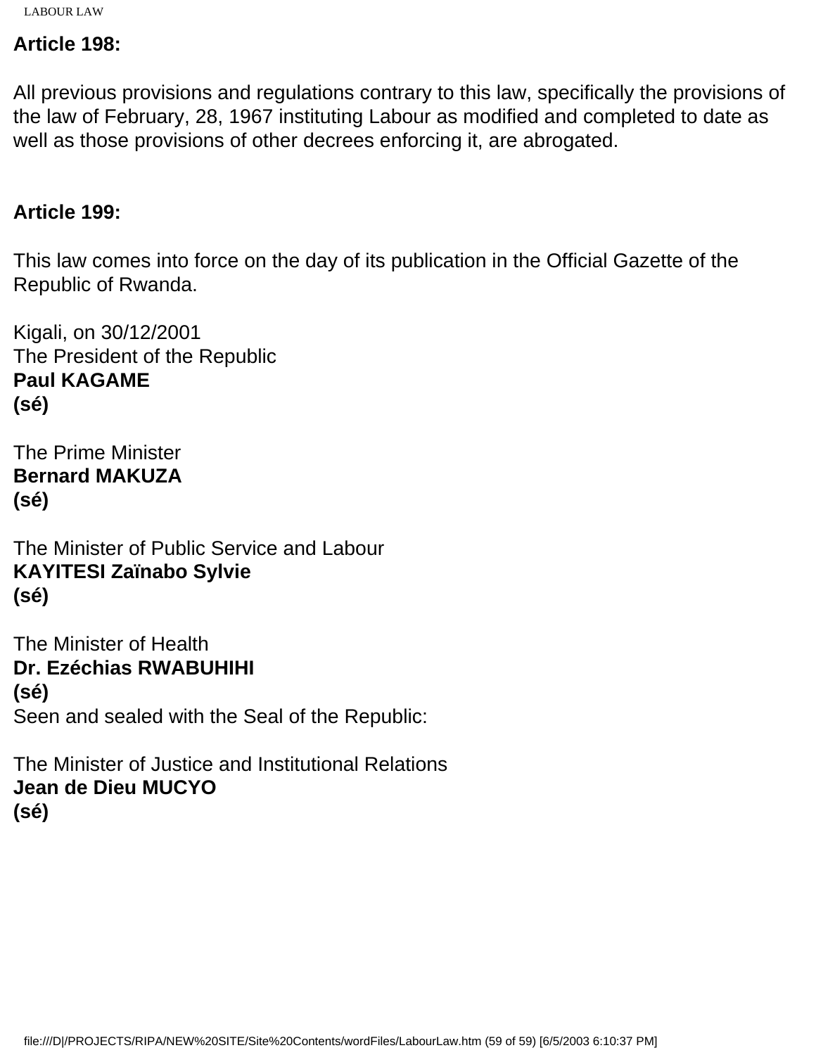**Article 198:**

All previous provisions and regulations contrary to this law, specifically the provisions of the law of February, 28, 1967 instituting Labour as modified and completed to date as well as those provisions of other decrees enforcing it, are abrogated.

**Article 199:**

This law comes into force on the day of its publication in the Official Gazette of the Republic of Rwanda.

Kigali, on 30/12/2001
The President of the Republic
**Paul KAGAME**
**(sé)**

The Prime Minister
**Bernard MAKUZA**
**(sé)**

The Minister of Public Service and Labour
**KAYITESI Zaïnabo Sylvie**
**(sé)**

The Minister of Health
**Dr. Ezéchias RWABUHIHI**
**(sé)**
Seen and sealed with the Seal of the Republic:

The Minister of Justice and Institutional Relations
**Jean de Dieu MUCYO**
**(sé)**